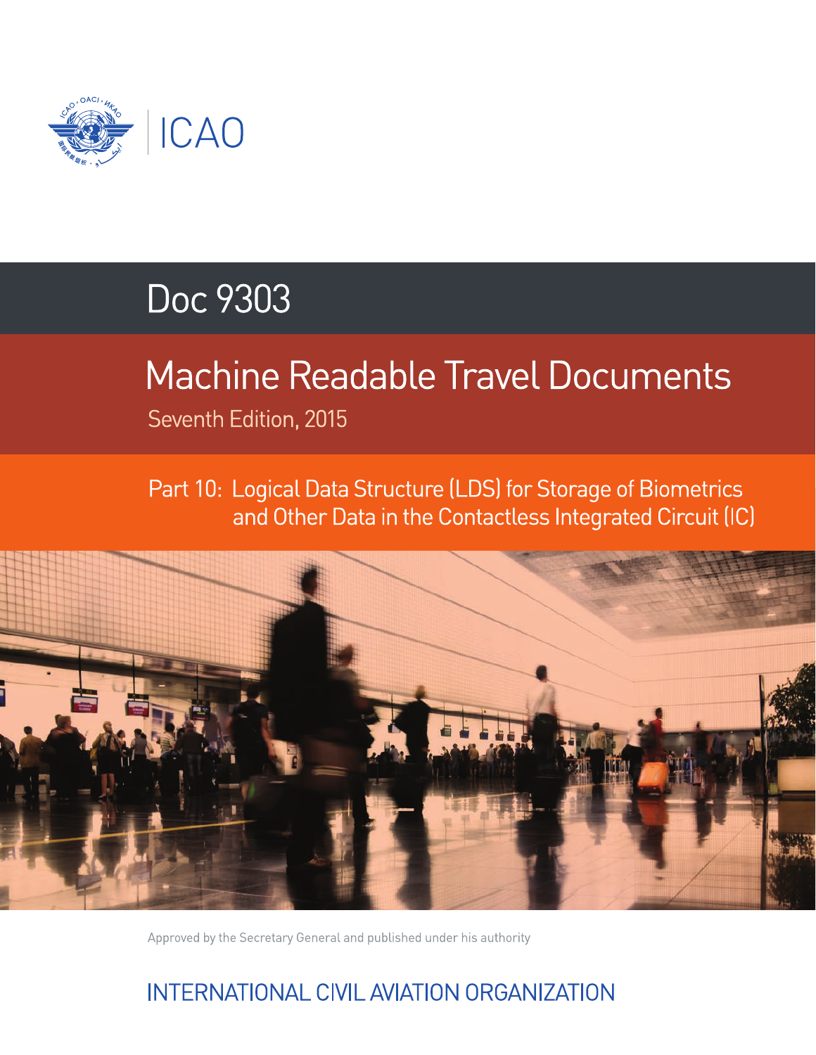ICAO

# Doc 9303

## Machine Readable Travel Documents

Seventh Edition, 2015

### Part 10: Logical Data Structure (LDS) for Storage of Biometrics and Other Data in the Contactless Integrated Circuit (IC)

Approved by the Secretary General and published under his authority

INTERNATIONAL CIVIL AVIATION ORGANIZATION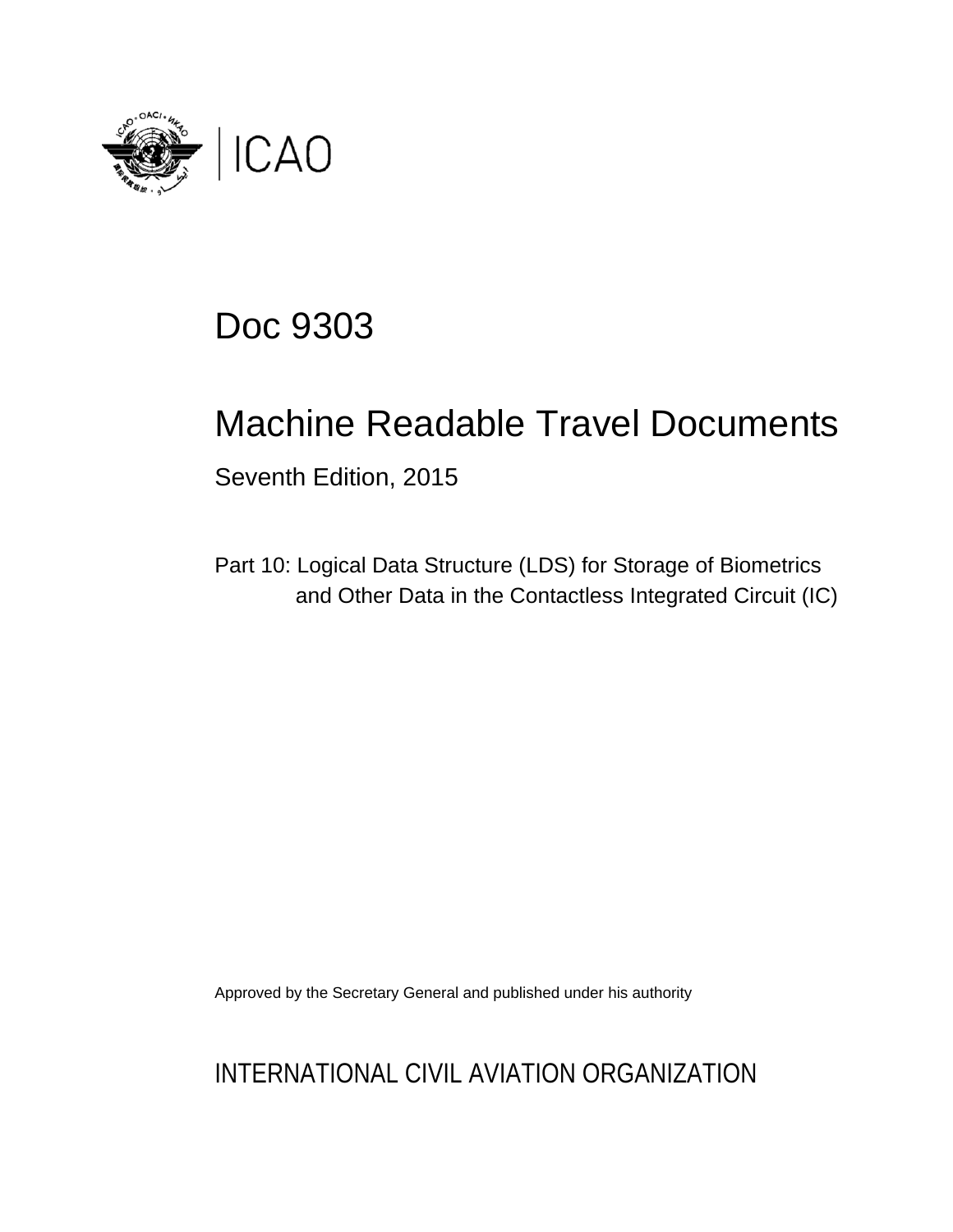ICAO

# Doc 9303

## Machine Readable Travel Documents

Seventh Edition, 2015

Part 10: Logical Data Structure (LDS) for Storage of Biometrics and Other Data in the Contactless Integrated Circuit (IC)

Approved by the Secretary General and published under his authority

INTERNATIONAL CIVIL AVIATION ORGANIZATION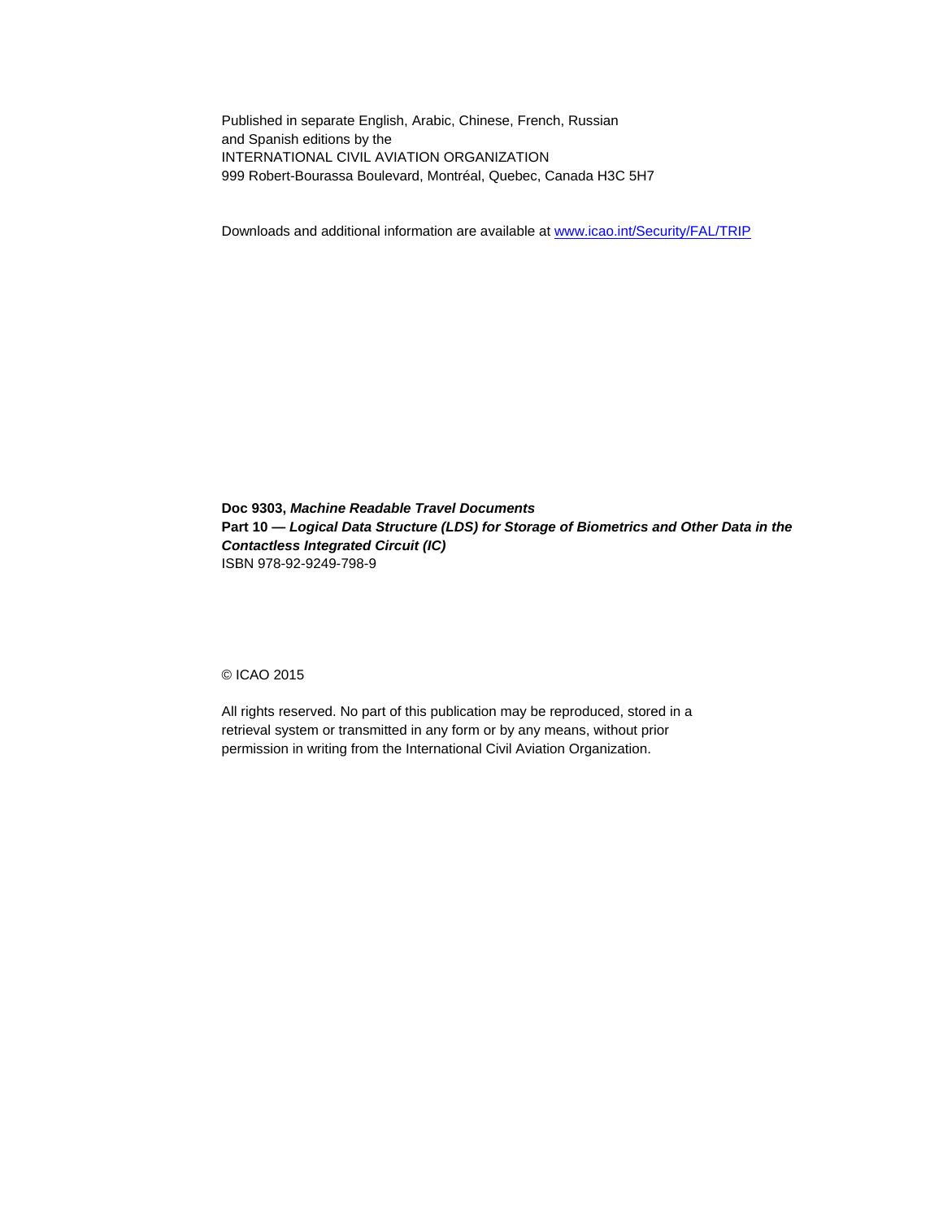Published in separate English, Arabic, Chinese, French, Russian
and Spanish editions by the
INTERNATIONAL CIVIL AVIATION ORGANIZATION
999 Robert-Bourassa Boulevard, Montréal, Quebec, Canada H3C 5H7

Downloads and additional information are available at www.icao.int/Security/FAL/TRIP

**Doc 9303, *Machine Readable Travel Documents***
**Part 10 — *Logical Data Structure (LDS) for Storage of Biometrics and Other Data in the Contactless Integrated Circuit (IC)***
ISBN 978-92-9249-798-9

© ICAO 2015

All rights reserved. No part of this publication may be reproduced, stored in a
retrieval system or transmitted in any form or by any means, without prior
permission in writing from the International Civil Aviation Organization.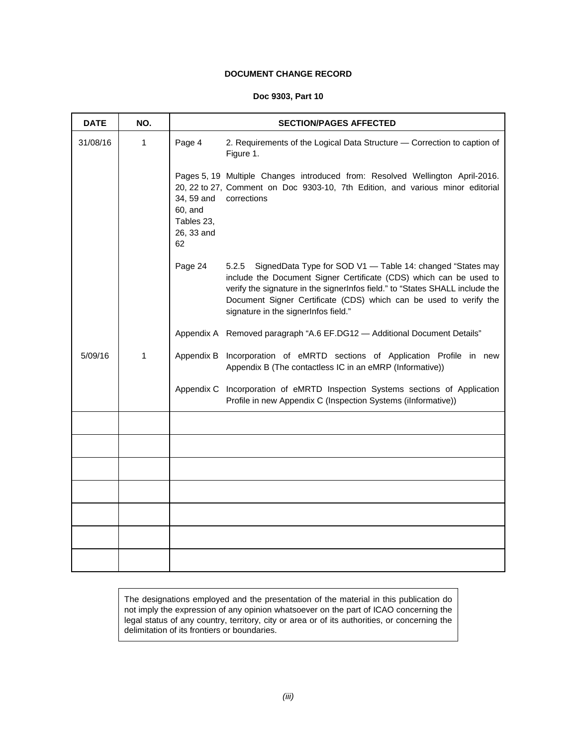**DOCUMENT CHANGE RECORD**

**Doc 9303, Part 10**

| DATE | NO. | SECTION/PAGES AFFECTED | |
|---|---|---|---|
| 31/08/16 | 1 | Page 4 | 2. Requirements of the Logical Data Structure — Correction to caption of Figure 1. |
| | | Pages 5, 19 20, 22 to 27, 34, 59 and 60, and Tables 23, 26, 33 and 62 | Multiple Changes introduced from: Resolved Wellington April-2016. Comment on Doc 9303-10, 7th Edition, and various minor editorial corrections |
| | | Page 24 | 5.2.5 SignedData Type for SOD V1 — Table 14: changed "States may include the Document Signer Certificate (CDS) which can be used to verify the signature in the signerInfos field." to "States SHALL include the Document Signer Certificate (CDS) which can be used to verify the signature in the signerInfos field." |
| | | Appendix A | Removed paragraph "A.6 EF.DG12 — Additional Document Details" |
| 5/09/16 | 1 | Appendix B | Incorporation of eMRTD sections of Application Profile in new Appendix B (The contactless IC in an eMRP (Informative)) |
| | | Appendix C | Incorporation of eMRTD Inspection Systems sections of Application Profile in new Appendix C (Inspection Systems (iInformative)) |
| | | | |
| | | | |
| | | | |
| | | | |
| | | | |
| | | | |
| | | | |

The designations employed and the presentation of the material in this publication do not imply the expression of any opinion whatsoever on the part of ICAO concerning the legal status of any country, territory, city or area or of its authorities, or concerning the delimitation of its frontiers or boundaries.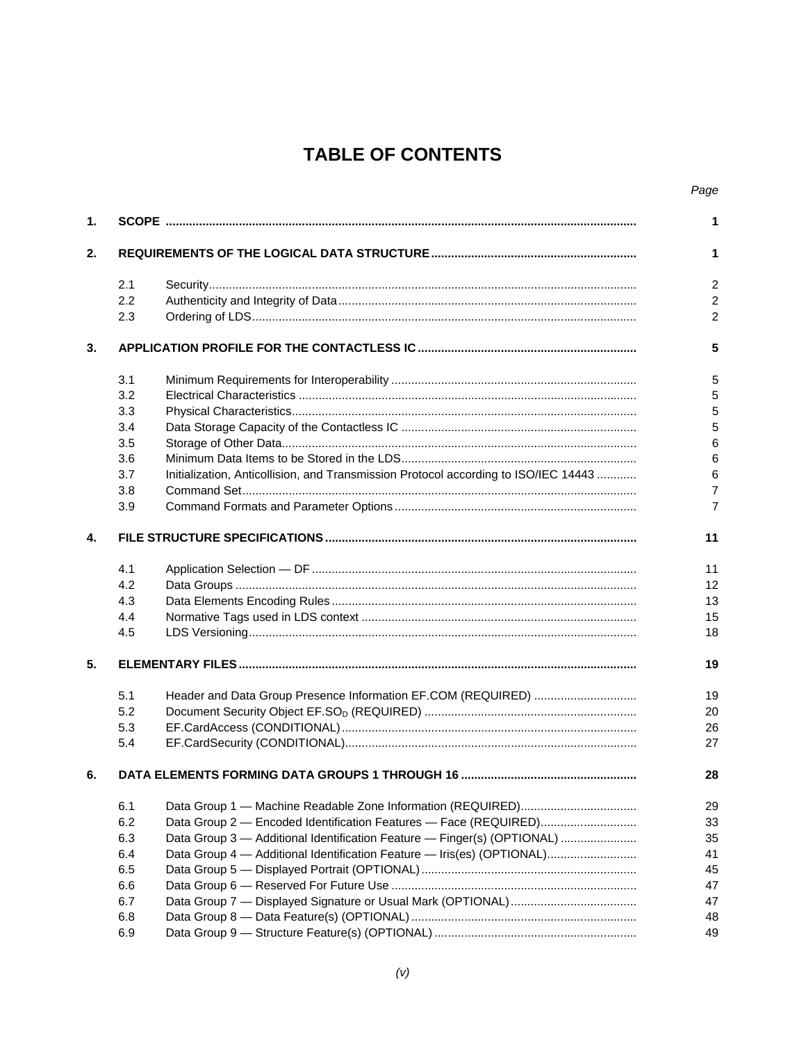# TABLE OF CONTENTS

| | | | Page |
|---|---|---|---|
| **1.** | **SCOPE** | | **1** |
| **2.** | **REQUIREMENTS OF THE LOGICAL DATA STRUCTURE** | | **1** |
| | 2.1 | Security | 2 |
| | 2.2 | Authenticity and Integrity of Data | 2 |
| | 2.3 | Ordering of LDS | 2 |
| **3.** | **APPLICATION PROFILE FOR THE CONTACTLESS IC** | | **5** |
| | 3.1 | Minimum Requirements for Interoperability | 5 |
| | 3.2 | Electrical Characteristics | 5 |
| | 3.3 | Physical Characteristics | 5 |
| | 3.4 | Data Storage Capacity of the Contactless IC | 5 |
| | 3.5 | Storage of Other Data | 6 |
| | 3.6 | Minimum Data Items to be Stored in the LDS | 6 |
| | 3.7 | Initialization, Anticollision, and Transmission Protocol according to ISO/IEC 14443 | 6 |
| | 3.8 | Command Set | 7 |
| | 3.9 | Command Formats and Parameter Options | 7 |
| **4.** | **FILE STRUCTURE SPECIFICATIONS** | | **11** |
| | 4.1 | Application Selection — DF | 11 |
| | 4.2 | Data Groups | 12 |
| | 4.3 | Data Elements Encoding Rules | 13 |
| | 4.4 | Normative Tags used in LDS context | 15 |
| | 4.5 | LDS Versioning | 18 |
| **5.** | **ELEMENTARY FILES** | | **19** |
| | 5.1 | Header and Data Group Presence Information EF.COM (REQUIRED) | 19 |
| | 5.2 | Document Security Object EF.$SO_D$ (REQUIRED) | 20 |
| | 5.3 | EF.CardAccess (CONDITIONAL) | 26 |
| | 5.4 | EF.CardSecurity (CONDITIONAL) | 27 |
| **6.** | **DATA ELEMENTS FORMING DATA GROUPS 1 THROUGH 16** | | **28** |
| | 6.1 | Data Group 1 — Machine Readable Zone Information (REQUIRED) | 29 |
| | 6.2 | Data Group 2 — Encoded Identification Features — Face (REQUIRED) | 33 |
| | 6.3 | Data Group 3 — Additional Identification Feature — Finger(s) (OPTIONAL) | 35 |
| | 6.4 | Data Group 4 — Additional Identification Feature — Iris(es) (OPTIONAL) | 41 |
| | 6.5 | Data Group 5 — Displayed Portrait (OPTIONAL) | 45 |
| | 6.6 | Data Group 6 — Reserved For Future Use | 47 |
| | 6.7 | Data Group 7 — Displayed Signature or Usual Mark (OPTIONAL) | 47 |
| | 6.8 | Data Group 8 — Data Feature(s) (OPTIONAL) | 48 |
| | 6.9 | Data Group 9 — Structure Feature(s) (OPTIONAL) | 49 |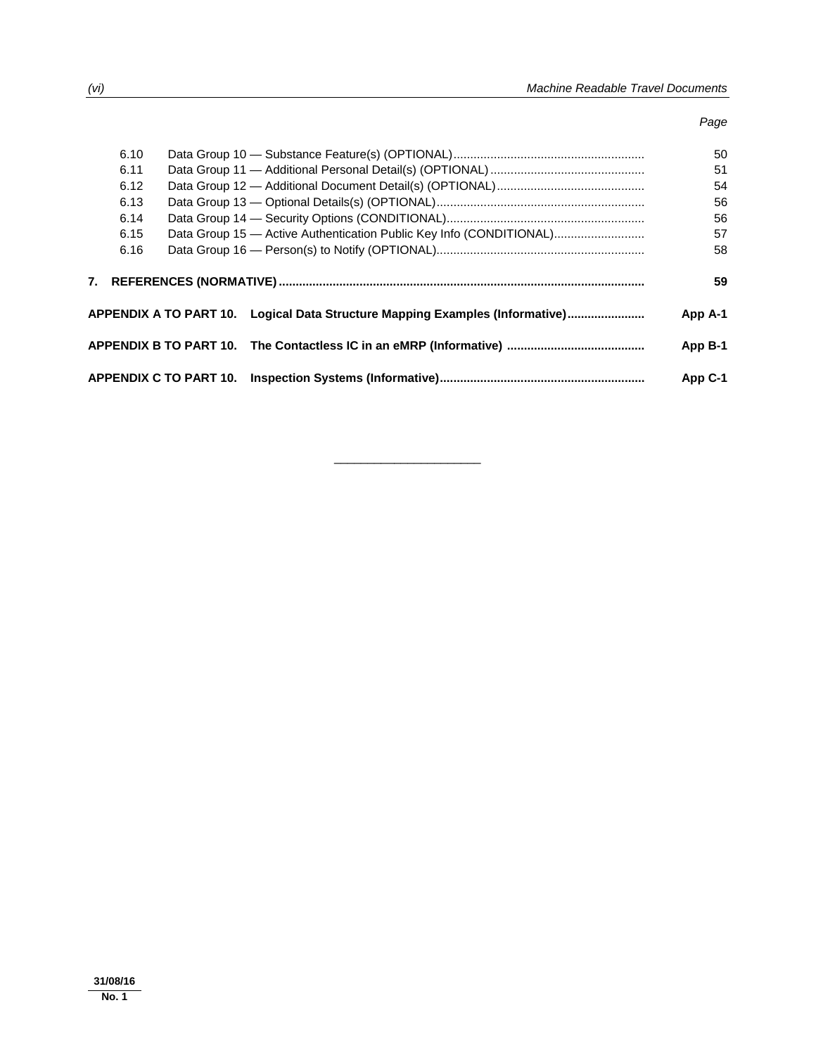| | | Page |
|---|---|---|
| 6.10 | Data Group 10 — Substance Feature(s) (OPTIONAL) | 50 |
| 6.11 | Data Group 11 — Additional Personal Detail(s) (OPTIONAL) | 51 |
| 6.12 | Data Group 12 — Additional Document Detail(s) (OPTIONAL) | 54 |
| 6.13 | Data Group 13 — Optional Details(s) (OPTIONAL) | 56 |
| 6.14 | Data Group 14 — Security Options (CONDITIONAL) | 56 |
| 6.15 | Data Group 15 — Active Authentication Public Key Info (CONDITIONAL) | 57 |
| 6.16 | Data Group 16 — Person(s) to Notify (OPTIONAL) | 58 |
| **7.** | **REFERENCES (NORMATIVE)** | **59** |
| **APPENDIX A TO PART 10.** | **Logical Data Structure Mapping Examples (Informative)** | **App A-1** |
| **APPENDIX B TO PART 10.** | **The Contactless IC in an eMRP (Informative)** | **App B-1** |
| **APPENDIX C TO PART 10.** | **Inspection Systems (Informative)** | **App C-1** |

———————————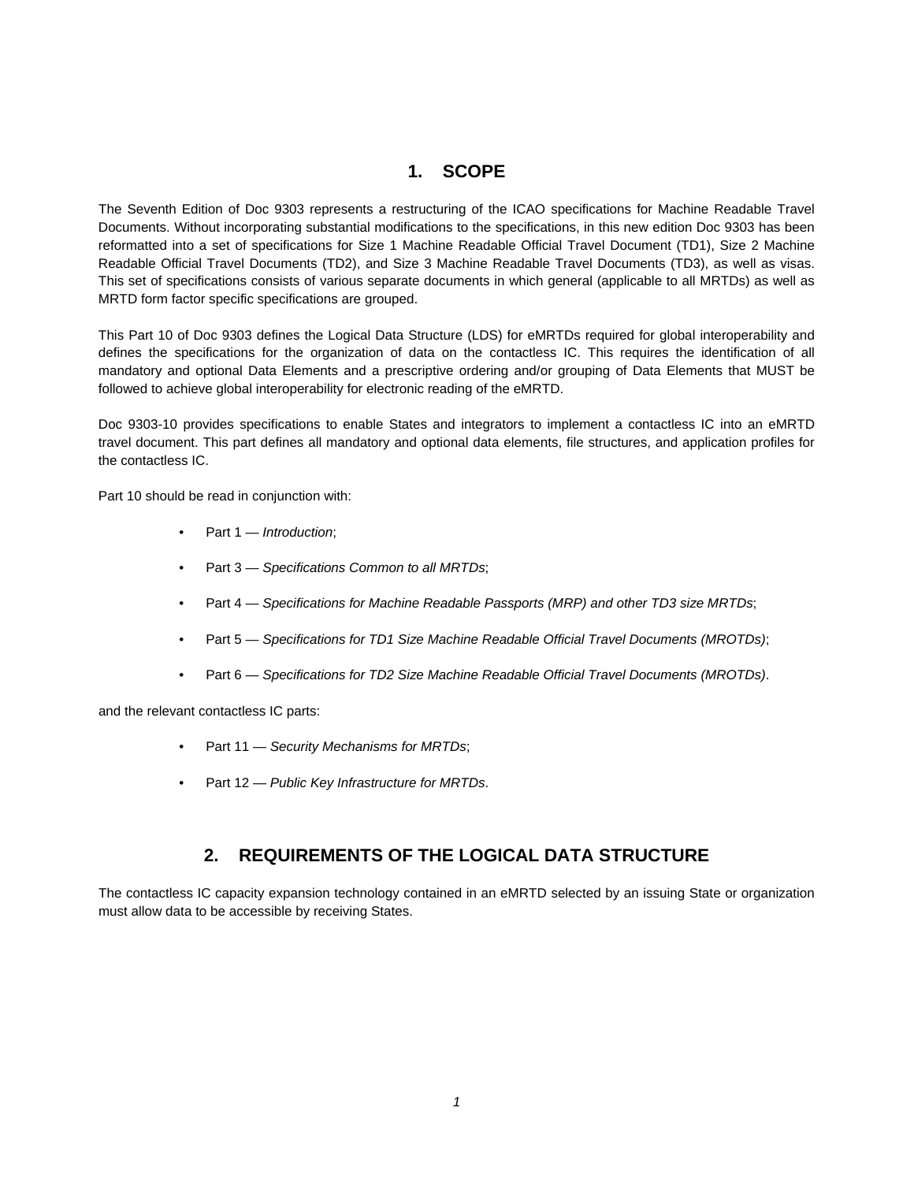# 1. SCOPE

The Seventh Edition of Doc 9303 represents a restructuring of the ICAO specifications for Machine Readable Travel Documents. Without incorporating substantial modifications to the specifications, in this new edition Doc 9303 has been reformatted into a set of specifications for Size 1 Machine Readable Official Travel Document (TD1), Size 2 Machine Readable Official Travel Documents (TD2), and Size 3 Machine Readable Travel Documents (TD3), as well as visas. This set of specifications consists of various separate documents in which general (applicable to all MRTDs) as well as MRTD form factor specific specifications are grouped.

This Part 10 of Doc 9303 defines the Logical Data Structure (LDS) for eMRTDs required for global interoperability and defines the specifications for the organization of data on the contactless IC. This requires the identification of all mandatory and optional Data Elements and a prescriptive ordering and/or grouping of Data Elements that MUST be followed to achieve global interoperability for electronic reading of the eMRTD.

Doc 9303-10 provides specifications to enable States and integrators to implement a contactless IC into an eMRTD travel document. This part defines all mandatory and optional data elements, file structures, and application profiles for the contactless IC.

Part 10 should be read in conjunction with:

- Part 1 — *Introduction*;
- Part 3 — *Specifications Common to all MRTDs*;
- Part 4 — *Specifications for Machine Readable Passports (MRP) and other TD3 size MRTDs*;
- Part 5 — *Specifications for TD1 Size Machine Readable Official Travel Documents (MROTDs)*;
- Part 6 — *Specifications for TD2 Size Machine Readable Official Travel Documents (MROTDs)*.

and the relevant contactless IC parts:

- Part 11 — *Security Mechanisms for MRTDs*;
- Part 12 — *Public Key Infrastructure for MRTDs*.

# 2. REQUIREMENTS OF THE LOGICAL DATA STRUCTURE

The contactless IC capacity expansion technology contained in an eMRTD selected by an issuing State or organization must allow data to be accessible by receiving States.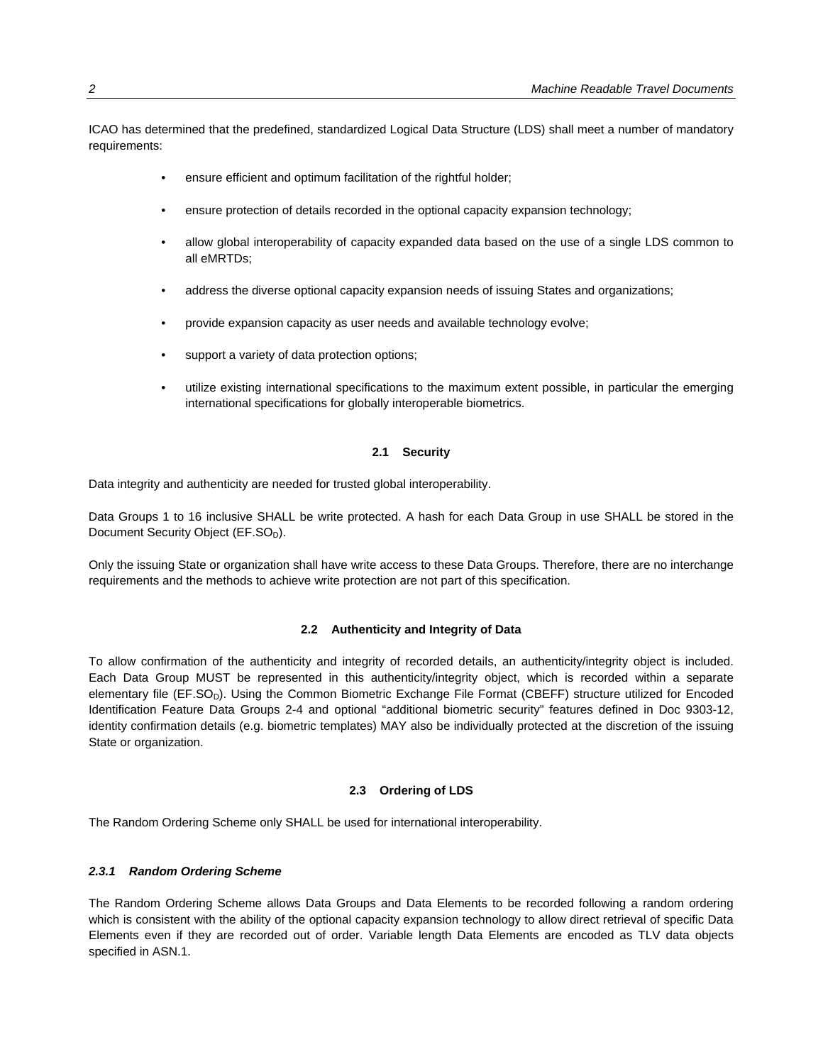ICAO has determined that the predefined, standardized Logical Data Structure (LDS) shall meet a number of mandatory requirements:

- ensure efficient and optimum facilitation of the rightful holder;
- ensure protection of details recorded in the optional capacity expansion technology;
- allow global interoperability of capacity expanded data based on the use of a single LDS common to all eMRTDs;
- address the diverse optional capacity expansion needs of issuing States and organizations;
- provide expansion capacity as user needs and available technology evolve;
- support a variety of data protection options;
- utilize existing international specifications to the maximum extent possible, in particular the emerging international specifications for globally interoperable biometrics.

## 2.1 Security

Data integrity and authenticity are needed for trusted global interoperability.

Data Groups 1 to 16 inclusive SHALL be write protected. A hash for each Data Group in use SHALL be stored in the Document Security Object (EF.$SO_D$).

Only the issuing State or organization shall have write access to these Data Groups. Therefore, there are no interchange requirements and the methods to achieve write protection are not part of this specification.

## 2.2 Authenticity and Integrity of Data

To allow confirmation of the authenticity and integrity of recorded details, an authenticity/integrity object is included. Each Data Group MUST be represented in this authenticity/integrity object, which is recorded within a separate elementary file (EF.$SO_D$). Using the Common Biometric Exchange File Format (CBEFF) structure utilized for Encoded Identification Feature Data Groups 2-4 and optional "additional biometric security" features defined in Doc 9303-12, identity confirmation details (e.g. biometric templates) MAY also be individually protected at the discretion of the issuing State or organization.

## 2.3 Ordering of LDS

The Random Ordering Scheme only SHALL be used for international interoperability.

### *2.3.1 Random Ordering Scheme*

The Random Ordering Scheme allows Data Groups and Data Elements to be recorded following a random ordering which is consistent with the ability of the optional capacity expansion technology to allow direct retrieval of specific Data Elements even if they are recorded out of order. Variable length Data Elements are encoded as TLV data objects specified in ASN.1.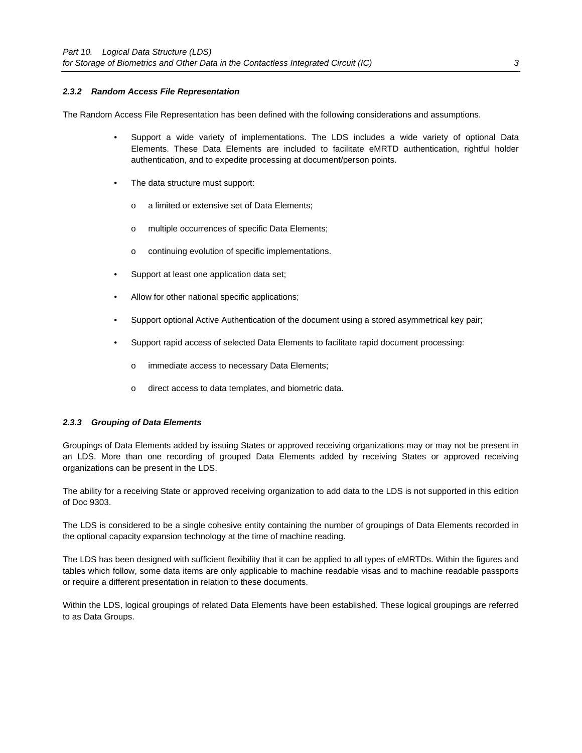### *2.3.2 Random Access File Representation*

The Random Access File Representation has been defined with the following considerations and assumptions.

- Support a wide variety of implementations. The LDS includes a wide variety of optional Data Elements. These Data Elements are included to facilitate eMRTD authentication, rightful holder authentication, and to expedite processing at document/person points.
- The data structure must support:
  - a limited or extensive set of Data Elements;
  - multiple occurrences of specific Data Elements;
  - continuing evolution of specific implementations.
- Support at least one application data set;
- Allow for other national specific applications;
- Support optional Active Authentication of the document using a stored asymmetrical key pair;
- Support rapid access of selected Data Elements to facilitate rapid document processing:
  - immediate access to necessary Data Elements;
  - direct access to data templates, and biometric data.

### *2.3.3 Grouping of Data Elements*

Groupings of Data Elements added by issuing States or approved receiving organizations may or may not be present in an LDS. More than one recording of grouped Data Elements added by receiving States or approved receiving organizations can be present in the LDS.

The ability for a receiving State or approved receiving organization to add data to the LDS is not supported in this edition of Doc 9303.

The LDS is considered to be a single cohesive entity containing the number of groupings of Data Elements recorded in the optional capacity expansion technology at the time of machine reading.

The LDS has been designed with sufficient flexibility that it can be applied to all types of eMRTDs. Within the figures and tables which follow, some data items are only applicable to machine readable visas and to machine readable passports or require a different presentation in relation to these documents.

Within the LDS, logical groupings of related Data Elements have been established. These logical groupings are referred to as Data Groups.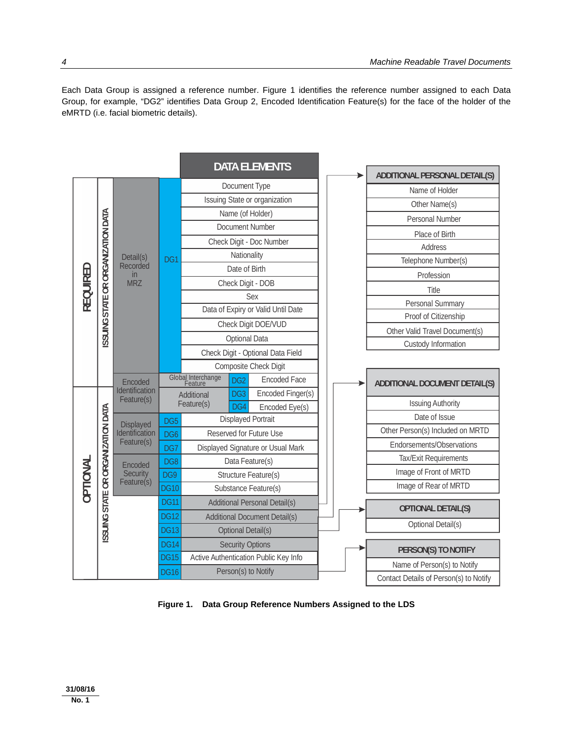Each Data Group is assigned a reference number. Figure 1 identifies the reference number assigned to each Data Group, for example, “DG2” identifies Data Group 2, Encoded Identification Feature(s) for the face of the holder of the eMRTD (i.e. facial biometric details).

| | | | | DATA ELEMENTS |
|---|---|---|---|---|
| REQUIRED | ISSUING STATE OR ORGANIZATION DATA | Detail(s) Recorded in MRZ | DG1 | Document Type |
| | | | | Issuing State or organization |
| | | | | Name (of Holder) |
| | | | | Document Number |
| | | | | Check Digit - Doc Number |
| | | | | Nationality |
| | | | | Date of Birth |
| | | | | Check Digit - DOB |
| | | | | Sex |
| | | | | Data of Expiry or Valid Until Date |
| | | | | Check Digit DOE/VUD |
| | | | | Optional Data |
| | | | | Check Digit - Optional Data Field |
| | | | | Composite Check Digit |
| | | Encoded Identification Feature(s) | Global Interchange Feature — DG2 | Encoded Face |
| OPTIONAL | ISSUING STATE OR ORGANIZATION DATA | | Additional Feature(s) — DG3 | Encoded Finger(s) |
| | | | Additional Feature(s) — DG4 | Encoded Eye(s) |
| | | Displayed Identification Feature(s) | DG5 | Displayed Portrait |
| | | | DG6 | Reserved for Future Use |
| | | | DG7 | Displayed Signature or Usual Mark |
| | | Encoded Security Feature(s) | DG8 | Data Feature(s) |
| | | | DG9 | Structure Feature(s) |
| | | | DG10 | Substance Feature(s) |
| | | | DG11 | Additional Personal Detail(s) |
| | | | DG12 | Additional Document Detail(s) |
| | | | DG13 | Optional Detail(s) |
| | | | DG14 | Security Options |
| | | | DG15 | Active Authentication Public Key Info |
| | | | DG16 | Person(s) to Notify |

| ADDITIONAL PERSONAL DETAIL(S) (DG11) |
|---|
| Name of Holder |
| Other Name(s) |
| Personal Number |
| Place of Birth |
| Address |
| Telephone Number(s) |
| Profession |
| Title |
| Personal Summary |
| Proof of Citizenship |
| Other Valid Travel Document(s) |
| Custody Information |

| ADDITIONAL DOCUMENT DETAIL(S) (DG12) |
|---|
| Issuing Authority |
| Date of Issue |
| Other Person(s) Included on MRTD |
| Endorsements/Observations |
| Tax/Exit Requirements |
| Image of Front of MRTD |
| Image of Rear of MRTD |

| OPTIONAL DETAIL(S) (DG13) |
|---|
| Optional Detail(s) |

| PERSON(S) TO NOTIFY (DG16) |
|---|
| Name of Person(s) to Notify |
| Contact Details of Person(s) to Notify |

**Figure 1. Data Group Reference Numbers Assigned to the LDS**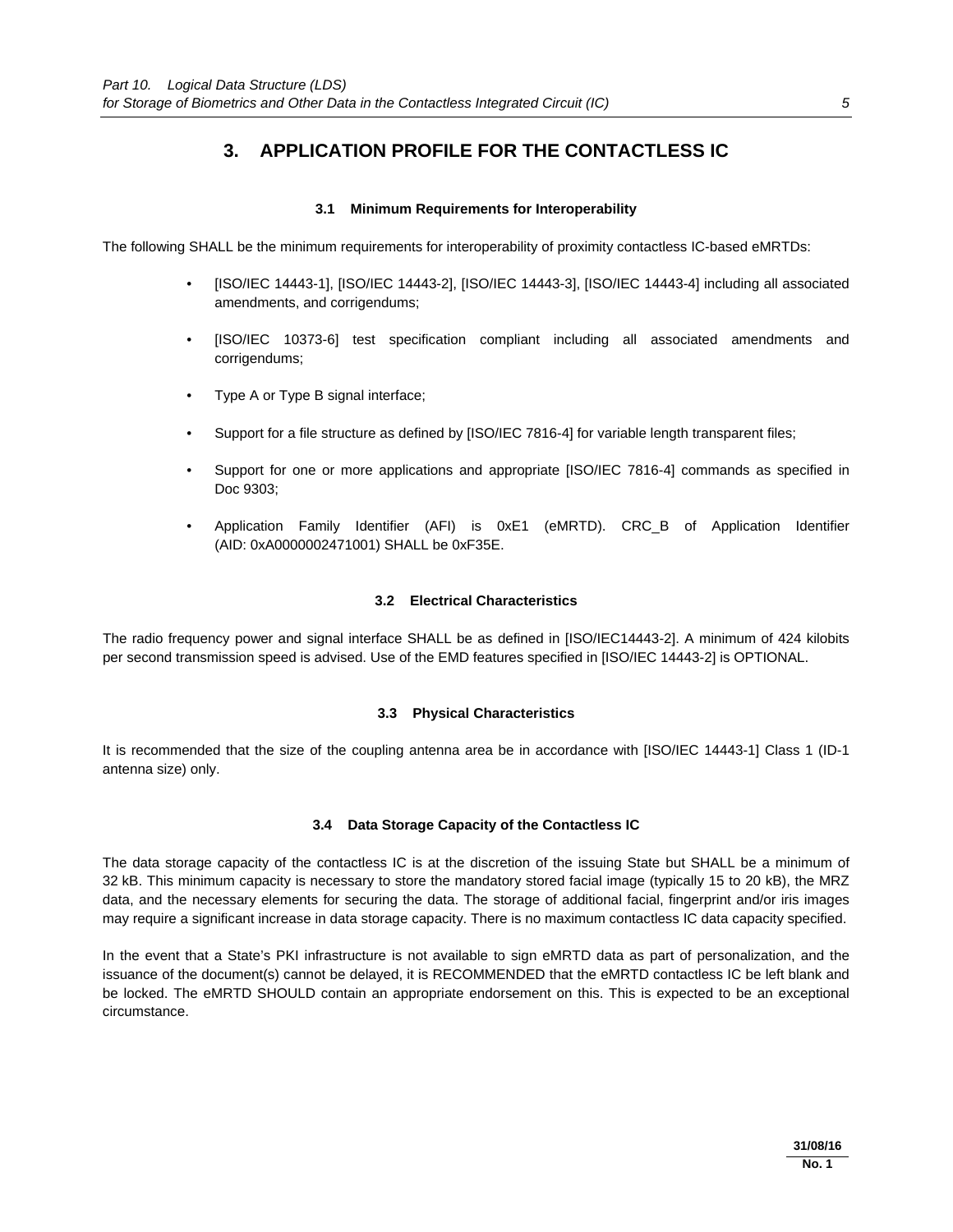# 3. APPLICATION PROFILE FOR THE CONTACTLESS IC

## 3.1 Minimum Requirements for Interoperability

The following SHALL be the minimum requirements for interoperability of proximity contactless IC-based eMRTDs:

- [ISO/IEC 14443-1], [ISO/IEC 14443-2], [ISO/IEC 14443-3], [ISO/IEC 14443-4] including all associated amendments, and corrigendums;
- [ISO/IEC 10373-6] test specification compliant including all associated amendments and corrigendums;
- Type A or Type B signal interface;
- Support for a file structure as defined by [ISO/IEC 7816-4] for variable length transparent files;
- Support for one or more applications and appropriate [ISO/IEC 7816-4] commands as specified in Doc 9303;
- Application Family Identifier (AFI) is 0xE1 (eMRTD). CRC_B of Application Identifier (AID: 0xA0000002471001) SHALL be 0xF35E.

## 3.2 Electrical Characteristics

The radio frequency power and signal interface SHALL be as defined in [ISO/IEC14443-2]. A minimum of 424 kilobits per second transmission speed is advised. Use of the EMD features specified in [ISO/IEC 14443-2] is OPTIONAL.

## 3.3 Physical Characteristics

It is recommended that the size of the coupling antenna area be in accordance with [ISO/IEC 14443-1] Class 1 (ID-1 antenna size) only.

## 3.4 Data Storage Capacity of the Contactless IC

The data storage capacity of the contactless IC is at the discretion of the issuing State but SHALL be a minimum of 32 kB. This minimum capacity is necessary to store the mandatory stored facial image (typically 15 to 20 kB), the MRZ data, and the necessary elements for securing the data. The storage of additional facial, fingerprint and/or iris images may require a significant increase in data storage capacity. There is no maximum contactless IC data capacity specified.

In the event that a State's PKI infrastructure is not available to sign eMRTD data as part of personalization, and the issuance of the document(s) cannot be delayed, it is RECOMMENDED that the eMRTD contactless IC be left blank and be locked. The eMRTD SHOULD contain an appropriate endorsement on this. This is expected to be an exceptional circumstance.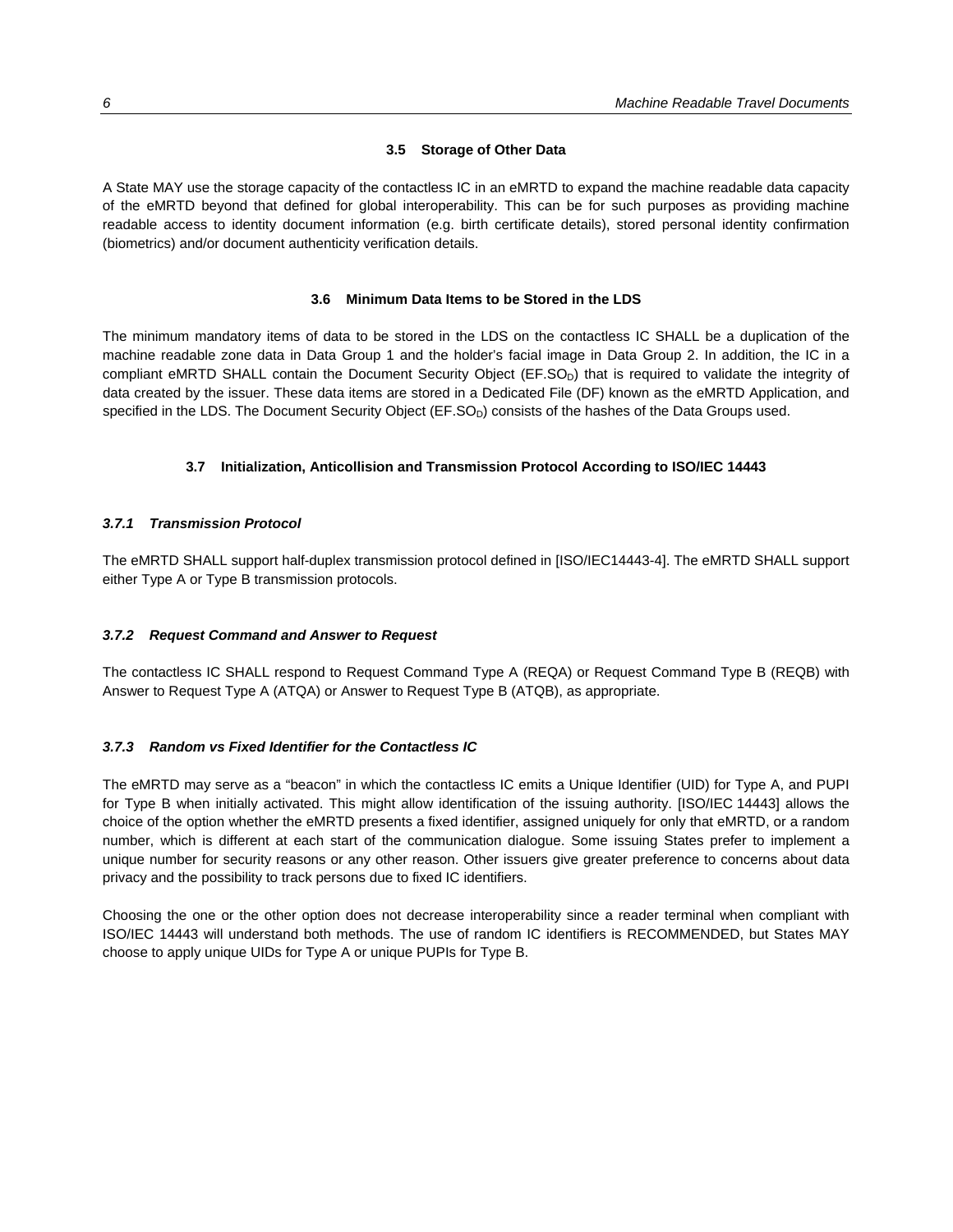## 3.5 Storage of Other Data

A State MAY use the storage capacity of the contactless IC in an eMRTD to expand the machine readable data capacity of the eMRTD beyond that defined for global interoperability. This can be for such purposes as providing machine readable access to identity document information (e.g. birth certificate details), stored personal identity confirmation (biometrics) and/or document authenticity verification details.

## 3.6 Minimum Data Items to be Stored in the LDS

The minimum mandatory items of data to be stored in the LDS on the contactless IC SHALL be a duplication of the machine readable zone data in Data Group 1 and the holder's facial image in Data Group 2. In addition, the IC in a compliant eMRTD SHALL contain the Document Security Object (EF.$SO_D$) that is required to validate the integrity of data created by the issuer. These data items are stored in a Dedicated File (DF) known as the eMRTD Application, and specified in the LDS. The Document Security Object (EF.$SO_D$) consists of the hashes of the Data Groups used.

## 3.7 Initialization, Anticollision and Transmission Protocol According to ISO/IEC 14443

### *3.7.1 Transmission Protocol*

The eMRTD SHALL support half-duplex transmission protocol defined in [ISO/IEC14443-4]. The eMRTD SHALL support either Type A or Type B transmission protocols.

### *3.7.2 Request Command and Answer to Request*

The contactless IC SHALL respond to Request Command Type A (REQA) or Request Command Type B (REQB) with Answer to Request Type A (ATQA) or Answer to Request Type B (ATQB), as appropriate.

### *3.7.3 Random vs Fixed Identifier for the Contactless IC*

The eMRTD may serve as a "beacon" in which the contactless IC emits a Unique Identifier (UID) for Type A, and PUPI for Type B when initially activated. This might allow identification of the issuing authority. [ISO/IEC 14443] allows the choice of the option whether the eMRTD presents a fixed identifier, assigned uniquely for only that eMRTD, or a random number, which is different at each start of the communication dialogue. Some issuing States prefer to implement a unique number for security reasons or any other reason. Other issuers give greater preference to concerns about data privacy and the possibility to track persons due to fixed IC identifiers.

Choosing the one or the other option does not decrease interoperability since a reader terminal when compliant with ISO/IEC 14443 will understand both methods. The use of random IC identifiers is RECOMMENDED, but States MAY choose to apply unique UIDs for Type A or unique PUPIs for Type B.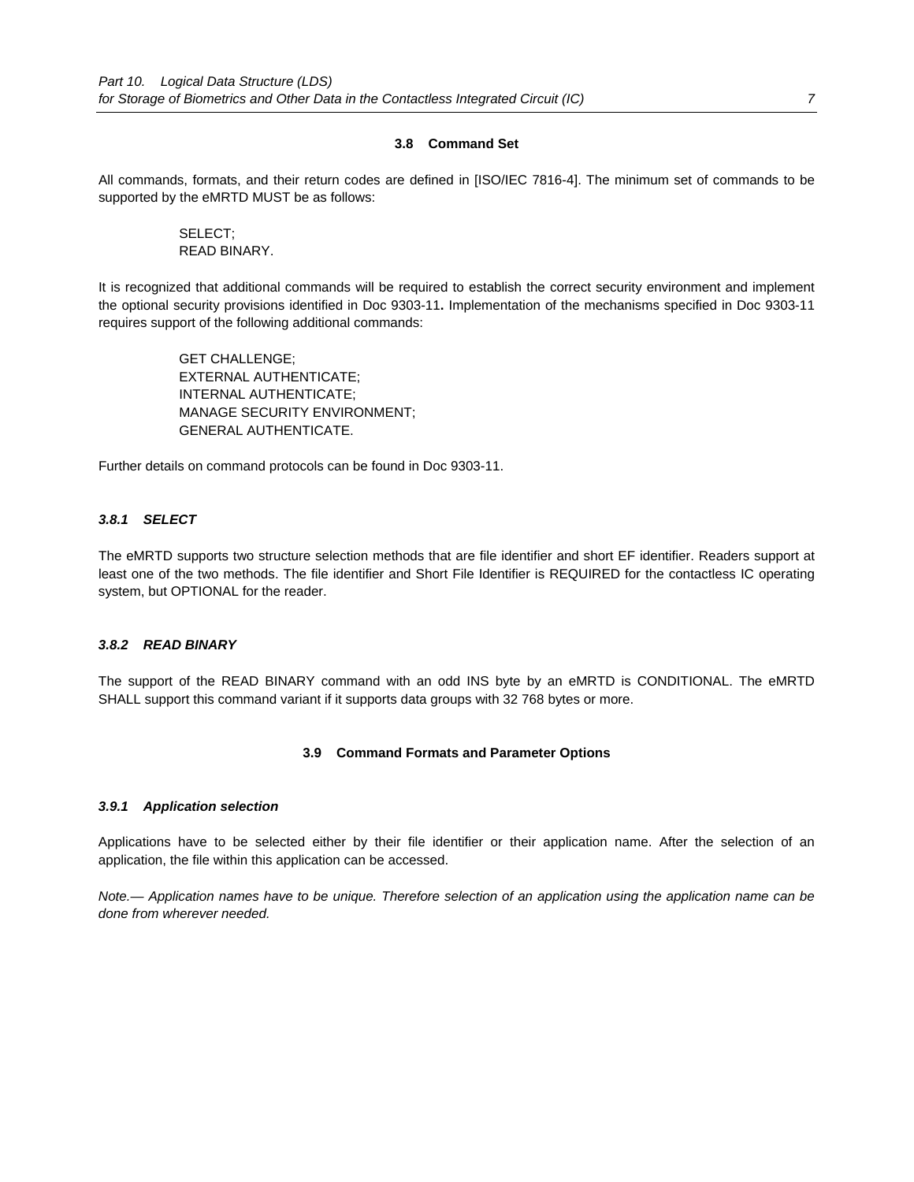## 3.8 Command Set

All commands, formats, and their return codes are defined in [ISO/IEC 7816-4]. The minimum set of commands to be supported by the eMRTD MUST be as follows:

SELECT;
READ BINARY.

It is recognized that additional commands will be required to establish the correct security environment and implement the optional security provisions identified in Doc 9303-11**.** Implementation of the mechanisms specified in Doc 9303-11 requires support of the following additional commands:

GET CHALLENGE;
EXTERNAL AUTHENTICATE;
INTERNAL AUTHENTICATE;
MANAGE SECURITY ENVIRONMENT;
GENERAL AUTHENTICATE.

Further details on command protocols can be found in Doc 9303-11.

### *3.8.1 SELECT*

The eMRTD supports two structure selection methods that are file identifier and short EF identifier. Readers support at least one of the two methods. The file identifier and Short File Identifier is REQUIRED for the contactless IC operating system, but OPTIONAL for the reader.

### *3.8.2 READ BINARY*

The support of the READ BINARY command with an odd INS byte by an eMRTD is CONDITIONAL. The eMRTD SHALL support this command variant if it supports data groups with 32 768 bytes or more.

## 3.9 Command Formats and Parameter Options

### *3.9.1 Application selection*

Applications have to be selected either by their file identifier or their application name. After the selection of an application, the file within this application can be accessed.

*Note.— Application names have to be unique. Therefore selection of an application using the application name can be done from wherever needed.*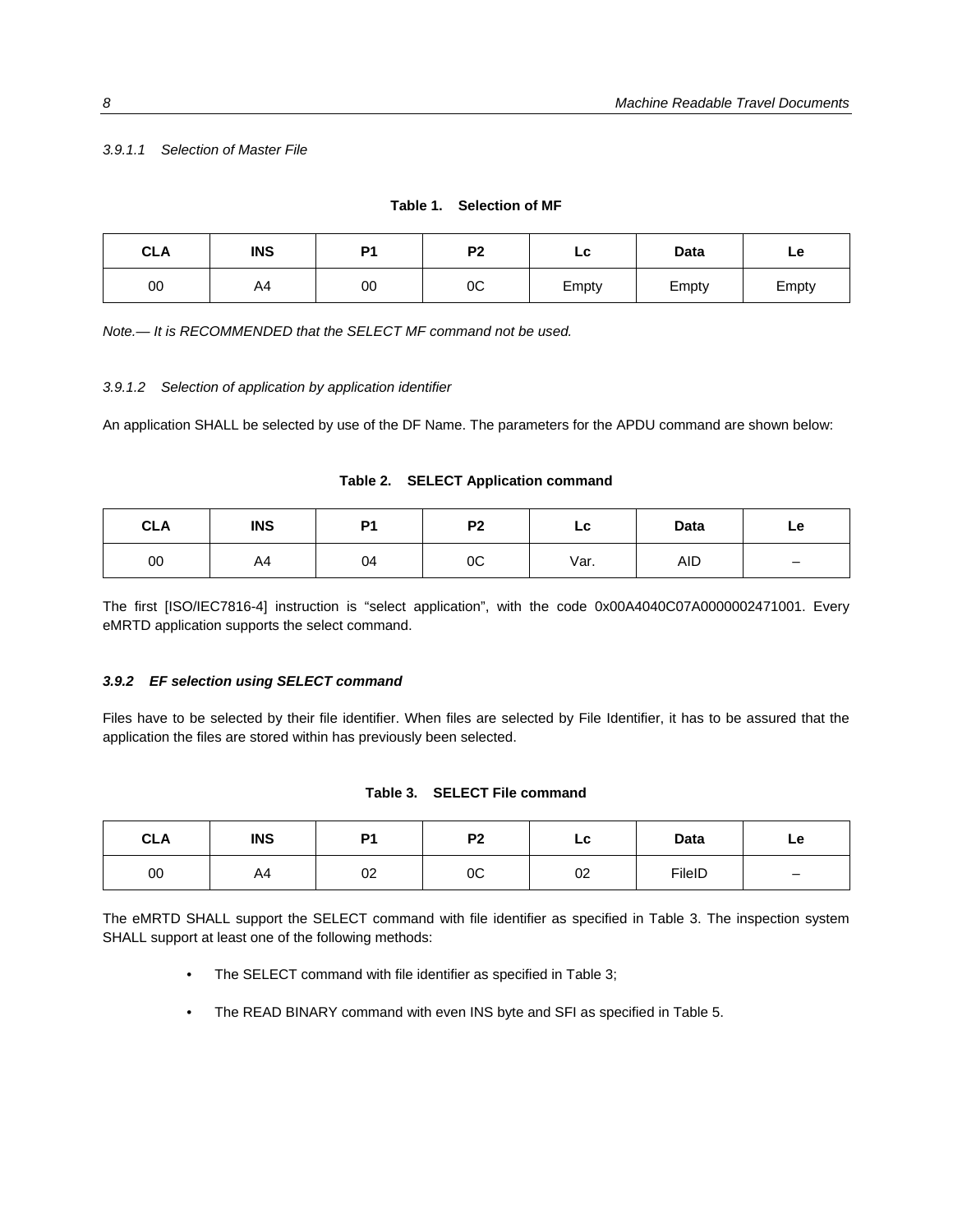#### *3.9.1.1 Selection of Master File*

**Table 1. Selection of MF**

| CLA | INS | P1 | P2 | Lc | Data | Le |
|---|---|---|---|---|---|---|
| 00 | A4 | 00 | 0C | Empty | Empty | Empty |

*Note.— It is RECOMMENDED that the SELECT MF command not be used.*

#### *3.9.1.2 Selection of application by application identifier*

An application SHALL be selected by use of the DF Name. The parameters for the APDU command are shown below:

**Table 2. SELECT Application command**

| CLA | INS | P1 | P2 | Lc | Data | Le |
|---|---|---|---|---|---|---|
| 00 | A4 | 04 | 0C | Var. | AID | – |

The first [ISO/IEC7816-4] instruction is "select application", with the code 0x00A4040C07A0000002471001. Every eMRTD application supports the select command.

### *3.9.2 EF selection using SELECT command*

Files have to be selected by their file identifier. When files are selected by File Identifier, it has to be assured that the application the files are stored within has previously been selected.

**Table 3. SELECT File command**

| CLA | INS | P1 | P2 | Lc | Data | Le |
|---|---|---|---|---|---|---|
| 00 | A4 | 02 | 0C | 02 | FileID | – |

The eMRTD SHALL support the SELECT command with file identifier as specified in Table 3. The inspection system SHALL support at least one of the following methods:

- The SELECT command with file identifier as specified in Table 3;
- The READ BINARY command with even INS byte and SFI as specified in Table 5.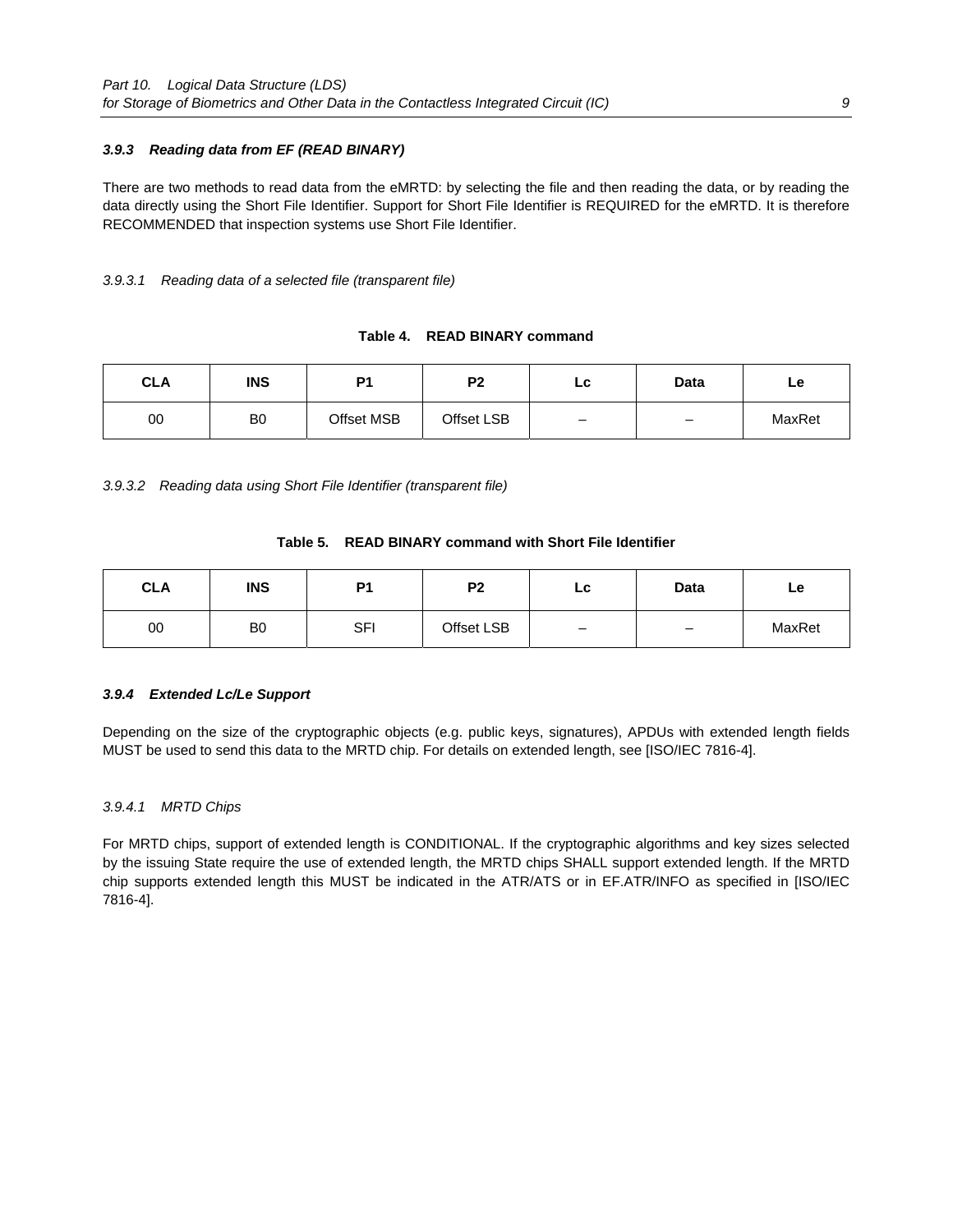### 3.9.3 Reading data from EF (READ BINARY)

There are two methods to read data from the eMRTD: by selecting the file and then reading the data, or by reading the data directly using the Short File Identifier. Support for Short File Identifier is REQUIRED for the eMRTD. It is therefore RECOMMENDED that inspection systems use Short File Identifier.

#### 3.9.3.1 Reading data of a selected file (transparent file)

**Table 4. READ BINARY command**

| CLA | INS | P1 | P2 | Lc | Data | Le |
|---|---|---|---|---|---|---|
| 00 | B0 | Offset MSB | Offset LSB | – | – | MaxRet |

#### 3.9.3.2 Reading data using Short File Identifier (transparent file)

**Table 5. READ BINARY command with Short File Identifier**

| CLA | INS | P1 | P2 | Lc | Data | Le |
|---|---|---|---|---|---|---|
| 00 | B0 | SFI | Offset LSB | – | – | MaxRet |

### 3.9.4 Extended Lc/Le Support

Depending on the size of the cryptographic objects (e.g. public keys, signatures), APDUs with extended length fields MUST be used to send this data to the MRTD chip. For details on extended length, see [ISO/IEC 7816-4].

#### 3.9.4.1 MRTD Chips

For MRTD chips, support of extended length is CONDITIONAL. If the cryptographic algorithms and key sizes selected by the issuing State require the use of extended length, the MRTD chips SHALL support extended length. If the MRTD chip supports extended length this MUST be indicated in the ATR/ATS or in EF.ATR/INFO as specified in [ISO/IEC 7816-4].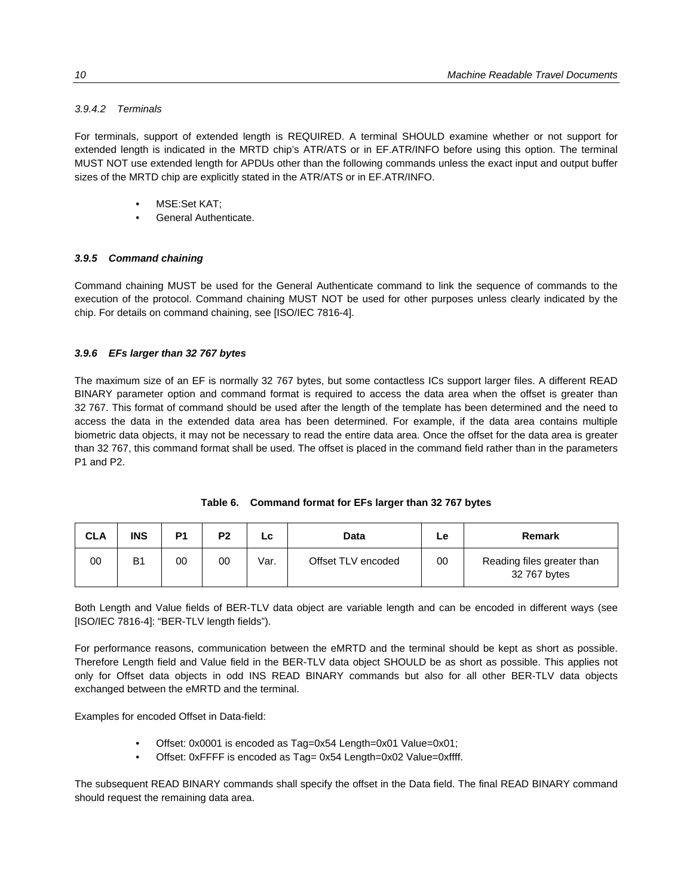#### 3.9.4.2 Terminals

For terminals, support of extended length is REQUIRED. A terminal SHOULD examine whether or not support for extended length is indicated in the MRTD chip's ATR/ATS or in EF.ATR/INFO before using this option. The terminal MUST NOT use extended length for APDUs other than the following commands unless the exact input and output buffer sizes of the MRTD chip are explicitly stated in the ATR/ATS or in EF.ATR/INFO.

- MSE:Set KAT;
- General Authenticate.

### *3.9.5 Command chaining*

Command chaining MUST be used for the General Authenticate command to link the sequence of commands to the execution of the protocol. Command chaining MUST NOT be used for other purposes unless clearly indicated by the chip. For details on command chaining, see [ISO/IEC 7816-4].

### *3.9.6 EFs larger than 32 767 bytes*

The maximum size of an EF is normally 32 767 bytes, but some contactless ICs support larger files. A different READ BINARY parameter option and command format is required to access the data area when the offset is greater than 32 767. This format of command should be used after the length of the template has been determined and the need to access the data in the extended data area has been determined. For example, if the data area contains multiple biometric data objects, it may not be necessary to read the entire data area. Once the offset for the data area is greater than 32 767, this command format shall be used. The offset is placed in the command field rather than in the parameters P1 and P2.

**Table 6. Command format for EFs larger than 32 767 bytes**

| CLA | INS | P1 | P2 | Lc | Data | Le | Remark |
|---|---|---|---|---|---|---|---|
| 00 | B1 | 00 | 00 | Var. | Offset TLV encoded | 00 | Reading files greater than 32 767 bytes |

Both Length and Value fields of BER-TLV data object are variable length and can be encoded in different ways (see [ISO/IEC 7816-4]: "BER-TLV length fields").

For performance reasons, communication between the eMRTD and the terminal should be kept as short as possible. Therefore Length field and Value field in the BER-TLV data object SHOULD be as short as possible. This applies not only for Offset data objects in odd INS READ BINARY commands but also for all other BER-TLV data objects exchanged between the eMRTD and the terminal.

Examples for encoded Offset in Data-field:

- Offset: 0x0001 is encoded as Tag=0x54 Length=0x01 Value=0x01;
- Offset: 0xFFFF is encoded as Tag= 0x54 Length=0x02 Value=0xffff.

The subsequent READ BINARY commands shall specify the offset in the Data field. The final READ BINARY command should request the remaining data area.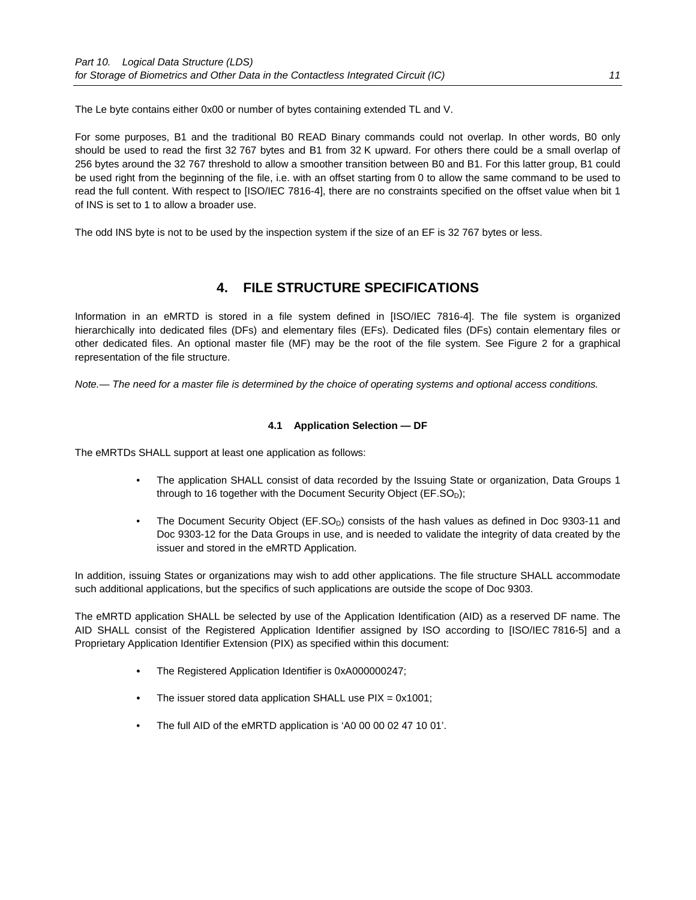The Le byte contains either 0x00 or number of bytes containing extended TL and V.

For some purposes, B1 and the traditional B0 READ Binary commands could not overlap. In other words, B0 only should be used to read the first 32 767 bytes and B1 from 32 K upward. For others there could be a small overlap of 256 bytes around the 32 767 threshold to allow a smoother transition between B0 and B1. For this latter group, B1 could be used right from the beginning of the file, i.e. with an offset starting from 0 to allow the same command to be used to read the full content. With respect to [ISO/IEC 7816-4], there are no constraints specified on the offset value when bit 1 of INS is set to 1 to allow a broader use.

The odd INS byte is not to be used by the inspection system if the size of an EF is 32 767 bytes or less.

# 4. FILE STRUCTURE SPECIFICATIONS

Information in an eMRTD is stored in a file system defined in [ISO/IEC 7816-4]. The file system is organized hierarchically into dedicated files (DFs) and elementary files (EFs). Dedicated files (DFs) contain elementary files or other dedicated files. An optional master file (MF) may be the root of the file system. See Figure 2 for a graphical representation of the file structure.

*Note.— The need for a master file is determined by the choice of operating systems and optional access conditions.*

### 4.1 Application Selection — DF

The eMRTDs SHALL support at least one application as follows:

- The application SHALL consist of data recorded by the Issuing State or organization, Data Groups 1 through to 16 together with the Document Security Object (EF.$SO_D$);
- The Document Security Object (EF.$SO_D$) consists of the hash values as defined in Doc 9303-11 and Doc 9303-12 for the Data Groups in use, and is needed to validate the integrity of data created by the issuer and stored in the eMRTD Application.

In addition, issuing States or organizations may wish to add other applications. The file structure SHALL accommodate such additional applications, but the specifics of such applications are outside the scope of Doc 9303.

The eMRTD application SHALL be selected by use of the Application Identification (AID) as a reserved DF name. The AID SHALL consist of the Registered Application Identifier assigned by ISO according to [ISO/IEC 7816-5] and a Proprietary Application Identifier Extension (PIX) as specified within this document:

- The Registered Application Identifier is 0xA000000247;
- The issuer stored data application SHALL use PIX = 0x1001;
- The full AID of the eMRTD application is ‘A0 00 00 02 47 10 01’.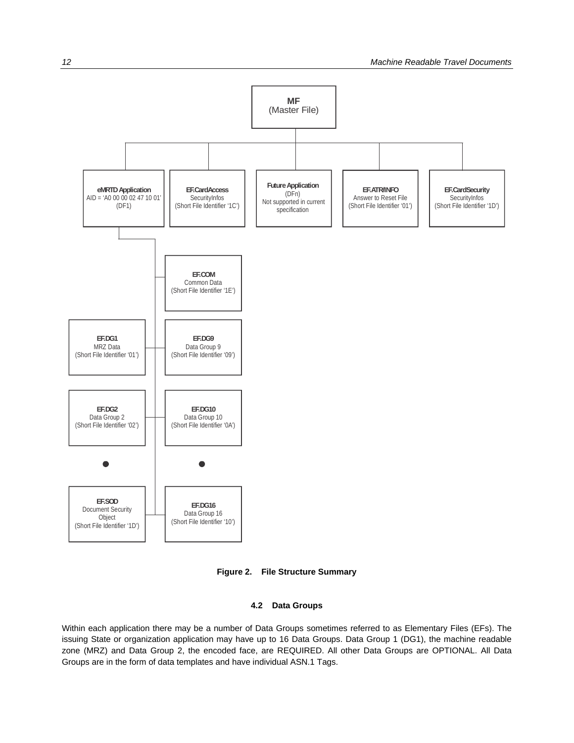MF
(Master File)

**eMRTD Application**
AID = 'A0 00 00 02 47 10 01'
(DF1)

**EF.CardAccess**
SecurityInfos
(Short File Identifier '1C')

**Future Application**
(DFn)
Not supported in current specification

**EF.ATR/INFO**
Answer to Reset File
(Short File Identifier '01')

**EF.CardSecurity**
SecurityInfos
(Short File Identifier '1D')

**EF.COM**
Common Data
(Short File Identifier '1E')

**EF.DG1**
MRZ Data
(Short File Identifier '01')

**EF.DG9**
Data Group 9
(Short File Identifier '09')

**EF.DG2**
Data Group 2
(Short File Identifier '02')

**EF.DG10**
Data Group 10
(Short File Identifier '0A')

**EF.SOD**
Document Security Object
(Short File Identifier '1D')

**EF.DG16**
Data Group 16
(Short File Identifier '10')

**Figure 2. File Structure Summary**

### 4.2 Data Groups

Within each application there may be a number of Data Groups sometimes referred to as Elementary Files (EFs). The issuing State or organization application may have up to 16 Data Groups. Data Group 1 (DG1), the machine readable zone (MRZ) and Data Group 2, the encoded face, are REQUIRED. All other Data Groups are OPTIONAL. All Data Groups are in the form of data templates and have individual ASN.1 Tags.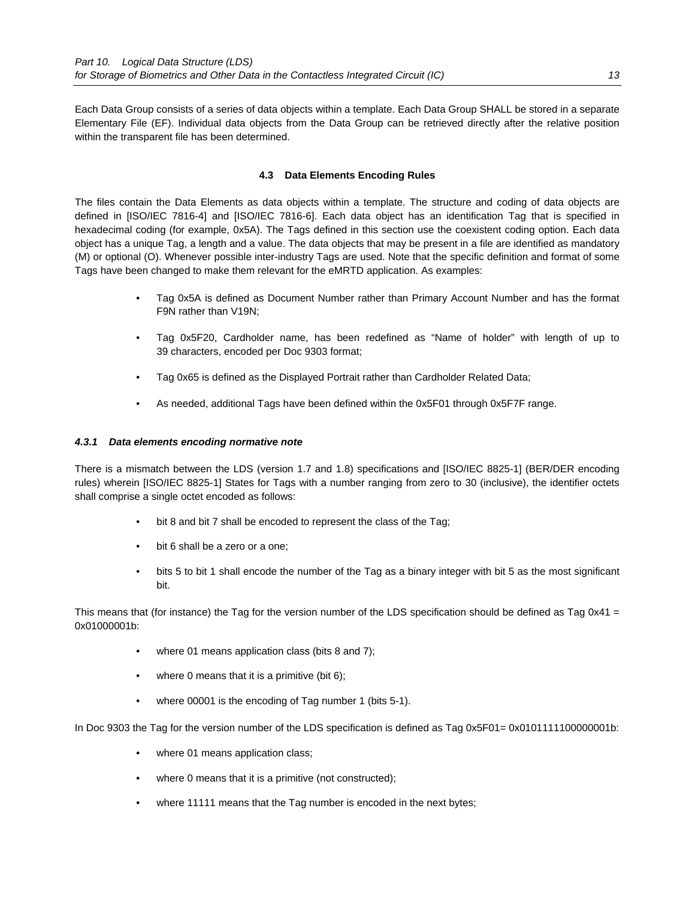Each Data Group consists of a series of data objects within a template. Each Data Group SHALL be stored in a separate Elementary File (EF). Individual data objects from the Data Group can be retrieved directly after the relative position within the transparent file has been determined.

### 4.3 Data Elements Encoding Rules

The files contain the Data Elements as data objects within a template. The structure and coding of data objects are defined in [ISO/IEC 7816-4] and [ISO/IEC 7816-6]. Each data object has an identification Tag that is specified in hexadecimal coding (for example, 0x5A). The Tags defined in this section use the coexistent coding option. Each data object has a unique Tag, a length and a value. The data objects that may be present in a file are identified as mandatory (M) or optional (O). Whenever possible inter-industry Tags are used. Note that the specific definition and format of some Tags have been changed to make them relevant for the eMRTD application. As examples:

- Tag 0x5A is defined as Document Number rather than Primary Account Number and has the format F9N rather than V19N;
- Tag 0x5F20, Cardholder name, has been redefined as "Name of holder" with length of up to 39 characters, encoded per Doc 9303 format;
- Tag 0x65 is defined as the Displayed Portrait rather than Cardholder Related Data;
- As needed, additional Tags have been defined within the 0x5F01 through 0x5F7F range.

#### *4.3.1 Data elements encoding normative note*

There is a mismatch between the LDS (version 1.7 and 1.8) specifications and [ISO/IEC 8825-1] (BER/DER encoding rules) wherein [ISO/IEC 8825-1] States for Tags with a number ranging from zero to 30 (inclusive), the identifier octets shall comprise a single octet encoded as follows:

- bit 8 and bit 7 shall be encoded to represent the class of the Tag;
- bit 6 shall be a zero or a one;
- bits 5 to bit 1 shall encode the number of the Tag as a binary integer with bit 5 as the most significant bit.

This means that (for instance) the Tag for the version number of the LDS specification should be defined as Tag 0x41 = 0x01000001b:

- where 01 means application class (bits 8 and 7);
- where 0 means that it is a primitive (bit 6);
- where 00001 is the encoding of Tag number 1 (bits 5-1).

In Doc 9303 the Tag for the version number of the LDS specification is defined as Tag 0x5F01= 0x0101111100000001b:

- where 01 means application class;
- where 0 means that it is a primitive (not constructed);
- where 11111 means that the Tag number is encoded in the next bytes;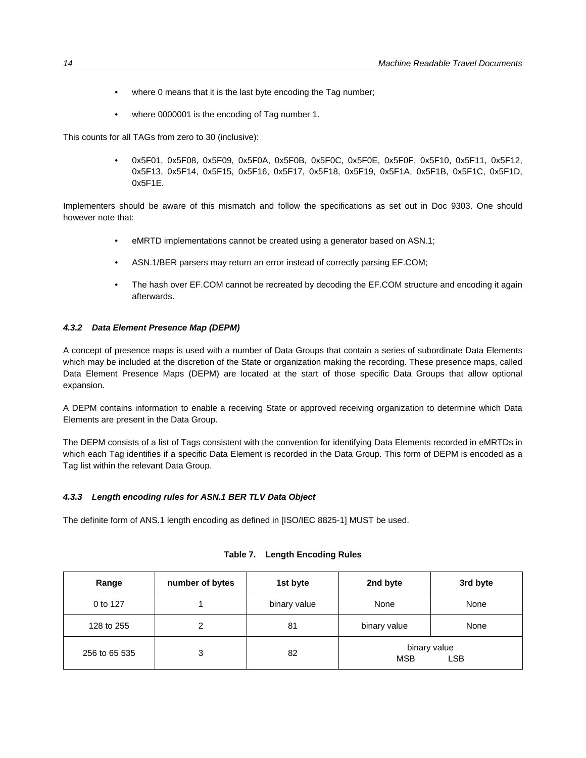- where 0 means that it is the last byte encoding the Tag number;
- where 0000001 is the encoding of Tag number 1.

This counts for all TAGs from zero to 30 (inclusive):

- 0x5F01, 0x5F08, 0x5F09, 0x5F0A, 0x5F0B, 0x5F0C, 0x5F0E, 0x5F0F, 0x5F10, 0x5F11, 0x5F12, 0x5F13, 0x5F14, 0x5F15, 0x5F16, 0x5F17, 0x5F18, 0x5F19, 0x5F1A, 0x5F1B, 0x5F1C, 0x5F1D, 0x5F1E.

Implementers should be aware of this mismatch and follow the specifications as set out in Doc 9303. One should however note that:

- eMRTD implementations cannot be created using a generator based on ASN.1;
- ASN.1/BER parsers may return an error instead of correctly parsing EF.COM;
- The hash over EF.COM cannot be recreated by decoding the EF.COM structure and encoding it again afterwards.

#### *4.3.2 Data Element Presence Map (DEPM)*

A concept of presence maps is used with a number of Data Groups that contain a series of subordinate Data Elements which may be included at the discretion of the State or organization making the recording. These presence maps, called Data Element Presence Maps (DEPM) are located at the start of those specific Data Groups that allow optional expansion.

A DEPM contains information to enable a receiving State or approved receiving organization to determine which Data Elements are present in the Data Group.

The DEPM consists of a list of Tags consistent with the convention for identifying Data Elements recorded in eMRTDs in which each Tag identifies if a specific Data Element is recorded in the Data Group. This form of DEPM is encoded as a Tag list within the relevant Data Group.

#### *4.3.3 Length encoding rules for ASN.1 BER TLV Data Object*

The definite form of ANS.1 length encoding as defined in [ISO/IEC 8825-1] MUST be used.

**Table 7. Length Encoding Rules**

| Range | number of bytes | 1st byte | 2nd byte | 3rd byte |
|---|---|---|---|---|
| 0 to 127 | 1 | binary value | None | None |
| 128 to 255 | 2 | 81 | binary value | None |
| 256 to 65 535 | 3 | 82 | binary value MSB | LSB |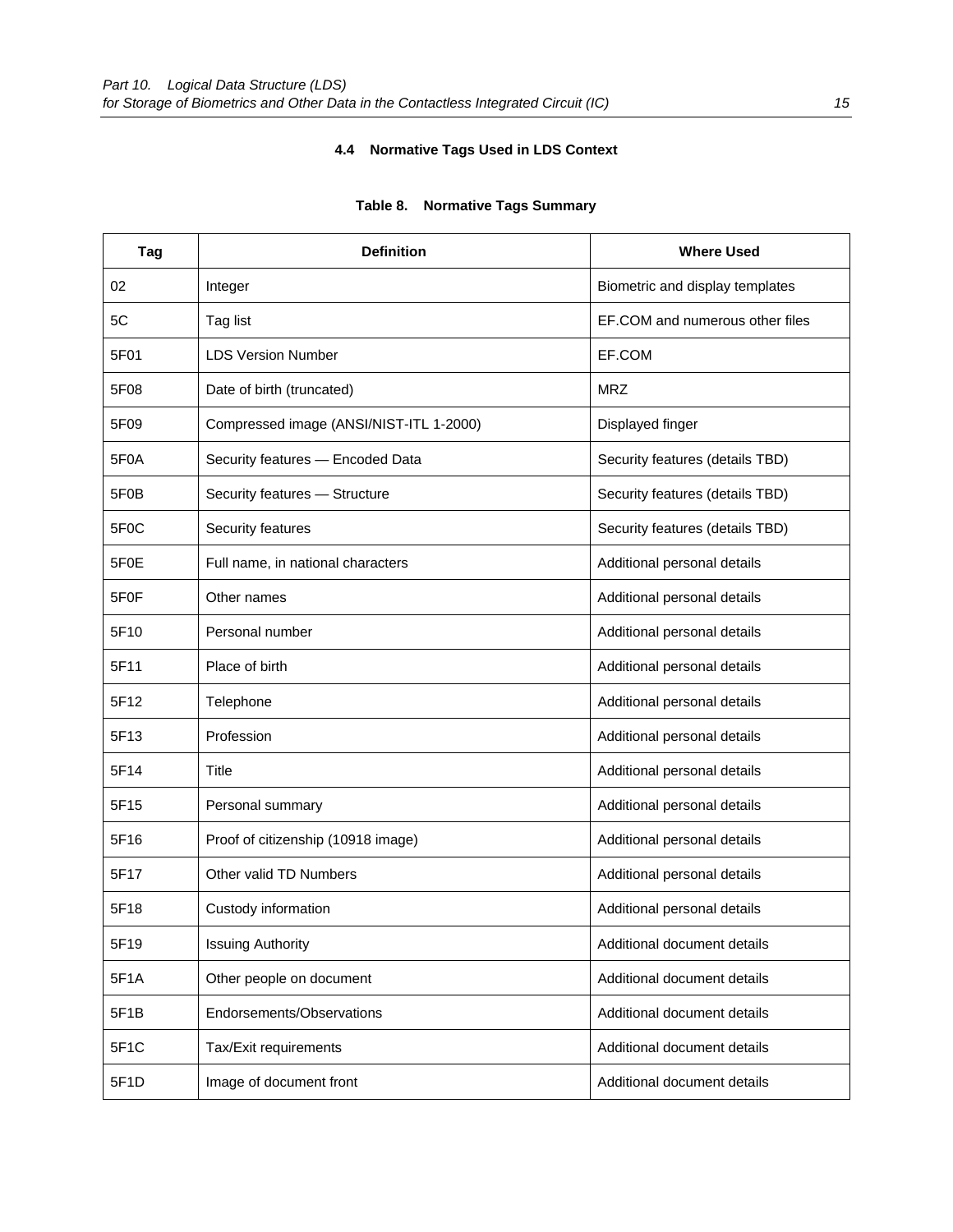### 4.4 Normative Tags Used in LDS Context

**Table 8. Normative Tags Summary**

| Tag | Definition | Where Used |
|---|---|---|
| 02 | Integer | Biometric and display templates |
| 5C | Tag list | EF.COM and numerous other files |
| 5F01 | LDS Version Number | EF.COM |
| 5F08 | Date of birth (truncated) | MRZ |
| 5F09 | Compressed image (ANSI/NIST-ITL 1-2000) | Displayed finger |
| 5F0A | Security features — Encoded Data | Security features (details TBD) |
| 5F0B | Security features — Structure | Security features (details TBD) |
| 5F0C | Security features | Security features (details TBD) |
| 5F0E | Full name, in national characters | Additional personal details |
| 5F0F | Other names | Additional personal details |
| 5F10 | Personal number | Additional personal details |
| 5F11 | Place of birth | Additional personal details |
| 5F12 | Telephone | Additional personal details |
| 5F13 | Profession | Additional personal details |
| 5F14 | Title | Additional personal details |
| 5F15 | Personal summary | Additional personal details |
| 5F16 | Proof of citizenship (10918 image) | Additional personal details |
| 5F17 | Other valid TD Numbers | Additional personal details |
| 5F18 | Custody information | Additional personal details |
| 5F19 | Issuing Authority | Additional document details |
| 5F1A | Other people on document | Additional document details |
| 5F1B | Endorsements/Observations | Additional document details |
| 5F1C | Tax/Exit requirements | Additional document details |
| 5F1D | Image of document front | Additional document details |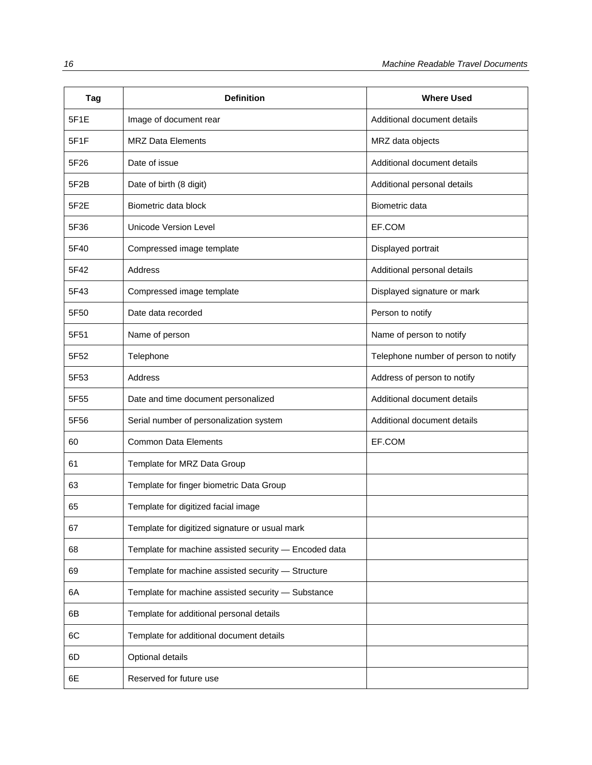| Tag | Definition | Where Used |
|---|---|---|
| 5F1E | Image of document rear | Additional document details |
| 5F1F | MRZ Data Elements | MRZ data objects |
| 5F26 | Date of issue | Additional document details |
| 5F2B | Date of birth (8 digit) | Additional personal details |
| 5F2E | Biometric data block | Biometric data |
| 5F36 | Unicode Version Level | EF.COM |
| 5F40 | Compressed image template | Displayed portrait |
| 5F42 | Address | Additional personal details |
| 5F43 | Compressed image template | Displayed signature or mark |
| 5F50 | Date data recorded | Person to notify |
| 5F51 | Name of person | Name of person to notify |
| 5F52 | Telephone | Telephone number of person to notify |
| 5F53 | Address | Address of person to notify |
| 5F55 | Date and time document personalized | Additional document details |
| 5F56 | Serial number of personalization system | Additional document details |
| 60 | Common Data Elements | EF.COM |
| 61 | Template for MRZ Data Group | |
| 63 | Template for finger biometric Data Group | |
| 65 | Template for digitized facial image | |
| 67 | Template for digitized signature or usual mark | |
| 68 | Template for machine assisted security — Encoded data | |
| 69 | Template for machine assisted security — Structure | |
| 6A | Template for machine assisted security — Substance | |
| 6B | Template for additional personal details | |
| 6C | Template for additional document details | |
| 6D | Optional details | |
| 6E | Reserved for future use | |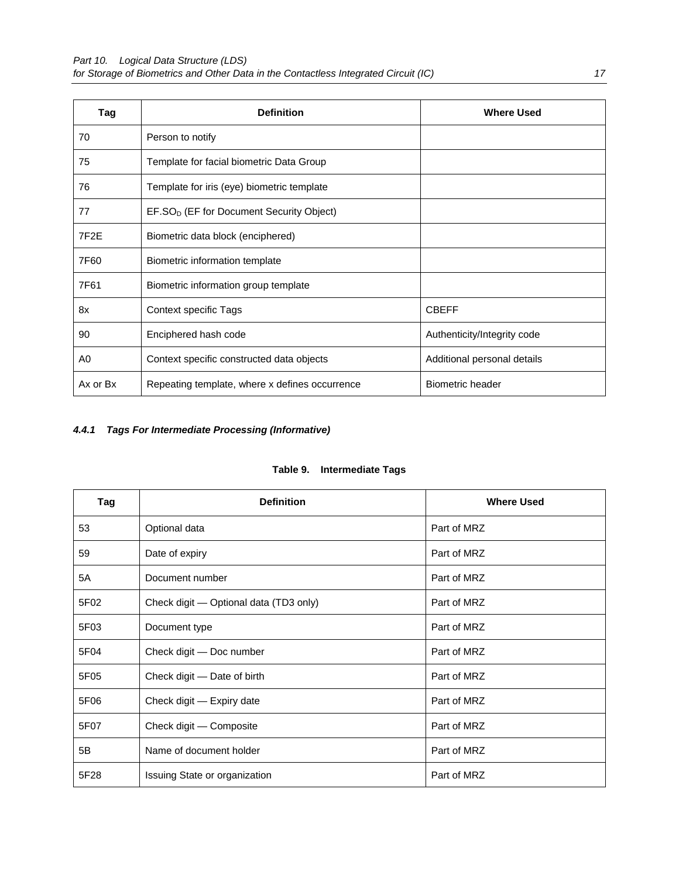| Tag | Definition | Where Used |
|---|---|---|
| 70 | Person to notify | |
| 75 | Template for facial biometric Data Group | |
| 76 | Template for iris (eye) biometric template | |
| 77 | $EF.SO_D$ (EF for Document Security Object) | |
| 7F2E | Biometric data block (enciphered) | |
| 7F60 | Biometric information template | |
| 7F61 | Biometric information group template | |
| 8x | Context specific Tags | CBEFF |
| 90 | Enciphered hash code | Authenticity/Integrity code |
| A0 | Context specific constructed data objects | Additional personal details |
| Ax or Bx | Repeating template, where x defines occurrence | Biometric header |

#### *4.4.1 Tags For Intermediate Processing (Informative)*

**Table 9. Intermediate Tags**

| Tag | Definition | Where Used |
|---|---|---|
| 53 | Optional data | Part of MRZ |
| 59 | Date of expiry | Part of MRZ |
| 5A | Document number | Part of MRZ |
| 5F02 | Check digit — Optional data (TD3 only) | Part of MRZ |
| 5F03 | Document type | Part of MRZ |
| 5F04 | Check digit — Doc number | Part of MRZ |
| 5F05 | Check digit — Date of birth | Part of MRZ |
| 5F06 | Check digit — Expiry date | Part of MRZ |
| 5F07 | Check digit — Composite | Part of MRZ |
| 5B | Name of document holder | Part of MRZ |
| 5F28 | Issuing State or organization | Part of MRZ |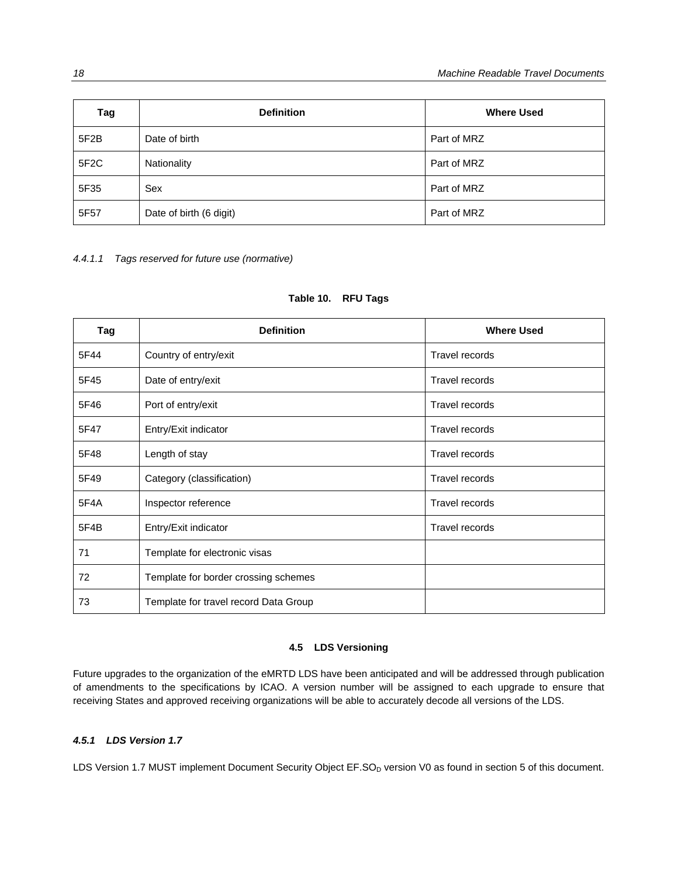| Tag | Definition | Where Used |
| --- | --- | --- |
| 5F2B | Date of birth | Part of MRZ |
| 5F2C | Nationality | Part of MRZ |
| 5F35 | Sex | Part of MRZ |
| 5F57 | Date of birth (6 digit) | Part of MRZ |

*4.4.1.1 Tags reserved for future use (normative)*

**Table 10. RFU Tags**

| Tag | Definition | Where Used |
| --- | --- | --- |
| 5F44 | Country of entry/exit | Travel records |
| 5F45 | Date of entry/exit | Travel records |
| 5F46 | Port of entry/exit | Travel records |
| 5F47 | Entry/Exit indicator | Travel records |
| 5F48 | Length of stay | Travel records |
| 5F49 | Category (classification) | Travel records |
| 5F4A | Inspector reference | Travel records |
| 5F4B | Entry/Exit indicator | Travel records |
| 71 | Template for electronic visas | |
| 72 | Template for border crossing schemes | |
| 73 | Template for travel record Data Group | |

## 4.5 LDS Versioning

Future upgrades to the organization of the eMRTD LDS have been anticipated and will be addressed through publication of amendments to the specifications by ICAO. A version number will be assigned to each upgrade to ensure that receiving States and approved receiving organizations will be able to accurately decode all versions of the LDS.

### *4.5.1 LDS Version 1.7*

LDS Version 1.7 MUST implement Document Security Object EF.$SO_D$ version V0 as found in section 5 of this document.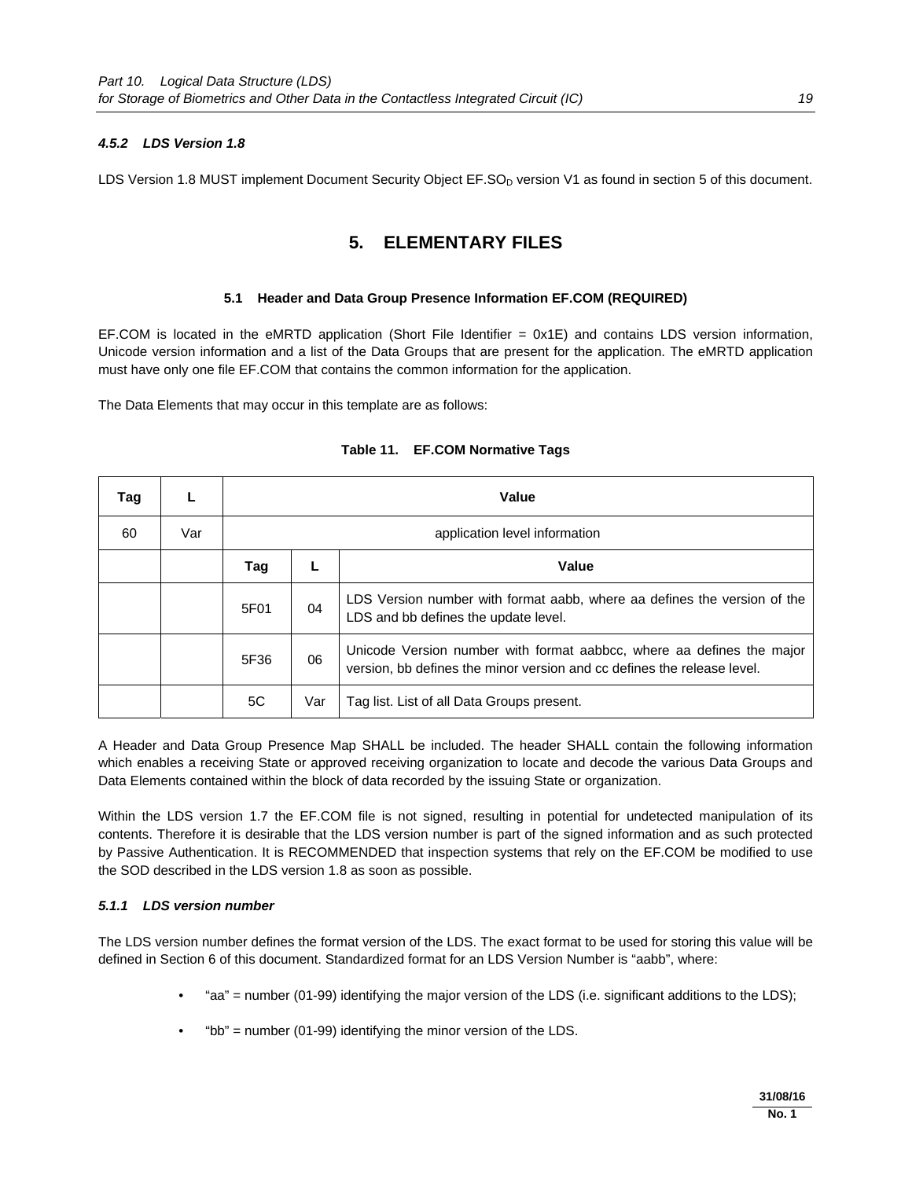#### *4.5.2 LDS Version 1.8*

LDS Version 1.8 MUST implement Document Security Object EF.$SO_D$ version V1 as found in section 5 of this document.

# 5. ELEMENTARY FILES

### 5.1 Header and Data Group Presence Information EF.COM (REQUIRED)

EF.COM is located in the eMRTD application (Short File Identifier = 0x1E) and contains LDS version information, Unicode version information and a list of the Data Groups that are present for the application. The eMRTD application must have only one file EF.COM that contains the common information for the application.

The Data Elements that may occur in this template are as follows:

**Table 11. EF.COM Normative Tags**

| Tag | L | Value | | |
|---|---|---|---|---|
| 60 | Var | application level information | | |
| | | **Tag** | **L** | **Value** |
| | | 5F01 | 04 | LDS Version number with format aabb, where aa defines the version of the LDS and bb defines the update level. |
| | | 5F36 | 06 | Unicode Version number with format aabbcc, where aa defines the major version, bb defines the minor version and cc defines the release level. |
| | | 5C | Var | Tag list. List of all Data Groups present. |

A Header and Data Group Presence Map SHALL be included. The header SHALL contain the following information which enables a receiving State or approved receiving organization to locate and decode the various Data Groups and Data Elements contained within the block of data recorded by the issuing State or organization.

Within the LDS version 1.7 the EF.COM file is not signed, resulting in potential for undetected manipulation of its contents. Therefore it is desirable that the LDS version number is part of the signed information and as such protected by Passive Authentication. It is RECOMMENDED that inspection systems that rely on the EF.COM be modified to use the SOD described in the LDS version 1.8 as soon as possible.

#### *5.1.1 LDS version number*

The LDS version number defines the format version of the LDS. The exact format to be used for storing this value will be defined in Section 6 of this document. Standardized format for an LDS Version Number is "aabb", where:

- "aa" = number (01-99) identifying the major version of the LDS (i.e. significant additions to the LDS);
- "bb" = number (01-99) identifying the minor version of the LDS.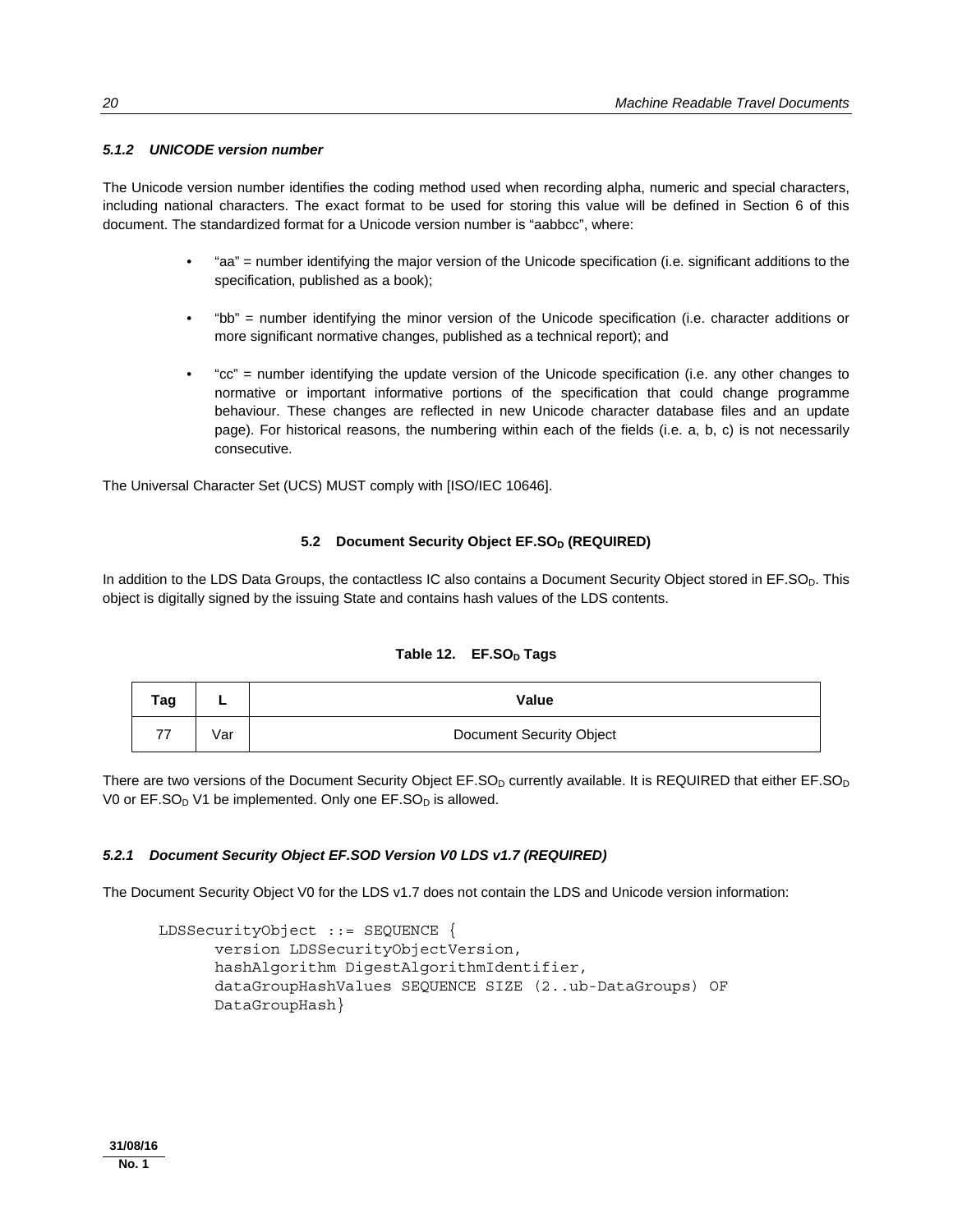#### *5.1.2 UNICODE version number*

The Unicode version number identifies the coding method used when recording alpha, numeric and special characters, including national characters. The exact format to be used for storing this value will be defined in Section 6 of this document. The standardized format for a Unicode version number is "aabbcc", where:

- "aa" = number identifying the major version of the Unicode specification (i.e. significant additions to the specification, published as a book);
- "bb" = number identifying the minor version of the Unicode specification (i.e. character additions or more significant normative changes, published as a technical report); and
- "cc" = number identifying the update version of the Unicode specification (i.e. any other changes to normative or important informative portions of the specification that could change programme behaviour. These changes are reflected in new Unicode character database files and an update page). For historical reasons, the numbering within each of the fields (i.e. a, b, c) is not necessarily consecutive.

The Universal Character Set (UCS) MUST comply with [ISO/IEC 10646].

### 5.2 Document Security Object EF.$SO_D$ (REQUIRED)

In addition to the LDS Data Groups, the contactless IC also contains a Document Security Object stored in EF.$SO_D$. This object is digitally signed by the issuing State and contains hash values of the LDS contents.

**Table 12. EF.$SO_D$ Tags**

| Tag | L | Value |
|---|---|---|
| 77 | Var | Document Security Object |

There are two versions of the Document Security Object EF.$SO_D$ currently available. It is REQUIRED that either EF.$SO_D$ V0 or EF.$SO_D$ V1 be implemented. Only one EF.$SO_D$ is allowed.

#### *5.2.1 Document Security Object EF.SOD Version V0 LDS v1.7 (REQUIRED)*

The Document Security Object V0 for the LDS v1.7 does not contain the LDS and Unicode version information:

```
LDSSecurityObject ::= SEQUENCE {
      version LDSSecurityObjectVersion,
      hashAlgorithm DigestAlgorithmIdentifier,
      dataGroupHashValues SEQUENCE SIZE (2..ub-DataGroups) OF
      DataGroupHash}
```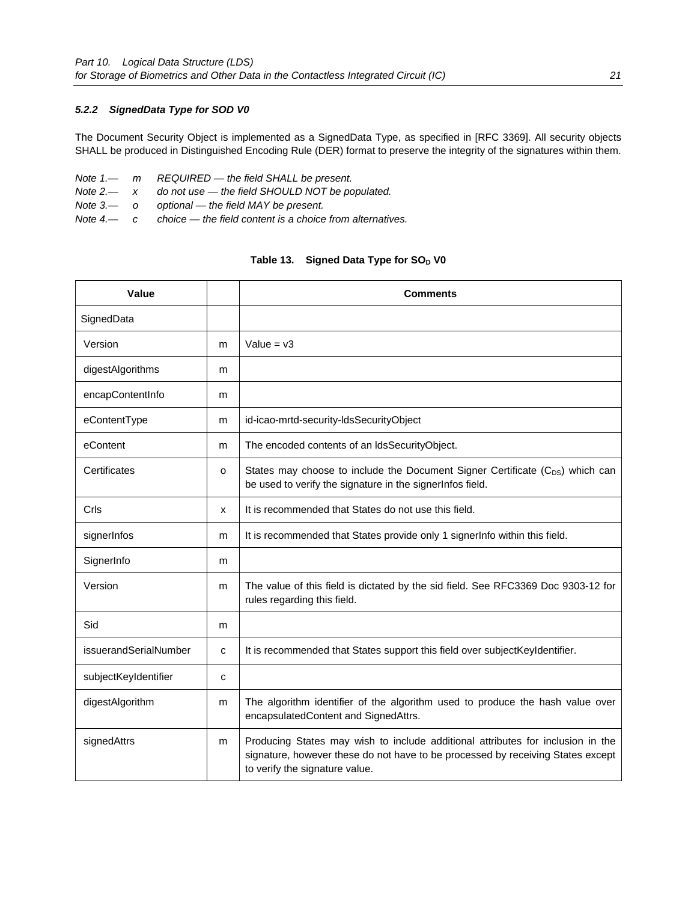#### *5.2.2 SignedData Type for SOD V0*

The Document Security Object is implemented as a SignedData Type, as specified in [RFC 3369]. All security objects SHALL be produced in Distinguished Encoding Rule (DER) format to preserve the integrity of the signatures within them.

*Note 1.— m REQUIRED — the field SHALL be present.*
*Note 2.— x do not use — the field SHOULD NOT be populated.*
*Note 3.— o optional — the field MAY be present.*
*Note 4.— c choice — the field content is a choice from alternatives.*

**Table 13. Signed Data Type for $SO_D$ V0**

| Value | | Comments |
|---|---|---|
| SignedData | | |
| Version | m | Value = v3 |
| digestAlgorithms | m | |
| encapContentInfo | m | |
| eContentType | m | id-icao-mrtd-security-ldsSecurityObject |
| eContent | m | The encoded contents of an ldsSecurityObject. |
| Certificates | o | States may choose to include the Document Signer Certificate ($C_{DS}$) which can be used to verify the signature in the signerInfos field. |
| Crls | x | It is recommended that States do not use this field. |
| signerInfos | m | It is recommended that States provide only 1 signerInfo within this field. |
| SignerInfo | m | |
| Version | m | The value of this field is dictated by the sid field. See RFC3369 Doc 9303-12 for rules regarding this field. |
| Sid | m | |
| issuerandSerialNumber | c | It is recommended that States support this field over subjectKeyIdentifier. |
| subjectKeyIdentifier | c | |
| digestAlgorithm | m | The algorithm identifier of the algorithm used to produce the hash value over encapsulatedContent and SignedAttrs. |
| signedAttrs | m | Producing States may wish to include additional attributes for inclusion in the signature, however these do not have to be processed by receiving States except to verify the signature value. |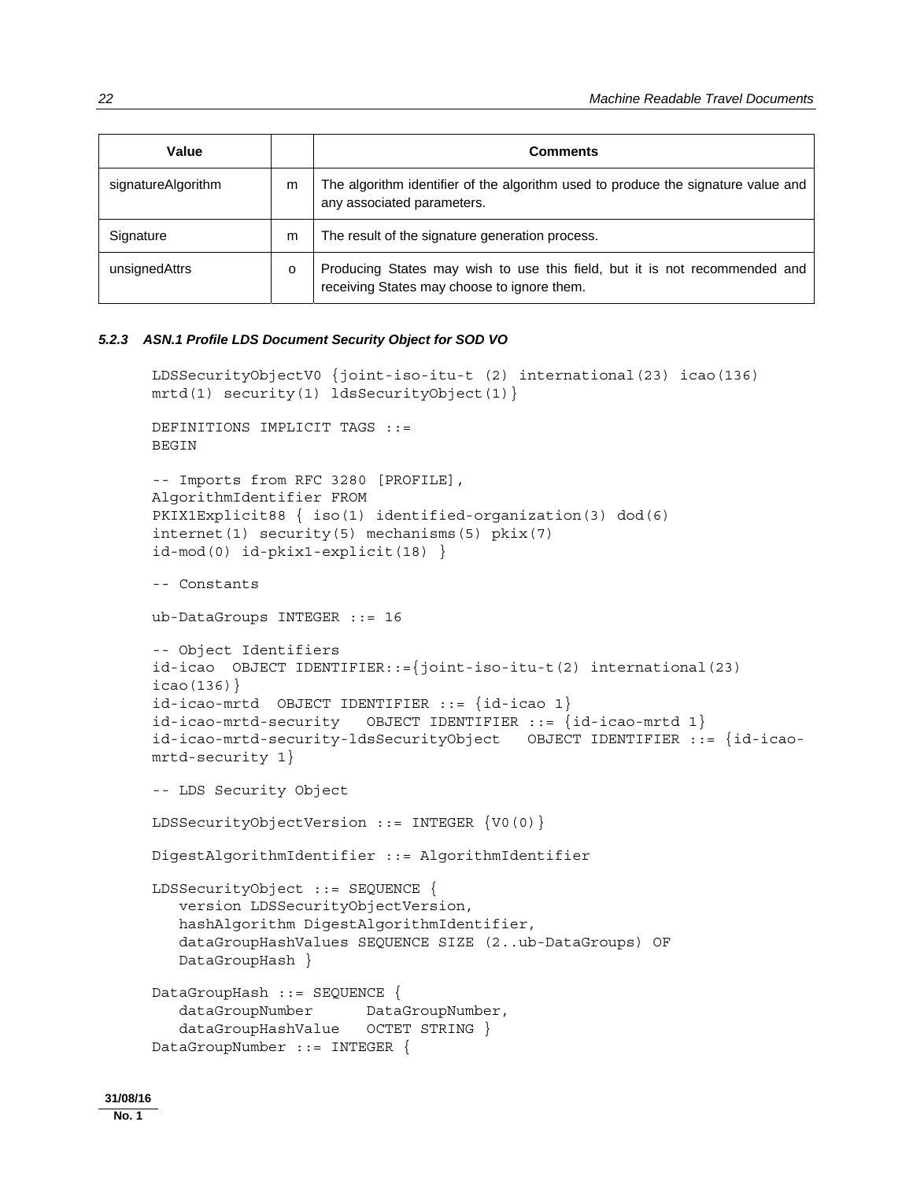| Value | | Comments |
|---|---|---|
| signatureAlgorithm | m | The algorithm identifier of the algorithm used to produce the signature value and any associated parameters. |
| Signature | m | The result of the signature generation process. |
| unsignedAttrs | o | Producing States may wish to use this field, but it is not recommended and receiving States may choose to ignore them. |

#### *5.2.3 ASN.1 Profile LDS Document Security Object for SOD VO*

```
LDSSecurityObjectV0 {joint-iso-itu-t (2) international(23) icao(136)
mrtd(1) security(1) ldsSecurityObject(1)}

DEFINITIONS IMPLICIT TAGS ::=
BEGIN

-- Imports from RFC 3280 [PROFILE],
AlgorithmIdentifier FROM
PKIX1Explicit88 { iso(1) identified-organization(3) dod(6)
internet(1) security(5) mechanisms(5) pkix(7)
id-mod(0) id-pkix1-explicit(18) }

-- Constants

ub-DataGroups INTEGER ::= 16

-- Object Identifiers
id-icao  OBJECT IDENTIFIER::={joint-iso-itu-t(2) international(23)
icao(136)}
id-icao-mrtd  OBJECT IDENTIFIER ::= {id-icao 1}
id-icao-mrtd-security   OBJECT IDENTIFIER ::= {id-icao-mrtd 1}
id-icao-mrtd-security-ldsSecurityObject   OBJECT IDENTIFIER ::= {id-icao-
mrtd-security 1}

-- LDS Security Object

LDSSecurityObjectVersion ::= INTEGER {V0(0)}

DigestAlgorithmIdentifier ::= AlgorithmIdentifier

LDSSecurityObject ::= SEQUENCE {
   version LDSSecurityObjectVersion,
   hashAlgorithm DigestAlgorithmIdentifier,
   dataGroupHashValues SEQUENCE SIZE (2..ub-DataGroups) OF
   DataGroupHash }

DataGroupHash ::= SEQUENCE {
   dataGroupNumber      DataGroupNumber,
   dataGroupHashValue   OCTET STRING }
DataGroupNumber ::= INTEGER {
```

31/08/16
No. 1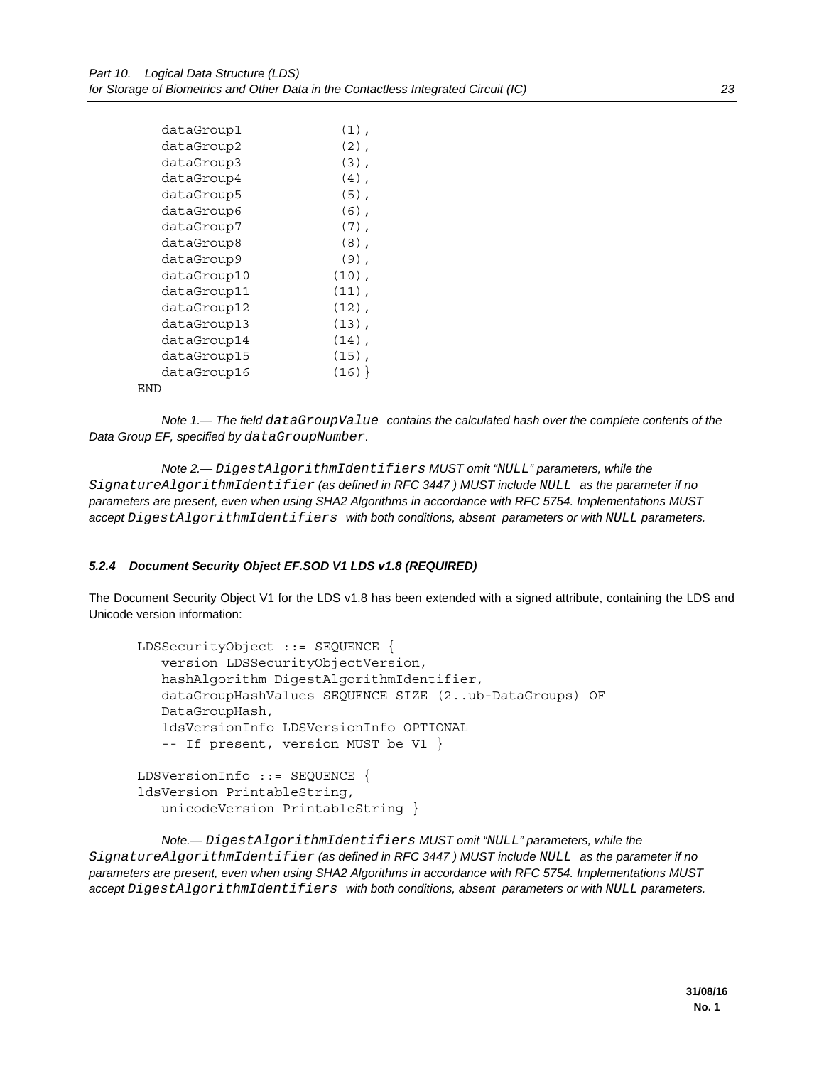```
   dataGroup1          (1),
   dataGroup2          (2),
   dataGroup3          (3),
   dataGroup4          (4),
   dataGroup5          (5),
   dataGroup6          (6),
   dataGroup7          (7),
   dataGroup8          (8),
   dataGroup9          (9),
   dataGroup10        (10),
   dataGroup11        (11),
   dataGroup12        (12),
   dataGroup13        (13),
   dataGroup14        (14),
   dataGroup15        (15),
   dataGroup16        (16)}
END
```

*Note 1.— The field `dataGroupValue` contains the calculated hash over the complete contents of the Data Group EF, specified by `dataGroupNumber`.*

*Note 2.— `DigestAlgorithmIdentifiers` MUST omit "`NULL`" parameters, while the `SignatureAlgorithmIdentifier` (as defined in RFC 3447 ) MUST include `NULL` as the parameter if no parameters are present, even when using SHA2 Algorithms in accordance with RFC 5754. Implementations MUST accept `DigestAlgorithmIdentifiers` with both conditions, absent parameters or with `NULL` parameters.*

#### *5.2.4 Document Security Object EF.SOD V1 LDS v1.8 (REQUIRED)*

The Document Security Object V1 for the LDS v1.8 has been extended with a signed attribute, containing the LDS and Unicode version information:

```
LDSSecurityObject ::= SEQUENCE {
   version LDSSecurityObjectVersion,
   hashAlgorithm DigestAlgorithmIdentifier,
   dataGroupHashValues SEQUENCE SIZE (2..ub-DataGroups) OF
   DataGroupHash,
   ldsVersionInfo LDSVersionInfo OPTIONAL
   -- If present, version MUST be V1 }

LDSVersionInfo ::= SEQUENCE {
ldsVersion PrintableString,
   unicodeVersion PrintableString }
```

*Note.— `DigestAlgorithmIdentifiers` MUST omit "`NULL`" parameters, while the `SignatureAlgorithmIdentifier` (as defined in RFC 3447 ) MUST include `NULL` as the parameter if no parameters are present, even when using SHA2 Algorithms in accordance with RFC 5754. Implementations MUST accept `DigestAlgorithmIdentifiers` with both conditions, absent parameters or with `NULL` parameters.*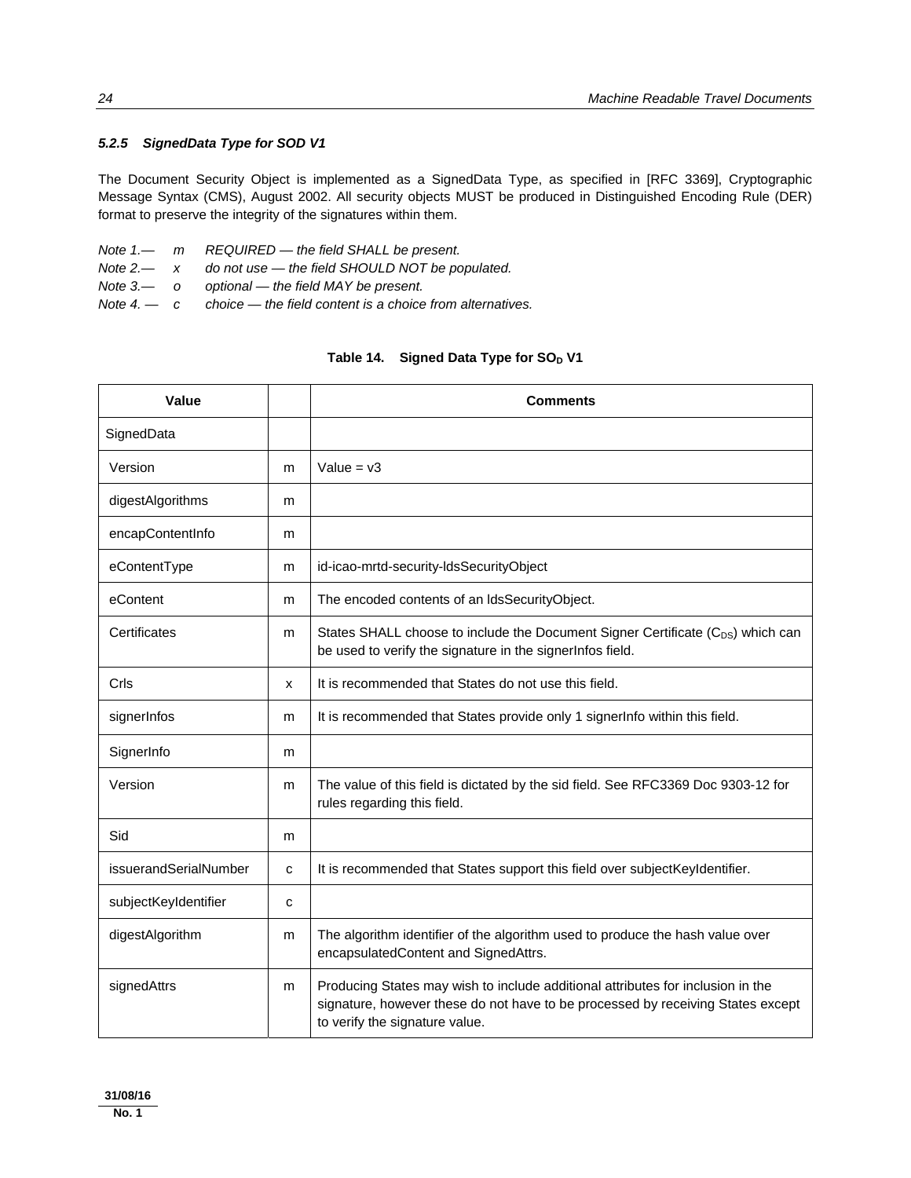#### *5.2.5 SignedData Type for SOD V1*

The Document Security Object is implemented as a SignedData Type, as specified in [RFC 3369], Cryptographic Message Syntax (CMS), August 2002. All security objects MUST be produced in Distinguished Encoding Rule (DER) format to preserve the integrity of the signatures within them.

*Note 1.— m REQUIRED — the field SHALL be present.*
*Note 2.— x do not use — the field SHOULD NOT be populated.*
*Note 3.— o optional — the field MAY be present.*
*Note 4. — c choice — the field content is a choice from alternatives.*

**Table 14. Signed Data Type for $SO_D$ V1**

| Value | | Comments |
|---|---|---|
| SignedData | | |
| Version | m | Value = v3 |
| digestAlgorithms | m | |
| encapContentInfo | m | |
| eContentType | m | id-icao-mrtd-security-ldsSecurityObject |
| eContent | m | The encoded contents of an ldsSecurityObject. |
| Certificates | m | States SHALL choose to include the Document Signer Certificate ($C_{DS}$) which can be used to verify the signature in the signerInfos field. |
| Crls | x | It is recommended that States do not use this field. |
| signerInfos | m | It is recommended that States provide only 1 signerInfo within this field. |
| SignerInfo | m | |
| Version | m | The value of this field is dictated by the sid field. See RFC3369 Doc 9303-12 for rules regarding this field. |
| Sid | m | |
| issuerandSerialNumber | c | It is recommended that States support this field over subjectKeyIdentifier. |
| subjectKeyIdentifier | c | |
| digestAlgorithm | m | The algorithm identifier of the algorithm used to produce the hash value over encapsulatedContent and SignedAttrs. |
| signedAttrs | m | Producing States may wish to include additional attributes for inclusion in the signature, however these do not have to be processed by receiving States except to verify the signature value. |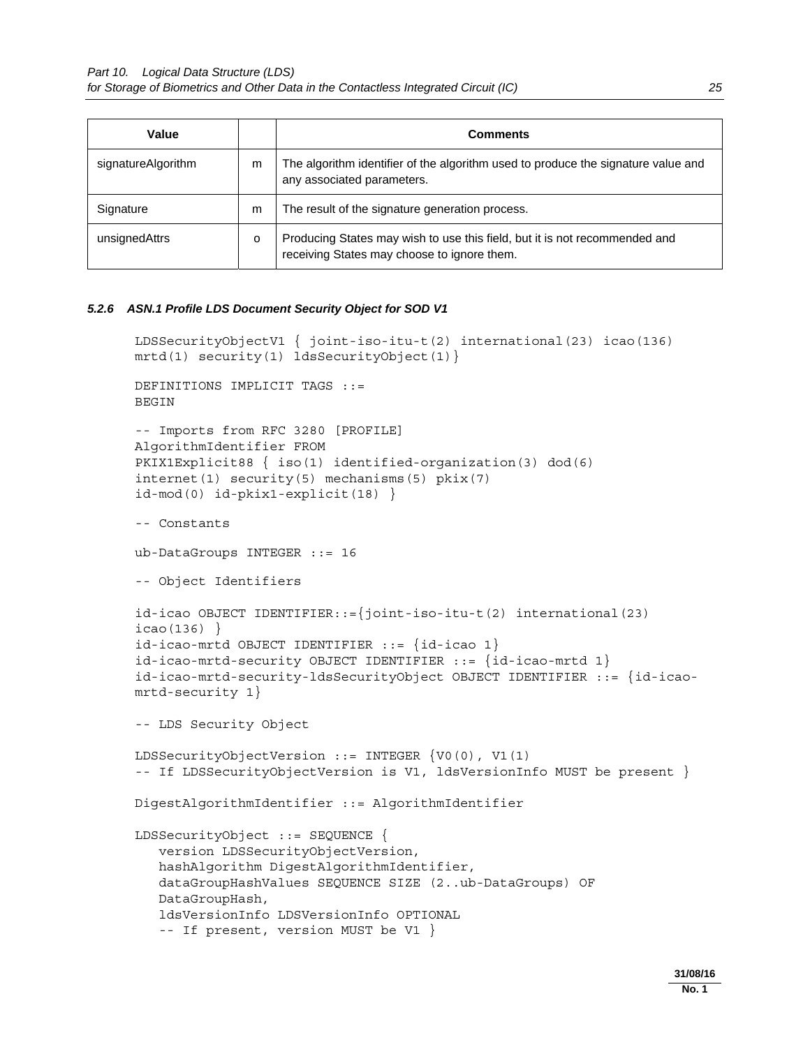| Value | | Comments |
|---|---|---|
| signatureAlgorithm | m | The algorithm identifier of the algorithm used to produce the signature value and any associated parameters. |
| Signature | m | The result of the signature generation process. |
| unsignedAttrs | o | Producing States may wish to use this field, but it is not recommended and receiving States may choose to ignore them. |

### *5.2.6 ASN.1 Profile LDS Document Security Object for SOD V1*

```
LDSSecurityObjectV1 { joint-iso-itu-t(2) international(23) icao(136)
mrtd(1) security(1) ldsSecurityObject(1)}

DEFINITIONS IMPLICIT TAGS ::=
BEGIN

-- Imports from RFC 3280 [PROFILE]
AlgorithmIdentifier FROM
PKIX1Explicit88 { iso(1) identified-organization(3) dod(6)
internet(1) security(5) mechanisms(5) pkix(7)
id-mod(0) id-pkix1-explicit(18) }

-- Constants

ub-DataGroups INTEGER ::= 16

-- Object Identifiers

id-icao OBJECT IDENTIFIER::={joint-iso-itu-t(2) international(23)
icao(136) }
id-icao-mrtd OBJECT IDENTIFIER ::= {id-icao 1}
id-icao-mrtd-security OBJECT IDENTIFIER ::= {id-icao-mrtd 1}
id-icao-mrtd-security-ldsSecurityObject OBJECT IDENTIFIER ::= {id-icao-
mrtd-security 1}

-- LDS Security Object

LDSSecurityObjectVersion ::= INTEGER {V0(0), V1(1)
-- If LDSSecurityObjectVersion is V1, ldsVersionInfo MUST be present }

DigestAlgorithmIdentifier ::= AlgorithmIdentifier

LDSSecurityObject ::= SEQUENCE {
   version LDSSecurityObjectVersion,
   hashAlgorithm DigestAlgorithmIdentifier,
   dataGroupHashValues SEQUENCE SIZE (2..ub-DataGroups) OF
   DataGroupHash,
   ldsVersionInfo LDSVersionInfo OPTIONAL
   -- If present, version MUST be V1 }
```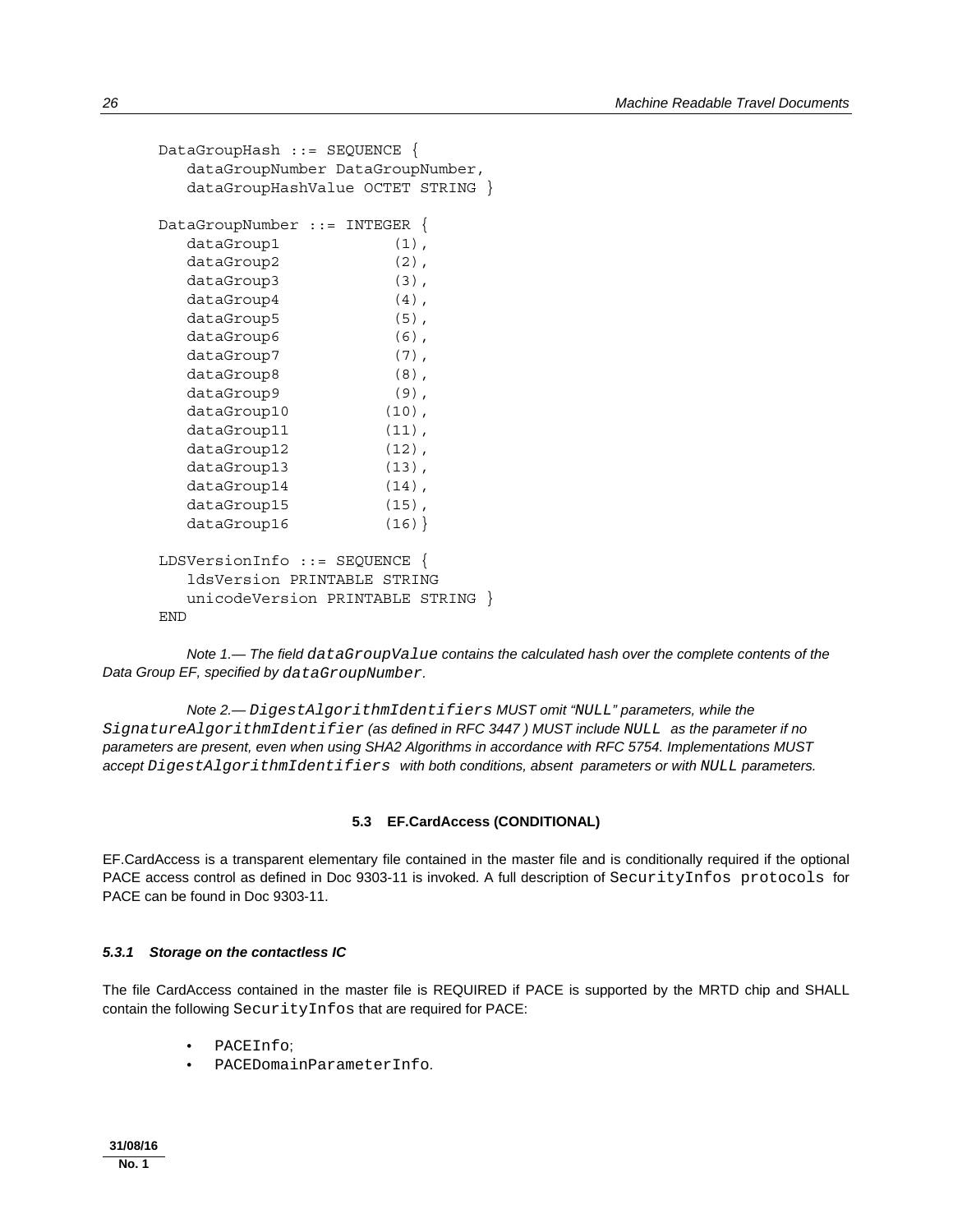```
DataGroupHash ::= SEQUENCE {
   dataGroupNumber DataGroupNumber,
   dataGroupHashValue OCTET STRING }

DataGroupNumber ::= INTEGER {
   dataGroup1          (1),
   dataGroup2          (2),
   dataGroup3          (3),
   dataGroup4          (4),
   dataGroup5          (5),
   dataGroup6          (6),
   dataGroup7          (7),
   dataGroup8          (8),
   dataGroup9          (9),
   dataGroup10        (10),
   dataGroup11        (11),
   dataGroup12        (12),
   dataGroup13        (13),
   dataGroup14        (14),
   dataGroup15        (15),
   dataGroup16        (16)}

LDSVersionInfo ::= SEQUENCE {
   ldsVersion PRINTABLE STRING
   unicodeVersion PRINTABLE STRING }
END
```

*Note 1.— The field `dataGroupValue` contains the calculated hash over the complete contents of the Data Group EF, specified by `dataGroupNumber`.*

*Note 2.— `DigestAlgorithmIdentifiers` MUST omit "`NULL`" parameters, while the `SignatureAlgorithmIdentifier` (as defined in RFC 3447 ) MUST include `NULL` as the parameter if no parameters are present, even when using SHA2 Algorithms in accordance with RFC 5754. Implementations MUST accept `DigestAlgorithmIdentifiers` with both conditions, absent parameters or with `NULL` parameters.*

## 5.3 EF.CardAccess (CONDITIONAL)

EF.CardAccess is a transparent elementary file contained in the master file and is conditionally required if the optional PACE access control as defined in Doc 9303-11 is invoked. A full description of `SecurityInfos protocols` for PACE can be found in Doc 9303-11.

### *5.3.1 Storage on the contactless IC*

The file CardAccess contained in the master file is REQUIRED if PACE is supported by the MRTD chip and SHALL contain the following `SecurityInfos` that are required for PACE:

- `PACEInfo`;
- `PACEDomainParameterInfo`.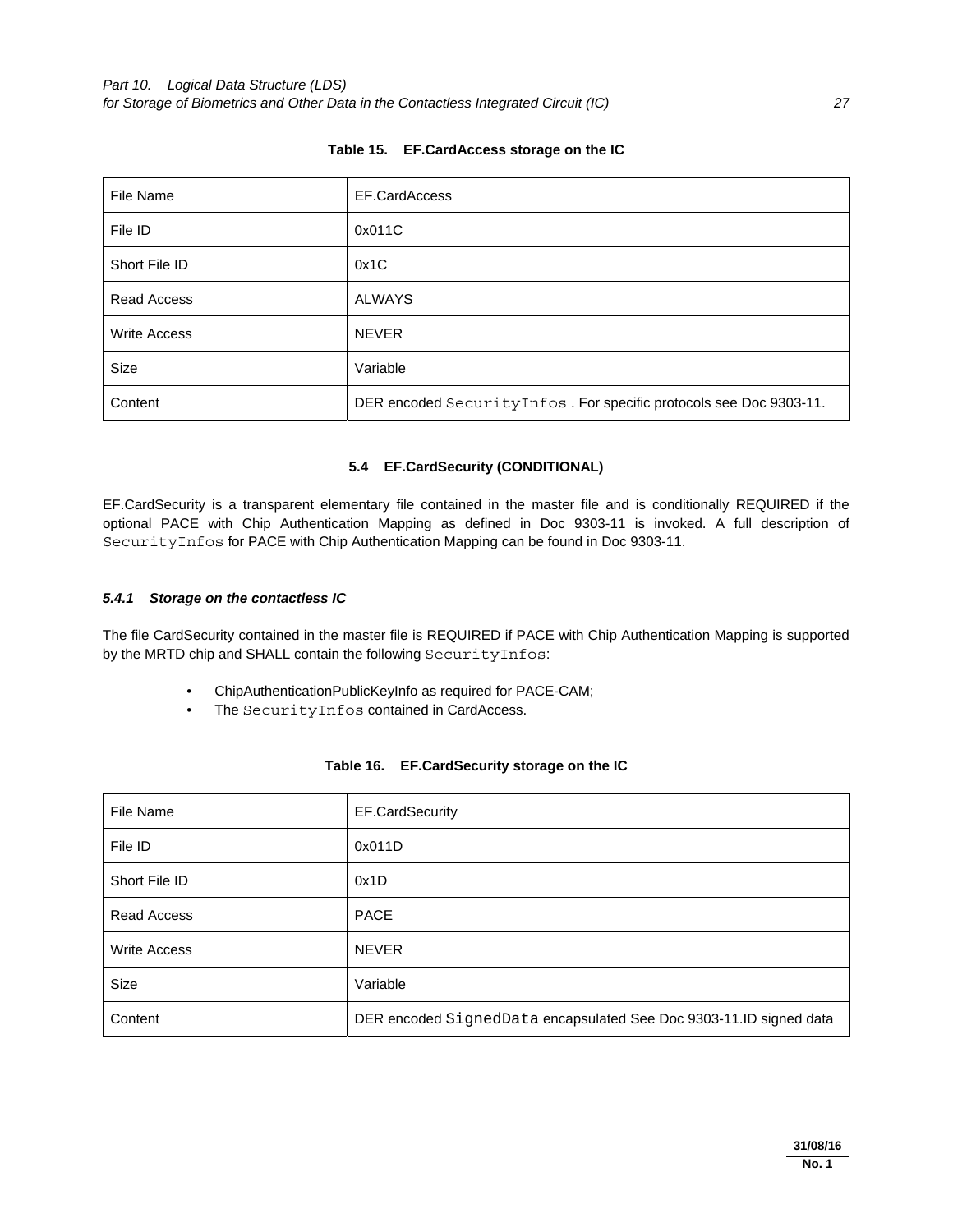**Table 15. EF.CardAccess storage on the IC**

| File Name | EF.CardAccess |
| --- | --- |
| File ID | 0x011C |
| Short File ID | 0x1C |
| Read Access | ALWAYS |
| Write Access | NEVER |
| Size | Variable |
| Content | DER encoded `SecurityInfos` . For specific protocols see Doc 9303-11. |

### 5.4 EF.CardSecurity (CONDITIONAL)

EF.CardSecurity is a transparent elementary file contained in the master file and is conditionally REQUIRED if the optional PACE with Chip Authentication Mapping as defined in Doc 9303-11 is invoked. A full description of `SecurityInfos` for PACE with Chip Authentication Mapping can be found in Doc 9303-11.

#### *5.4.1 Storage on the contactless IC*

The file CardSecurity contained in the master file is REQUIRED if PACE with Chip Authentication Mapping is supported by the MRTD chip and SHALL contain the following `SecurityInfos`:

- ChipAuthenticationPublicKeyInfo as required for PACE-CAM;
- The `SecurityInfos` contained in CardAccess.

**Table 16. EF.CardSecurity storage on the IC**

| File Name | EF.CardSecurity |
| --- | --- |
| File ID | 0x011D |
| Short File ID | 0x1D |
| Read Access | PACE |
| Write Access | NEVER |
| Size | Variable |
| Content | DER encoded `SignedData` encapsulated See Doc 9303-11.ID signed data |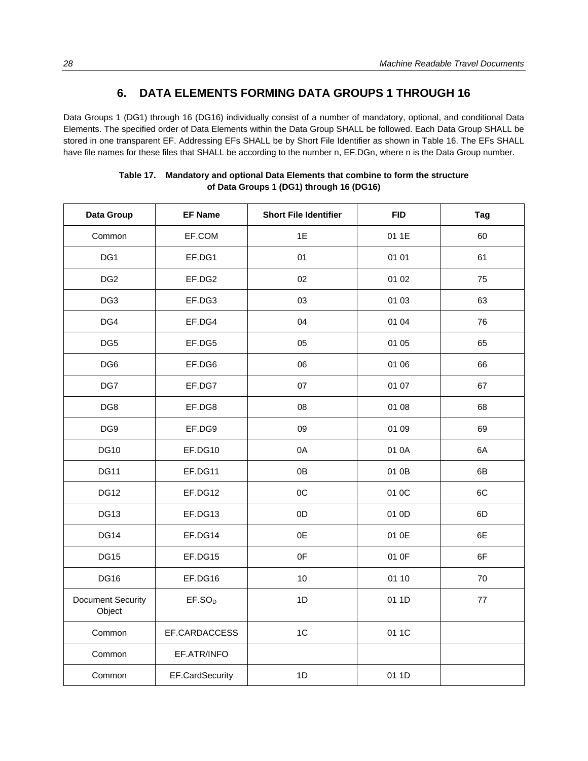## 6. DATA ELEMENTS FORMING DATA GROUPS 1 THROUGH 16

Data Groups 1 (DG1) through 16 (DG16) individually consist of a number of mandatory, optional, and conditional Data Elements. The specified order of Data Elements within the Data Group SHALL be followed. Each Data Group SHALL be stored in one transparent EF. Addressing EFs SHALL be by Short File Identifier as shown in Table 16. The EFs SHALL have file names for these files that SHALL be according to the number n, EF.DGn, where n is the Data Group number.

**Table 17. Mandatory and optional Data Elements that combine to form the structure of Data Groups 1 (DG1) through 16 (DG16)**

| Data Group | EF Name | Short File Identifier | FID | Tag |
|---|---|---|---|---|
| Common | EF.COM | 1E | 01 1E | 60 |
| DG1 | EF.DG1 | 01 | 01 01 | 61 |
| DG2 | EF.DG2 | 02 | 01 02 | 75 |
| DG3 | EF.DG3 | 03 | 01 03 | 63 |
| DG4 | EF.DG4 | 04 | 01 04 | 76 |
| DG5 | EF.DG5 | 05 | 01 05 | 65 |
| DG6 | EF.DG6 | 06 | 01 06 | 66 |
| DG7 | EF.DG7 | 07 | 01 07 | 67 |
| DG8 | EF.DG8 | 08 | 01 08 | 68 |
| DG9 | EF.DG9 | 09 | 01 09 | 69 |
| DG10 | EF.DG10 | 0A | 01 0A | 6A |
| DG11 | EF.DG11 | 0B | 01 0B | 6B |
| DG12 | EF.DG12 | 0C | 01 0C | 6C |
| DG13 | EF.DG13 | 0D | 01 0D | 6D |
| DG14 | EF.DG14 | 0E | 01 0E | 6E |
| DG15 | EF.DG15 | 0F | 01 0F | 6F |
| DG16 | EF.DG16 | 10 | 01 10 | 70 |
| Document Security Object | EF.$SO_D$ | 1D | 01 1D | 77 |
| Common | EF.CARDACCESS | 1C | 01 1C | |
| Common | EF.ATR/INFO | | | |
| Common | EF.CardSecurity | 1D | 01 1D | |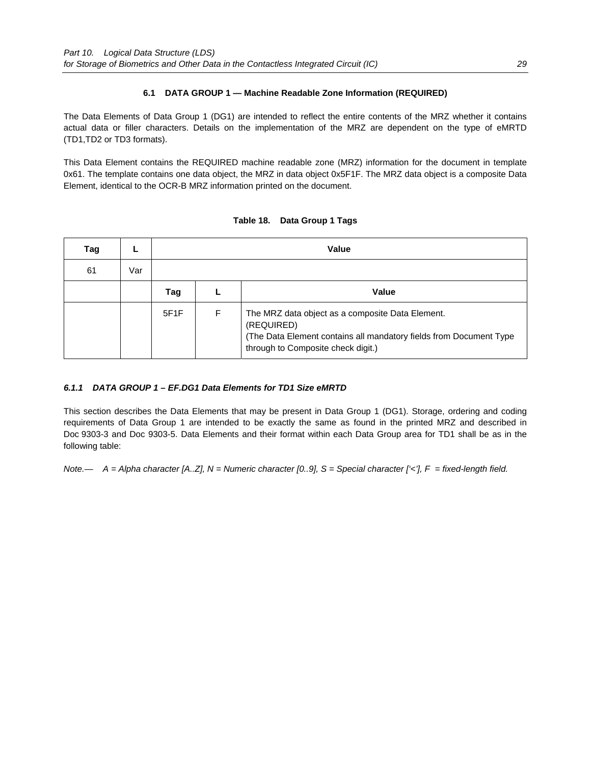### 6.1 DATA GROUP 1 — Machine Readable Zone Information (REQUIRED)

The Data Elements of Data Group 1 (DG1) are intended to reflect the entire contents of the MRZ whether it contains actual data or filler characters. Details on the implementation of the MRZ are dependent on the type of eMRTD (TD1,TD2 or TD3 formats).

This Data Element contains the REQUIRED machine readable zone (MRZ) information for the document in template 0x61. The template contains one data object, the MRZ in data object 0x5F1F. The MRZ data object is a composite Data Element, identical to the OCR-B MRZ information printed on the document.

**Table 18. Data Group 1 Tags**

| Tag | L | Value | | |
|---|---|---|---|---|
| 61 | Var | | | |
| | | **Tag** | **L** | **Value** |
| | | 5F1F | F | The MRZ data object as a composite Data Element. (REQUIRED) (The Data Element contains all mandatory fields from Document Type through to Composite check digit.) |

#### *6.1.1 DATA GROUP 1 – EF.DG1 Data Elements for TD1 Size eMRTD*

This section describes the Data Elements that may be present in Data Group 1 (DG1). Storage, ordering and coding requirements of Data Group 1 are intended to be exactly the same as found in the printed MRZ and described in Doc 9303-3 and Doc 9303-5. Data Elements and their format within each Data Group area for TD1 shall be as in the following table:

*Note.— A = Alpha character [A..Z], N = Numeric character [0..9], S = Special character ['<'], F = fixed-length field.*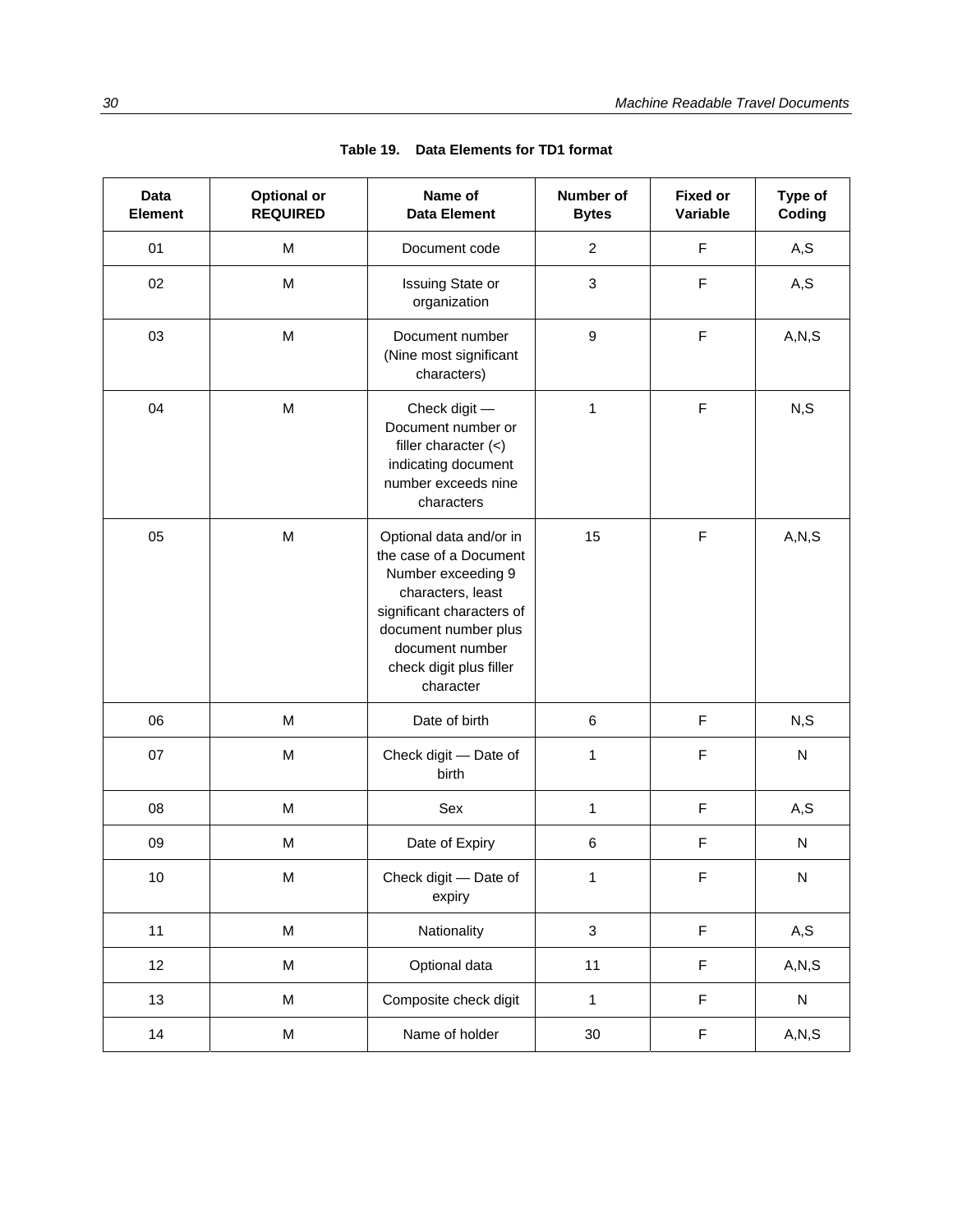**Table 19. Data Elements for TD1 format**

| Data Element | Optional or REQUIRED | Name of Data Element | Number of Bytes | Fixed or Variable | Type of Coding |
|---|---|---|---|---|---|
| 01 | M | Document code | 2 | F | A,S |
| 02 | M | Issuing State or organization | 3 | F | A,S |
| 03 | M | Document number (Nine most significant characters) | 9 | F | A,N,S |
| 04 | M | Check digit — Document number or filler character (<) indicating document number exceeds nine characters | 1 | F | N,S |
| 05 | M | Optional data and/or in the case of a Document Number exceeding 9 characters, least significant characters of document number plus document number check digit plus filler character | 15 | F | A,N,S |
| 06 | M | Date of birth | 6 | F | N,S |
| 07 | M | Check digit — Date of birth | 1 | F | N |
| 08 | M | Sex | 1 | F | A,S |
| 09 | M | Date of Expiry | 6 | F | N |
| 10 | M | Check digit — Date of expiry | 1 | F | N |
| 11 | M | Nationality | 3 | F | A,S |
| 12 | M | Optional data | 11 | F | A,N,S |
| 13 | M | Composite check digit | 1 | F | N |
| 14 | M | Name of holder | 30 | F | A,N,S |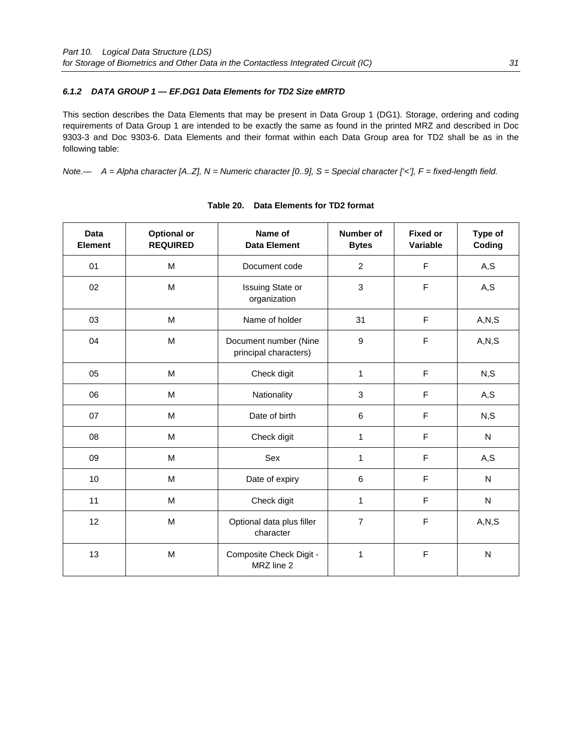#### 6.1.2 DATA GROUP 1 — EF.DG1 Data Elements for TD2 Size eMRTD

This section describes the Data Elements that may be present in Data Group 1 (DG1). Storage, ordering and coding requirements of Data Group 1 are intended to be exactly the same as found in the printed MRZ and described in Doc 9303-3 and Doc 9303-6. Data Elements and their format within each Data Group area for TD2 shall be as in the following table:

*Note.— A = Alpha character [A..Z], N = Numeric character [0..9], S = Special character ['<'], F = fixed-length field.*

**Table 20. Data Elements for TD2 format**

| Data Element | Optional or REQUIRED | Name of Data Element | Number of Bytes | Fixed or Variable | Type of Coding |
|---|---|---|---|---|---|
| 01 | M | Document code | 2 | F | A,S |
| 02 | M | Issuing State or organization | 3 | F | A,S |
| 03 | M | Name of holder | 31 | F | A,N,S |
| 04 | M | Document number (Nine principal characters) | 9 | F | A,N,S |
| 05 | M | Check digit | 1 | F | N,S |
| 06 | M | Nationality | 3 | F | A,S |
| 07 | M | Date of birth | 6 | F | N,S |
| 08 | M | Check digit | 1 | F | N |
| 09 | M | Sex | 1 | F | A,S |
| 10 | M | Date of expiry | 6 | F | N |
| 11 | M | Check digit | 1 | F | N |
| 12 | M | Optional data plus filler character | 7 | F | A,N,S |
| 13 | M | Composite Check Digit - MRZ line 2 | 1 | F | N |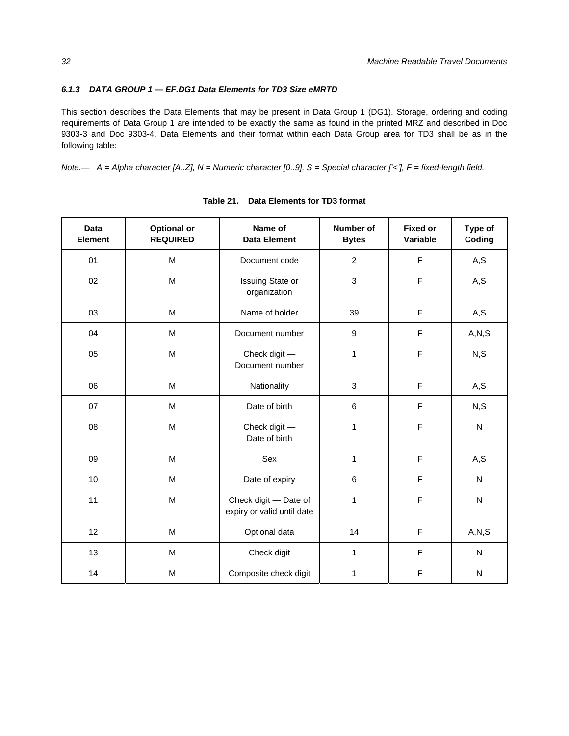### *6.1.3 DATA GROUP 1 — EF.DG1 Data Elements for TD3 Size eMRTD*

This section describes the Data Elements that may be present in Data Group 1 (DG1). Storage, ordering and coding requirements of Data Group 1 are intended to be exactly the same as found in the printed MRZ and described in Doc 9303-3 and Doc 9303-4. Data Elements and their format within each Data Group area for TD3 shall be as in the following table:

*Note.— A = Alpha character [A..Z], N = Numeric character [0..9], S = Special character ['<'], F = fixed-length field.*

**Table 21. Data Elements for TD3 format**

| Data Element | Optional or REQUIRED | Name of Data Element | Number of Bytes | Fixed or Variable | Type of Coding |
|---|---|---|---|---|---|
| 01 | M | Document code | 2 | F | A,S |
| 02 | M | Issuing State or organization | 3 | F | A,S |
| 03 | M | Name of holder | 39 | F | A,S |
| 04 | M | Document number | 9 | F | A,N,S |
| 05 | M | Check digit — Document number | 1 | F | N,S |
| 06 | M | Nationality | 3 | F | A,S |
| 07 | M | Date of birth | 6 | F | N,S |
| 08 | M | Check digit — Date of birth | 1 | F | N |
| 09 | M | Sex | 1 | F | A,S |
| 10 | M | Date of expiry | 6 | F | N |
| 11 | M | Check digit — Date of expiry or valid until date | 1 | F | N |
| 12 | M | Optional data | 14 | F | A,N,S |
| 13 | M | Check digit | 1 | F | N |
| 14 | M | Composite check digit | 1 | F | N |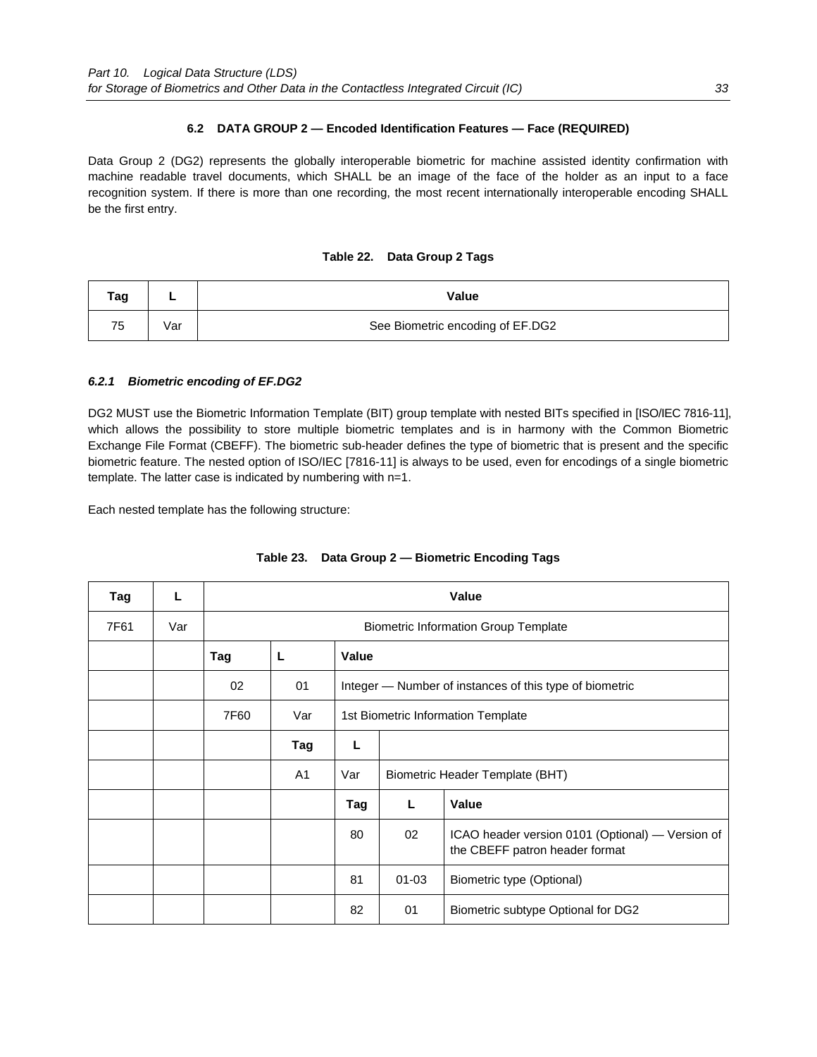### 6.2 DATA GROUP 2 — Encoded Identification Features — Face (REQUIRED)

Data Group 2 (DG2) represents the globally interoperable biometric for machine assisted identity confirmation with machine readable travel documents, which SHALL be an image of the face of the holder as an input to a face recognition system. If there is more than one recording, the most recent internationally interoperable encoding SHALL be the first entry.

**Table 22. Data Group 2 Tags**

| Tag | L | Value |
|---|---|---|
| 75 | Var | See Biometric encoding of EF.DG2 |

#### *6.2.1 Biometric encoding of EF.DG2*

DG2 MUST use the Biometric Information Template (BIT) group template with nested BITs specified in [ISO/IEC 7816-11], which allows the possibility to store multiple biometric templates and is in harmony with the Common Biometric Exchange File Format (CBEFF). The biometric sub-header defines the type of biometric that is present and the specific biometric feature. The nested option of ISO/IEC [7816-11] is always to be used, even for encodings of a single biometric template. The latter case is indicated by numbering with n=1.

Each nested template has the following structure:

**Table 23. Data Group 2 — Biometric Encoding Tags**

| Tag | L | Value | | | | |
|---|---|---|---|---|---|---|
| 7F61 | Var | Biometric Information Group Template | | | | |
| | | **Tag** | **L** | **Value** | | |
| | | 02 | 01 | Integer — Number of instances of this type of biometric | | |
| | | 7F60 | Var | 1st Biometric Information Template | | |
| | | | **Tag** | **L** | | |
| | | | A1 | Var | Biometric Header Template (BHT) | |
| | | | | **Tag** | **L** | **Value** |
| | | | | 80 | 02 | ICAO header version 0101 (Optional) — Version of the CBEFF patron header format |
| | | | | 81 | 01-03 | Biometric type (Optional) |
| | | | | 82 | 01 | Biometric subtype Optional for DG2 |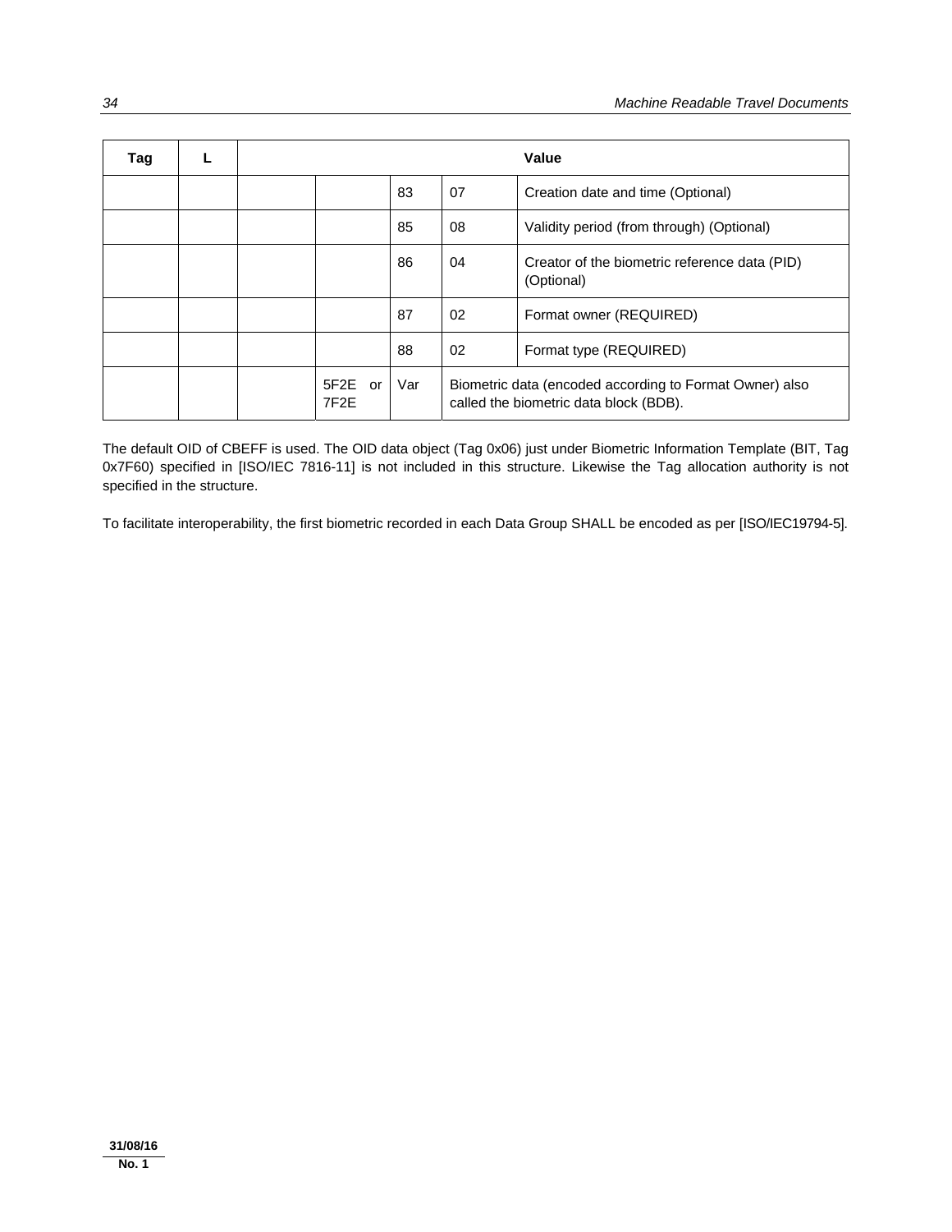| Tag | L | Value | | | | |
|---|---|---|---|---|---|---|
| | | | | 83 | 07 | Creation date and time (Optional) |
| | | | | 85 | 08 | Validity period (from through) (Optional) |
| | | | | 86 | 04 | Creator of the biometric reference data (PID) (Optional) |
| | | | | 87 | 02 | Format owner (REQUIRED) |
| | | | | 88 | 02 | Format type (REQUIRED) |
| | | | 5F2E or 7F2E | Var | Biometric data (encoded according to Format Owner) also called the biometric data block (BDB). | |

The default OID of CBEFF is used. The OID data object (Tag 0x06) just under Biometric Information Template (BIT, Tag 0x7F60) specified in [ISO/IEC 7816-11] is not included in this structure. Likewise the Tag allocation authority is not specified in the structure.

To facilitate interoperability, the first biometric recorded in each Data Group SHALL be encoded as per [ISO/IEC19794-5].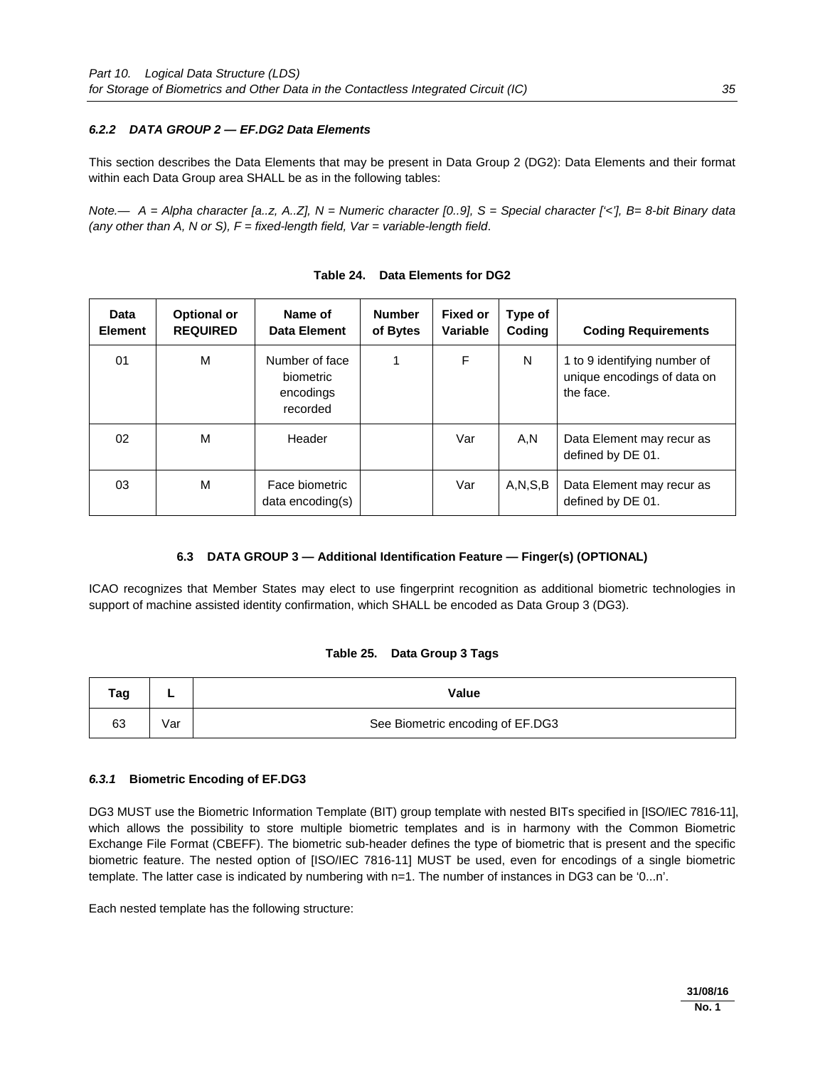### *6.2.2 DATA GROUP 2 — EF.DG2 Data Elements*

This section describes the Data Elements that may be present in Data Group 2 (DG2): Data Elements and their format within each Data Group area SHALL be as in the following tables:

*Note.— A = Alpha character [a..z, A..Z], N = Numeric character [0..9], S = Special character ['<'], B= 8-bit Binary data (any other than A, N or S), F = fixed-length field, Var = variable-length field*.

**Table 24. Data Elements for DG2**

| Data Element | Optional or REQUIRED | Name of Data Element | Number of Bytes | Fixed or Variable | Type of Coding | Coding Requirements |
|---|---|---|---|---|---|---|
| 01 | M | Number of face biometric encodings recorded | 1 | F | N | 1 to 9 identifying number of unique encodings of data on the face. |
| 02 | M | Header | | Var | A,N | Data Element may recur as defined by DE 01. |
| 03 | M | Face biometric data encoding(s) | | Var | A,N,S,B | Data Element may recur as defined by DE 01. |

## 6.3 DATA GROUP 3 — Additional Identification Feature — Finger(s) (OPTIONAL)

ICAO recognizes that Member States may elect to use fingerprint recognition as additional biometric technologies in support of machine assisted identity confirmation, which SHALL be encoded as Data Group 3 (DG3).

**Table 25. Data Group 3 Tags**

| Tag | L | Value |
|---|---|---|
| 63 | Var | See Biometric encoding of EF.DG3 |

### *6.3.1* Biometric Encoding of EF.DG3

DG3 MUST use the Biometric Information Template (BIT) group template with nested BITs specified in [ISO/IEC 7816-11], which allows the possibility to store multiple biometric templates and is in harmony with the Common Biometric Exchange File Format (CBEFF). The biometric sub-header defines the type of biometric that is present and the specific biometric feature. The nested option of [ISO/IEC 7816-11] MUST be used, even for encodings of a single biometric template. The latter case is indicated by numbering with n=1. The number of instances in DG3 can be '0...n'.

Each nested template has the following structure: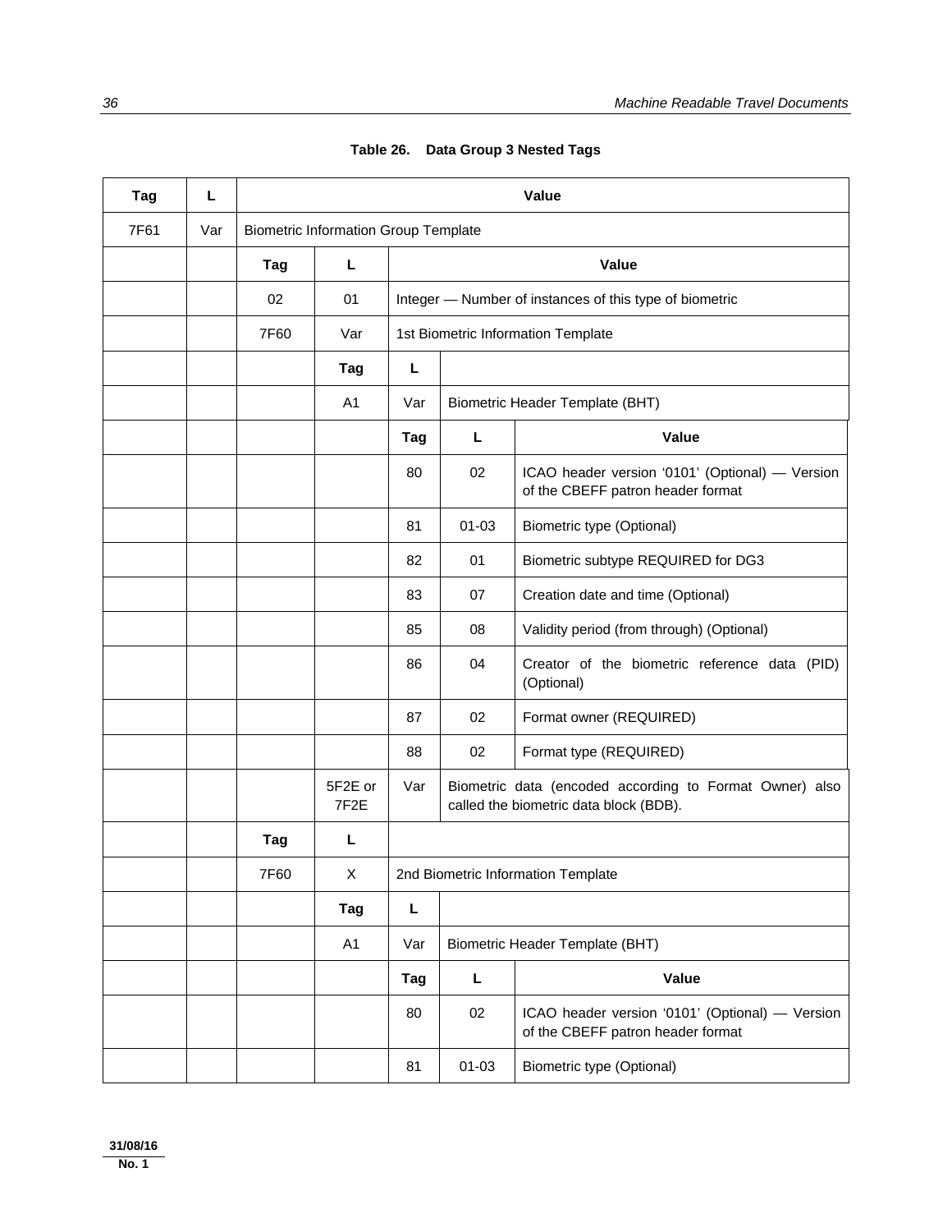**Table 26. Data Group 3 Nested Tags**

| Tag | L | Value | | | | |
|---|---|---|---|---|---|---|
| 7F61 | Var | Biometric Information Group Template | | | | |
| | | Tag | L | Value | | |
| | | 02 | 01 | Integer — Number of instances of this type of biometric | | |
| | | 7F60 | Var | 1st Biometric Information Template | | |
| | | | Tag | L | | |
| | | | A1 | Var | Biometric Header Template (BHT) | |
| | | | | Tag | L | Value |
| | | | | 80 | 02 | ICAO header version '0101' (Optional) — Version of the CBEFF patron header format |
| | | | | 81 | 01-03 | Biometric type (Optional) |
| | | | | 82 | 01 | Biometric subtype REQUIRED for DG3 |
| | | | | 83 | 07 | Creation date and time (Optional) |
| | | | | 85 | 08 | Validity period (from through) (Optional) |
| | | | | 86 | 04 | Creator of the biometric reference data (PID) (Optional) |
| | | | | 87 | 02 | Format owner (REQUIRED) |
| | | | | 88 | 02 | Format type (REQUIRED) |
| | | | 5F2E or 7F2E | Var | Biometric data (encoded according to Format Owner) also called the biometric data block (BDB). | |
| | | Tag | L | | | |
| | | 7F60 | X | 2nd Biometric Information Template | | |
| | | | Tag | L | | |
| | | | A1 | Var | Biometric Header Template (BHT) | |
| | | | | Tag | L | Value |
| | | | | 80 | 02 | ICAO header version '0101' (Optional) — Version of the CBEFF patron header format |
| | | | | 81 | 01-03 | Biometric type (Optional) |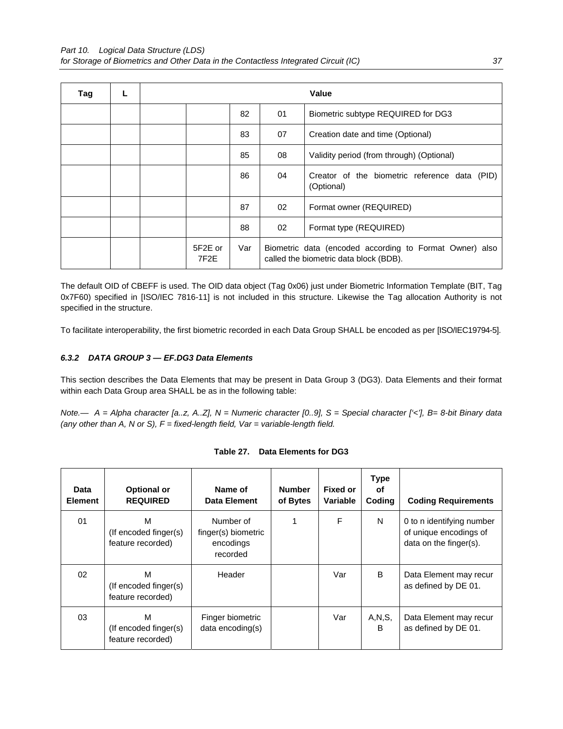| Tag | L | Value | | | | |
|---|---|---|---|---|---|---|
| | | | | 82 | 01 | Biometric subtype REQUIRED for DG3 |
| | | | | 83 | 07 | Creation date and time (Optional) |
| | | | | 85 | 08 | Validity period (from through) (Optional) |
| | | | | 86 | 04 | Creator of the biometric reference data (PID) (Optional) |
| | | | | 87 | 02 | Format owner (REQUIRED) |
| | | | | 88 | 02 | Format type (REQUIRED) |
| | | | 5F2E or 7F2E | Var | Biometric data (encoded according to Format Owner) also called the biometric data block (BDB). | |

The default OID of CBEFF is used. The OID data object (Tag 0x06) just under Biometric Information Template (BIT, Tag 0x7F60) specified in [ISO/IEC 7816-11] is not included in this structure. Likewise the Tag allocation Authority is not specified in the structure.

To facilitate interoperability, the first biometric recorded in each Data Group SHALL be encoded as per [ISO/IEC19794-5].

#### *6.3.2 DATA GROUP 3 — EF.DG3 Data Elements*

This section describes the Data Elements that may be present in Data Group 3 (DG3). Data Elements and their format within each Data Group area SHALL be as in the following table:

*Note.— A = Alpha character [a..z, A..Z], N = Numeric character [0..9], S = Special character ['<'], B= 8-bit Binary data (any other than A, N or S), F = fixed-length field, Var = variable-length field.*

**Table 27. Data Elements for DG3**

| Data Element | Optional or REQUIRED | Name of Data Element | Number of Bytes | Fixed or Variable | Type of Coding | Coding Requirements |
|---|---|---|---|---|---|---|
| 01 | M (If encoded finger(s) feature recorded) | Number of finger(s) biometric encodings recorded | 1 | F | N | 0 to n identifying number of unique encodings of data on the finger(s). |
| 02 | M (If encoded finger(s) feature recorded) | Header | | Var | B | Data Element may recur as defined by DE 01. |
| 03 | M (If encoded finger(s) feature recorded) | Finger biometric data encoding(s) | | Var | A,N,S, B | Data Element may recur as defined by DE 01. |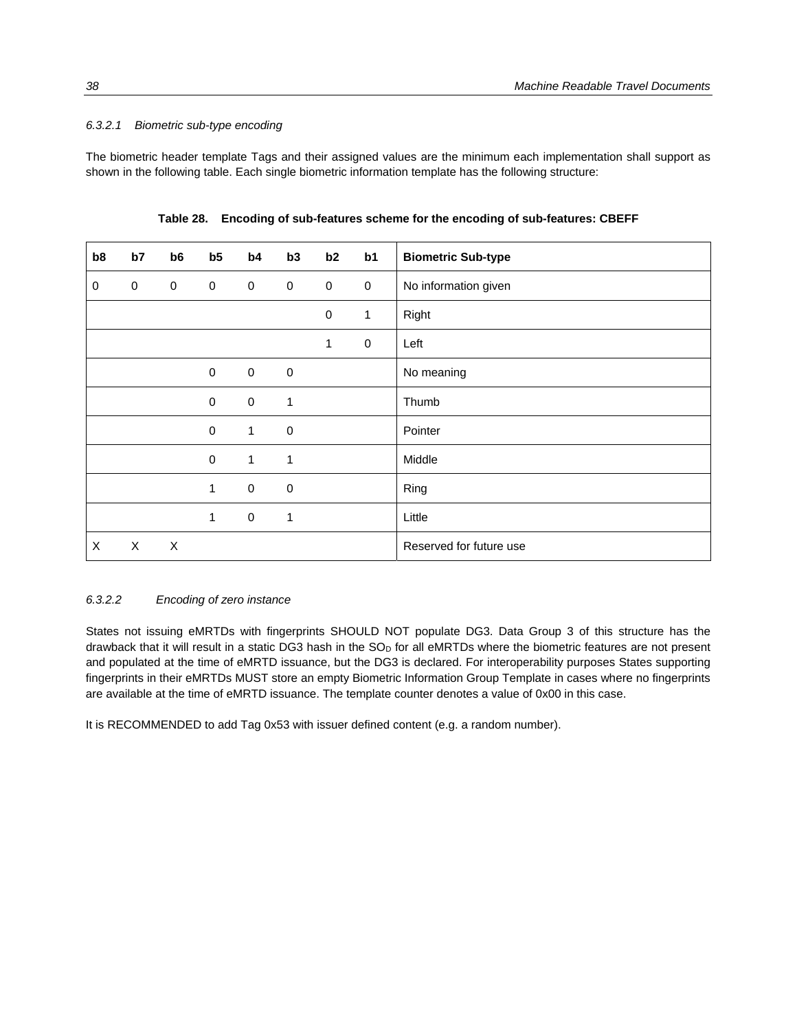#### 6.3.2.1 Biometric sub-type encoding

The biometric header template Tags and their assigned values are the minimum each implementation shall support as shown in the following table. Each single biometric information template has the following structure:

**Table 28. Encoding of sub-features scheme for the encoding of sub-features: CBEFF**

| b8 | b7 | b6 | b5 | b4 | b3 | b2 | b1 | Biometric Sub-type |
|---|---|---|---|---|---|---|---|---|
| 0 | 0 | 0 | 0 | 0 | 0 | 0 | 0 | No information given |
| | | | | | | 0 | 1 | Right |
| | | | | | | 1 | 0 | Left |
| | | | 0 | 0 | 0 | | | No meaning |
| | | | 0 | 0 | 1 | | | Thumb |
| | | | 0 | 1 | 0 | | | Pointer |
| | | | 0 | 1 | 1 | | | Middle |
| | | | 1 | 0 | 0 | | | Ring |
| | | | 1 | 0 | 1 | | | Little |
| X | X | X | | | | | | Reserved for future use |

#### 6.3.2.2 Encoding of zero instance

States not issuing eMRTDs with fingerprints SHOULD NOT populate DG3. Data Group 3 of this structure has the drawback that it will result in a static DG3 hash in the $SO_D$ for all eMRTDs where the biometric features are not present and populated at the time of eMRTD issuance, but the DG3 is declared. For interoperability purposes States supporting fingerprints in their eMRTDs MUST store an empty Biometric Information Group Template in cases where no fingerprints are available at the time of eMRTD issuance. The template counter denotes a value of 0x00 in this case.

It is RECOMMENDED to add Tag 0x53 with issuer defined content (e.g. a random number).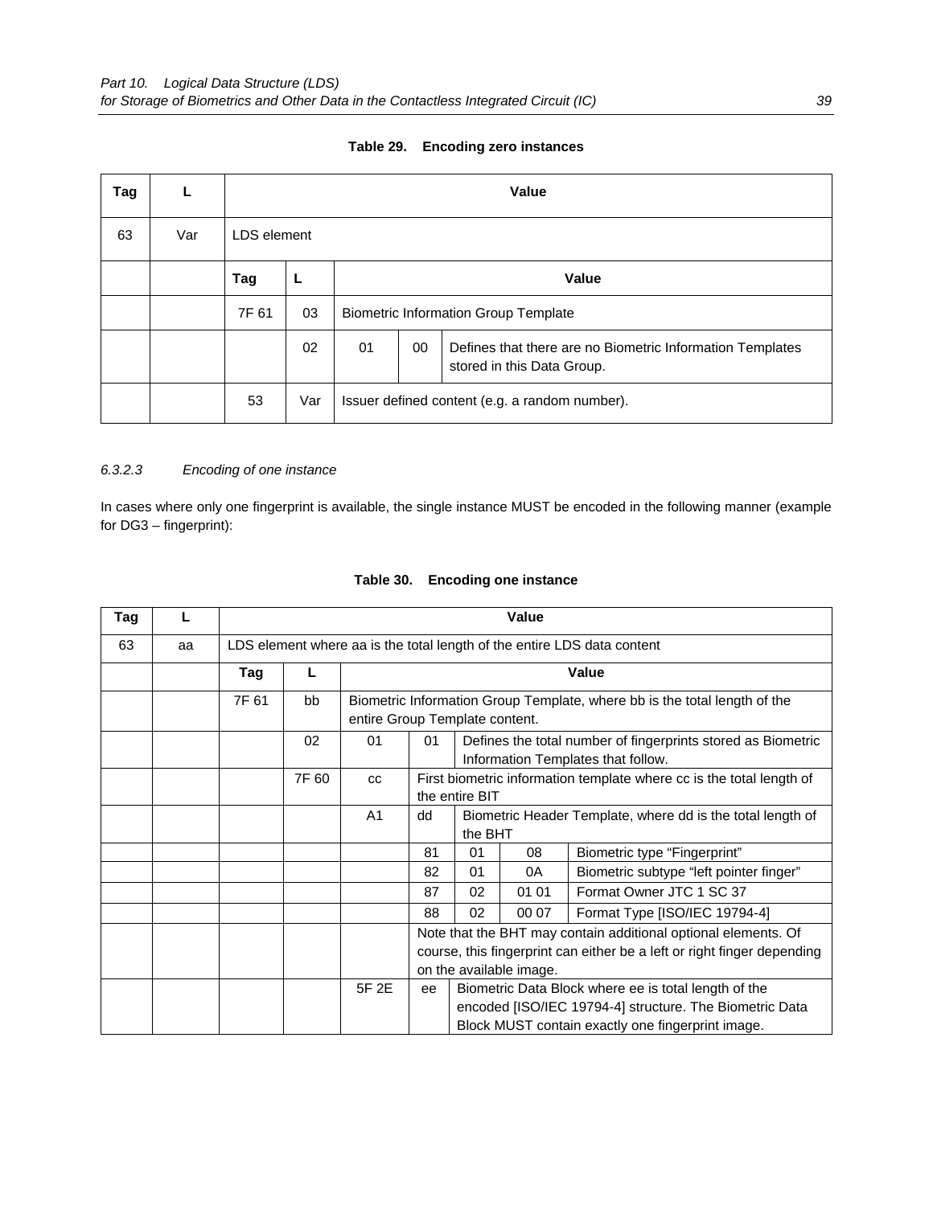**Table 29. Encoding zero instances**

| Tag | L | Value | | | | |
|---|---|---|---|---|---|---|
| 63 | Var | LDS element | | | | |
| | | Tag | L | Value | | |
| | | 7F 61 | 03 | Biometric Information Group Template | | |
| | | | 02 | 01 | 00 | Defines that there are no Biometric Information Templates stored in this Data Group. |
| | | 53 | Var | Issuer defined content (e.g. a random number). | | |

#### 6.3.2.3 Encoding of one instance

In cases where only one fingerprint is available, the single instance MUST be encoded in the following manner (example for DG3 – fingerprint):

**Table 30. Encoding one instance**

| Tag | L | Value | | | | | | |
|---|---|---|---|---|---|---|---|---|
| 63 | aa | LDS element where aa is the total length of the entire LDS data content | | | | | | |
| | | Tag | L | Value | | | | |
| | | 7F 61 | bb | Biometric Information Group Template, where bb is the total length of the entire Group Template content. | | | | |
| | | | 02 | 01 | 01 | Defines the total number of fingerprints stored as Biometric Information Templates that follow. | | |
| | | | 7F 60 | cc | First biometric information template where cc is the total length of the entire BIT | | | |
| | | | | A1 | dd | Biometric Header Template, where dd is the total length of the BHT | | |
| | | | | | 81 | 01 | 08 | Biometric type "Fingerprint" |
| | | | | | 82 | 01 | 0A | Biometric subtype "left pointer finger" |
| | | | | | 87 | 02 | 01 01 | Format Owner JTC 1 SC 37 |
| | | | | | 88 | 02 | 00 07 | Format Type [ISO/IEC 19794-4] |
| | | | | | Note that the BHT may contain additional optional elements. Of course, this fingerprint can either be a left or right finger depending on the available image. | | | |
| | | | | 5F 2E | ee | Biometric Data Block where ee is total length of the encoded [ISO/IEC 19794-4] structure. The Biometric Data Block MUST contain exactly one fingerprint image. | | |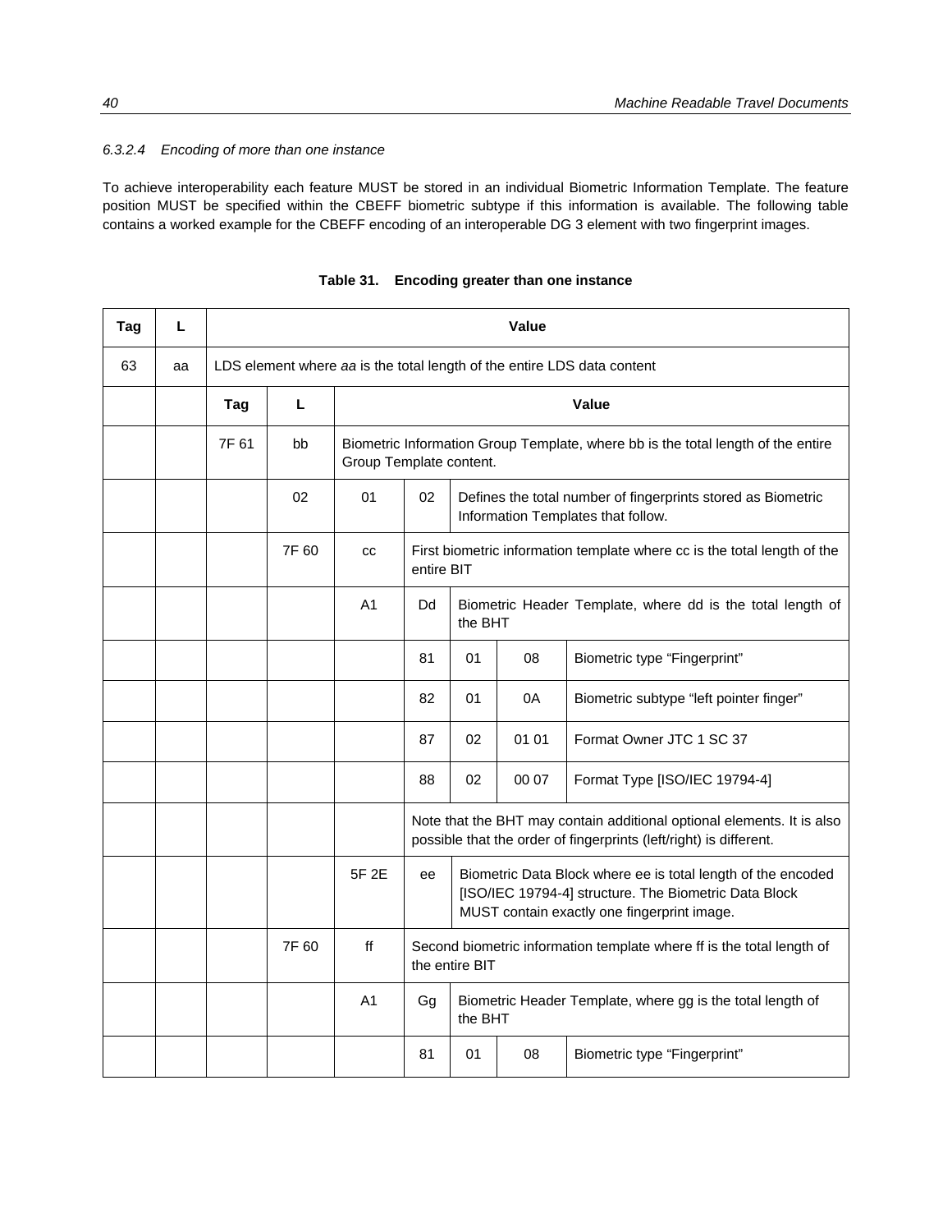#### 6.3.2.4 Encoding of more than one instance

To achieve interoperability each feature MUST be stored in an individual Biometric Information Template. The feature position MUST be specified within the CBEFF biometric subtype if this information is available. The following table contains a worked example for the CBEFF encoding of an interoperable DG 3 element with two fingerprint images.

**Table 31. Encoding greater than one instance**

| Tag | L | Value | | | | | | |
|---|---|---|---|---|---|---|---|---|
| 63 | aa | LDS element where *aa* is the total length of the entire LDS data content | | | | | | |
| | | **Tag** | **L** | **Value** | | | | |
| | | 7F 61 | bb | Biometric Information Group Template, where bb is the total length of the entire Group Template content. | | | | |
| | | | 02 | 01 | 02 | Defines the total number of fingerprints stored as Biometric Information Templates that follow. | | |
| | | | 7F 60 | cc | First biometric information template where cc is the total length of the entire BIT | | | |
| | | | | A1 | Dd | Biometric Header Template, where dd is the total length of the BHT | | |
| | | | | | 81 | 01 | 08 | Biometric type “Fingerprint” |
| | | | | | 82 | 01 | 0A | Biometric subtype “left pointer finger” |
| | | | | | 87 | 02 | 01 01 | Format Owner JTC 1 SC 37 |
| | | | | | 88 | 02 | 00 07 | Format Type [ISO/IEC 19794-4] |
| | | | | | Note that the BHT may contain additional optional elements. It is also possible that the order of fingerprints (left/right) is different. | | | |
| | | | | 5F 2E | ee | Biometric Data Block where ee is total length of the encoded [ISO/IEC 19794-4] structure. The Biometric Data Block MUST contain exactly one fingerprint image. | | |
| | | | 7F 60 | ff | Second biometric information template where ff is the total length of the entire BIT | | | |
| | | | | A1 | Gg | Biometric Header Template, where gg is the total length of the BHT | | |
| | | | | | 81 | 01 | 08 | Biometric type “Fingerprint” |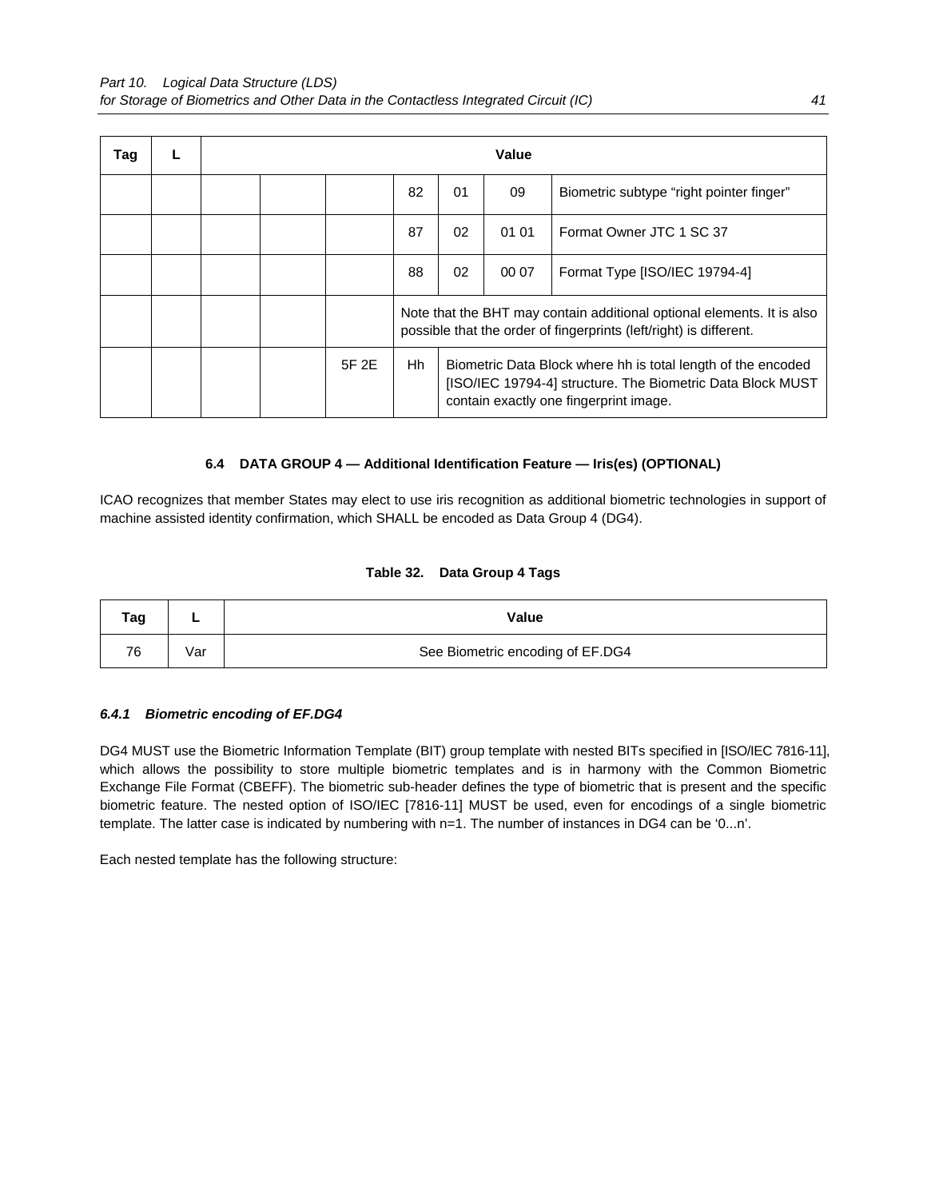| Tag | L | Value | | | | | | |
|---|---|---|---|---|---|---|---|---|
| | | | | | 82 | 01 | 09 | Biometric subtype "right pointer finger" |
| | | | | | 87 | 02 | 01 01 | Format Owner JTC 1 SC 37 |
| | | | | | 88 | 02 | 00 07 | Format Type [ISO/IEC 19794-4] |
| | | | | | Note that the BHT may contain additional optional elements. It is also possible that the order of fingerprints (left/right) is different. | | | |
| | | | | 5F 2E | Hh | Biometric Data Block where hh is total length of the encoded [ISO/IEC 19794-4] structure. The Biometric Data Block MUST contain exactly one fingerprint image. | | |

### 6.4 DATA GROUP 4 — Additional Identification Feature — Iris(es) (OPTIONAL)

ICAO recognizes that member States may elect to use iris recognition as additional biometric technologies in support of machine assisted identity confirmation, which SHALL be encoded as Data Group 4 (DG4).

**Table 32. Data Group 4 Tags**

| Tag | L | Value |
|---|---|---|
| 76 | Var | See Biometric encoding of EF.DG4 |

#### *6.4.1 Biometric encoding of EF.DG4*

DG4 MUST use the Biometric Information Template (BIT) group template with nested BITs specified in [ISO/IEC 7816-11], which allows the possibility to store multiple biometric templates and is in harmony with the Common Biometric Exchange File Format (CBEFF). The biometric sub-header defines the type of biometric that is present and the specific biometric feature. The nested option of ISO/IEC [7816-11] MUST be used, even for encodings of a single biometric template. The latter case is indicated by numbering with n=1. The number of instances in DG4 can be '0...n'.

Each nested template has the following structure: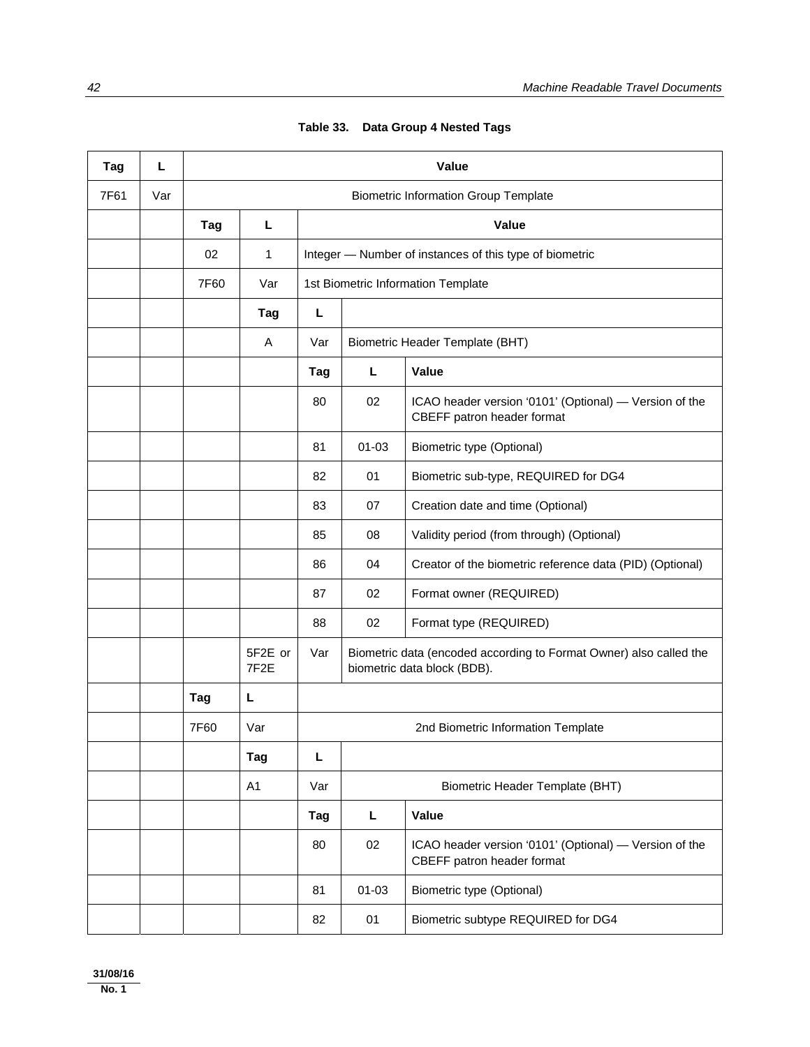**Table 33. Data Group 4 Nested Tags**

| Tag | L | Value | | | | |
|---|---|---|---|---|---|---|
| 7F61 | Var | Biometric Information Group Template | | | | |
| | | Tag | L | Value | | |
| | | 02 | 1 | Integer — Number of instances of this type of biometric | | |
| | | 7F60 | Var | 1st Biometric Information Template | | |
| | | | Tag | L | | |
| | | | A | Var | Biometric Header Template (BHT) | |
| | | | | Tag | L | Value |
| | | | | 80 | 02 | ICAO header version '0101' (Optional) — Version of the CBEFF patron header format |
| | | | | 81 | 01-03 | Biometric type (Optional) |
| | | | | 82 | 01 | Biometric sub-type, REQUIRED for DG4 |
| | | | | 83 | 07 | Creation date and time (Optional) |
| | | | | 85 | 08 | Validity period (from through) (Optional) |
| | | | | 86 | 04 | Creator of the biometric reference data (PID) (Optional) |
| | | | | 87 | 02 | Format owner (REQUIRED) |
| | | | | 88 | 02 | Format type (REQUIRED) |
| | | | 5F2E or 7F2E | Var | Biometric data (encoded according to Format Owner) also called the biometric data block (BDB). | |
| | | Tag | L | | | |
| | | 7F60 | Var | 2nd Biometric Information Template | | |
| | | | Tag | L | | |
| | | | A1 | Var | Biometric Header Template (BHT) | |
| | | | | Tag | L | Value |
| | | | | 80 | 02 | ICAO header version '0101' (Optional) — Version of the CBEFF patron header format |
| | | | | 81 | 01-03 | Biometric type (Optional) |
| | | | | 82 | 01 | Biometric subtype REQUIRED for DG4 |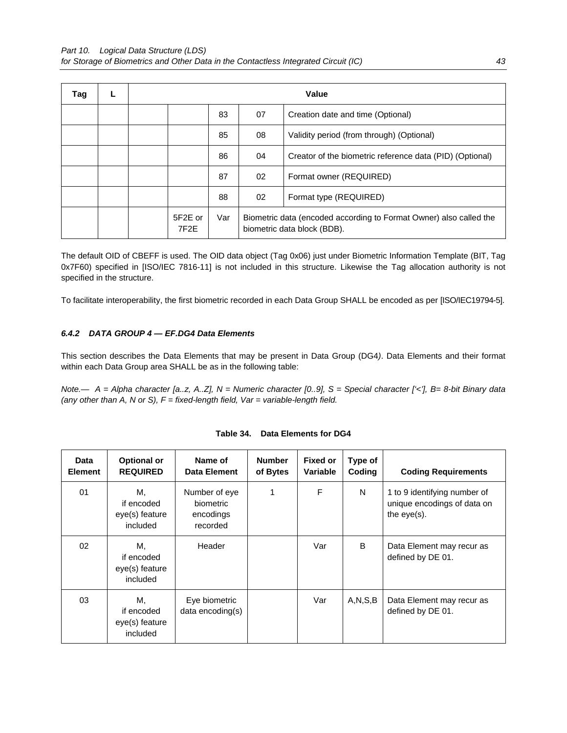| Tag | L | Value | | | | |
|---|---|---|---|---|---|---|
| | | | | 83 | 07 | Creation date and time (Optional) |
| | | | | 85 | 08 | Validity period (from through) (Optional) |
| | | | | 86 | 04 | Creator of the biometric reference data (PID) (Optional) |
| | | | | 87 | 02 | Format owner (REQUIRED) |
| | | | | 88 | 02 | Format type (REQUIRED) |
| | | | 5F2E or 7F2E | Var | Biometric data (encoded according to Format Owner) also called the biometric data block (BDB). | |

The default OID of CBEFF is used. The OID data object (Tag 0x06) just under Biometric Information Template (BIT, Tag 0x7F60) specified in [ISO/IEC 7816-11] is not included in this structure. Likewise the Tag allocation authority is not specified in the structure.

To facilitate interoperability, the first biometric recorded in each Data Group SHALL be encoded as per [ISO/IEC19794-5].

#### *6.4.2 DATA GROUP 4 — EF.DG4 Data Elements*

This section describes the Data Elements that may be present in Data Group (DG4*)*. Data Elements and their format within each Data Group area SHALL be as in the following table:

*Note.— A = Alpha character [a..z, A..Z], N = Numeric character [0..9], S = Special character ['<'], B= 8-bit Binary data (any other than A, N or S), F = fixed-length field, Var = variable-length field.*

**Table 34. Data Elements for DG4**

| Data Element | Optional or REQUIRED | Name of Data Element | Number of Bytes | Fixed or Variable | Type of Coding | Coding Requirements |
|---|---|---|---|---|---|---|
| 01 | M, if encoded eye(s) feature included | Number of eye biometric encodings recorded | 1 | F | N | 1 to 9 identifying number of unique encodings of data on the eye(s). |
| 02 | M, if encoded eye(s) feature included | Header | | Var | B | Data Element may recur as defined by DE 01. |
| 03 | M, if encoded eye(s) feature included | Eye biometric data encoding(s) | | Var | A,N,S,B | Data Element may recur as defined by DE 01. |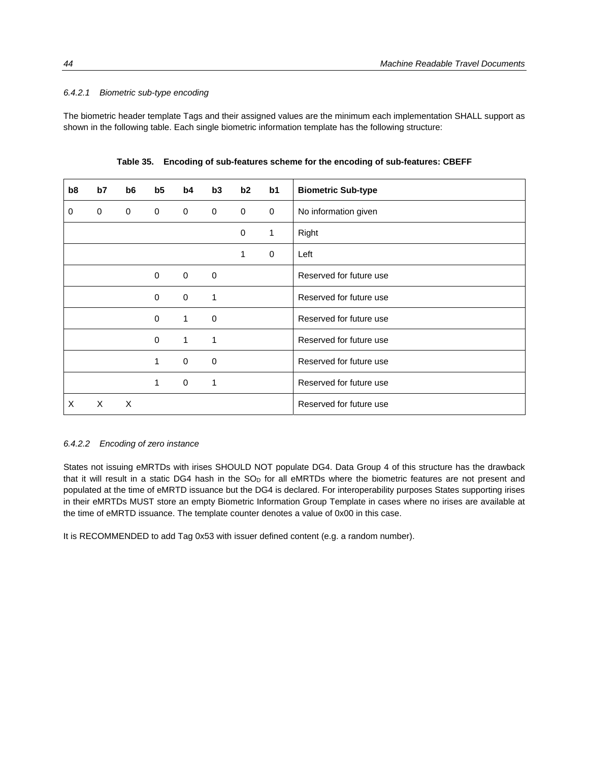#### 6.4.2.1 Biometric sub-type encoding

The biometric header template Tags and their assigned values are the minimum each implementation SHALL support as shown in the following table. Each single biometric information template has the following structure:

**Table 35. Encoding of sub-features scheme for the encoding of sub-features: CBEFF**

| b8 | b7 | b6 | b5 | b4 | b3 | b2 | b1 | Biometric Sub-type |
|---|---|---|---|---|---|---|---|---|
| 0 | 0 | 0 | 0 | 0 | 0 | 0 | 0 | No information given |
| | | | | | | 0 | 1 | Right |
| | | | | | | 1 | 0 | Left |
| | | | 0 | 0 | 0 | | | Reserved for future use |
| | | | 0 | 0 | 1 | | | Reserved for future use |
| | | | 0 | 1 | 0 | | | Reserved for future use |
| | | | 0 | 1 | 1 | | | Reserved for future use |
| | | | 1 | 0 | 0 | | | Reserved for future use |
| | | | 1 | 0 | 1 | | | Reserved for future use |
| X | X | X | | | | | | Reserved for future use |

#### 6.4.2.2 Encoding of zero instance

States not issuing eMRTDs with irises SHOULD NOT populate DG4. Data Group 4 of this structure has the drawback that it will result in a static DG4 hash in the $SO_D$ for all eMRTDs where the biometric features are not present and populated at the time of eMRTD issuance but the DG4 is declared. For interoperability purposes States supporting irises in their eMRTDs MUST store an empty Biometric Information Group Template in cases where no irises are available at the time of eMRTD issuance. The template counter denotes a value of 0x00 in this case.

It is RECOMMENDED to add Tag 0x53 with issuer defined content (e.g. a random number).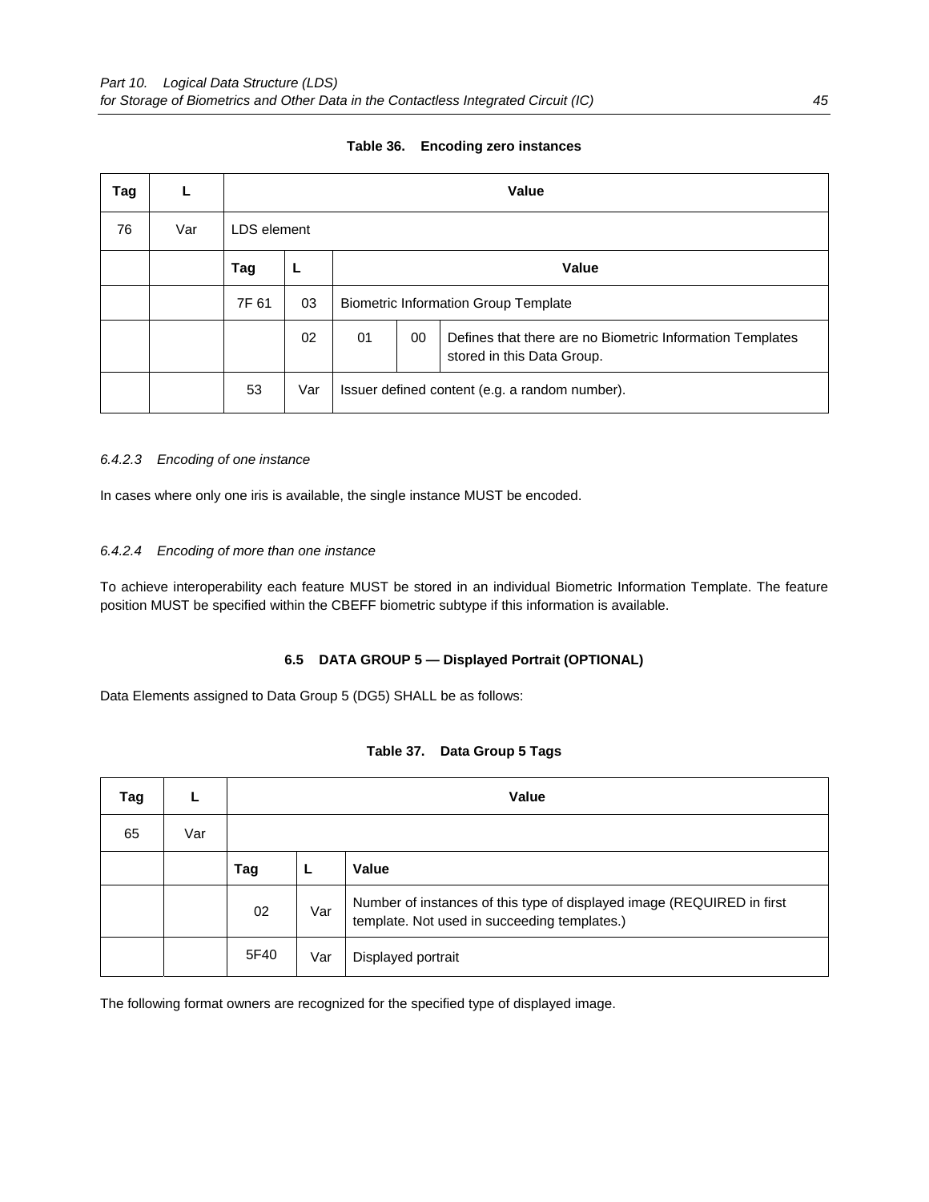**Table 36. Encoding zero instances**

| Tag | L | Value | | | | |
|---|---|---|---|---|---|---|
| 76 | Var | LDS element | | | | |
| | | Tag | L | Value | | |
| | | 7F 61 | 03 | Biometric Information Group Template | | |
| | | | 02 | 01 | 00 | Defines that there are no Biometric Information Templates stored in this Data Group. |
| | | 53 | Var | Issuer defined content (e.g. a random number). | | |

#### 6.4.2.3 Encoding of one instance

In cases where only one iris is available, the single instance MUST be encoded.

#### 6.4.2.4 Encoding of more than one instance

To achieve interoperability each feature MUST be stored in an individual Biometric Information Template. The feature position MUST be specified within the CBEFF biometric subtype if this information is available.

### 6.5 DATA GROUP 5 — Displayed Portrait (OPTIONAL)

Data Elements assigned to Data Group 5 (DG5) SHALL be as follows:

**Table 37. Data Group 5 Tags**

| Tag | L | Value | | |
|---|---|---|---|---|
| 65 | Var | | | |
| | | Tag | L | Value |
| | | 02 | Var | Number of instances of this type of displayed image (REQUIRED in first template. Not used in succeeding templates.) |
| | | 5F40 | Var | Displayed portrait |

The following format owners are recognized for the specified type of displayed image.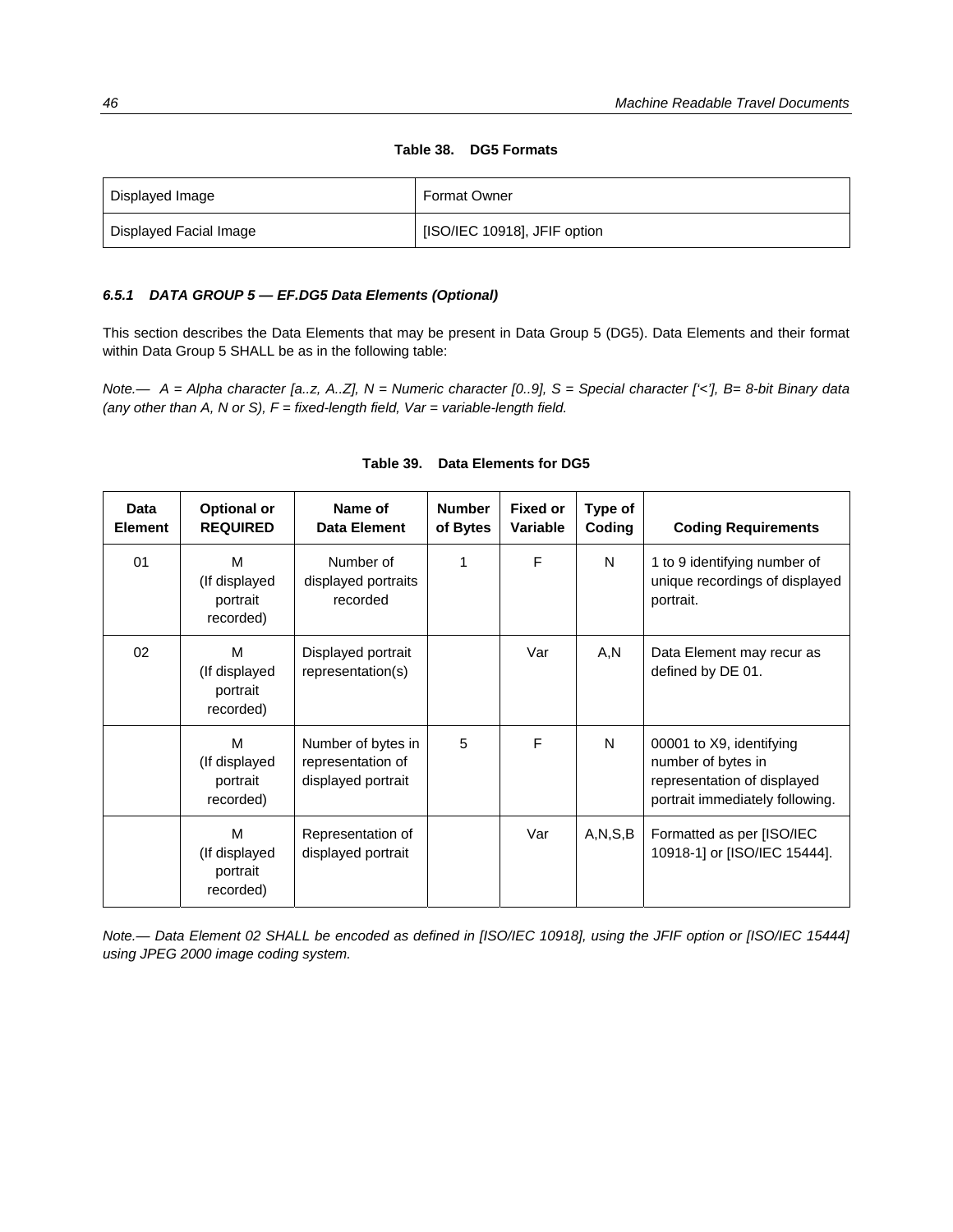**Table 38. DG5 Formats**

| Displayed Image | Format Owner |
| --- | --- |
| Displayed Facial Image | [ISO/IEC 10918], JFIF option |

### 6.5.1 DATA GROUP 5 — EF.DG5 Data Elements (Optional)

This section describes the Data Elements that may be present in Data Group 5 (DG5). Data Elements and their format within Data Group 5 SHALL be as in the following table:

*Note.— A = Alpha character [a..z, A..Z], N = Numeric character [0..9], S = Special character ['<'], B= 8-bit Binary data (any other than A, N or S), F = fixed-length field, Var = variable-length field.*

**Table 39. Data Elements for DG5**

| Data Element | Optional or REQUIRED | Name of Data Element | Number of Bytes | Fixed or Variable | Type of Coding | Coding Requirements |
| --- | --- | --- | --- | --- | --- | --- |
| 01 | M (If displayed portrait recorded) | Number of displayed portraits recorded | 1 | F | N | 1 to 9 identifying number of unique recordings of displayed portrait. |
| 02 | M (If displayed portrait recorded) | Displayed portrait representation(s) | | Var | A,N | Data Element may recur as defined by DE 01. |
| | M (If displayed portrait recorded) | Number of bytes in representation of displayed portrait | 5 | F | N | 00001 to X9, identifying number of bytes in representation of displayed portrait immediately following. |
| | M (If displayed portrait recorded) | Representation of displayed portrait | | Var | A,N,S,B | Formatted as per [ISO/IEC 10918-1] or [ISO/IEC 15444]. |

*Note.— Data Element 02 SHALL be encoded as defined in [ISO/IEC 10918], using the JFIF option or [ISO/IEC 15444] using JPEG 2000 image coding system.*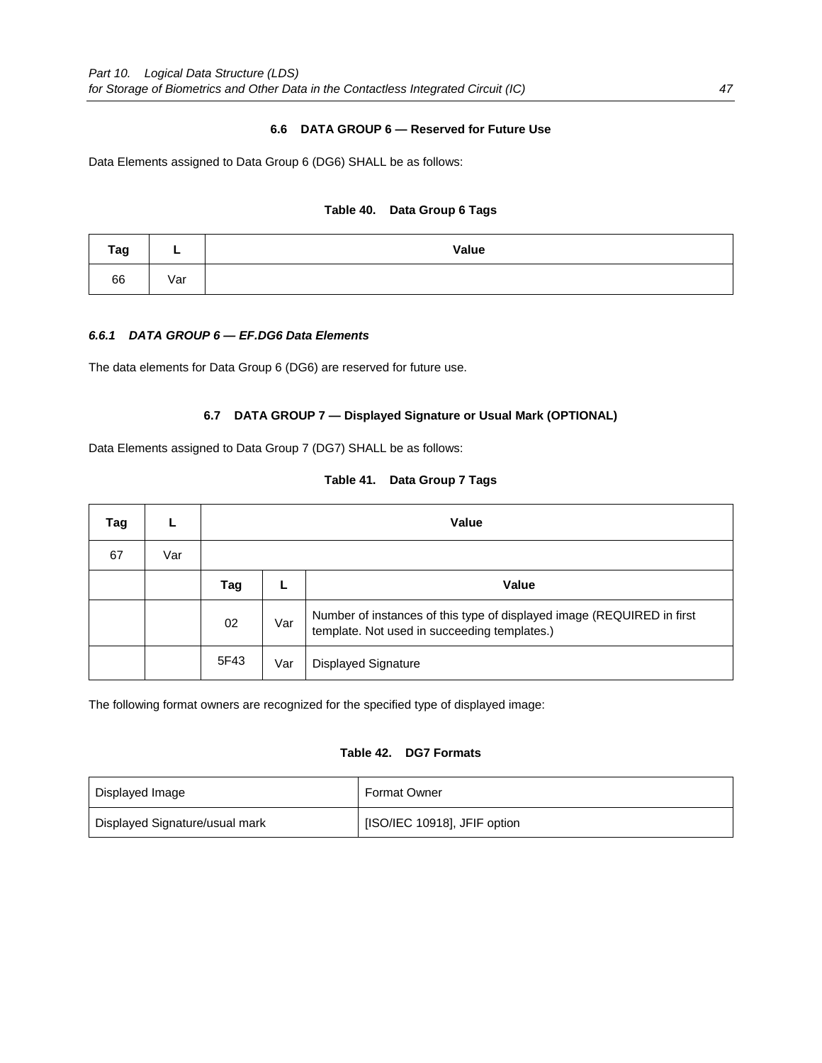### 6.6 DATA GROUP 6 — Reserved for Future Use

Data Elements assigned to Data Group 6 (DG6) SHALL be as follows:

**Table 40. Data Group 6 Tags**

| Tag | L | Value |
|---|---|---|
| 66 | Var | |

#### *6.6.1 DATA GROUP 6 — EF.DG6 Data Elements*

The data elements for Data Group 6 (DG6) are reserved for future use.

### 6.7 DATA GROUP 7 — Displayed Signature or Usual Mark (OPTIONAL)

Data Elements assigned to Data Group 7 (DG7) SHALL be as follows:

**Table 41. Data Group 7 Tags**

| Tag | L | Value | | |
|---|---|---|---|---|
| 67 | Var | | | |
| | | **Tag** | **L** | **Value** |
| | | 02 | Var | Number of instances of this type of displayed image (REQUIRED in first template. Not used in succeeding templates.) |
| | | 5F43 | Var | Displayed Signature |

The following format owners are recognized for the specified type of displayed image:

**Table 42. DG7 Formats**

| Displayed Image | Format Owner |
|---|---|
| Displayed Signature/usual mark | [ISO/IEC 10918], JFIF option |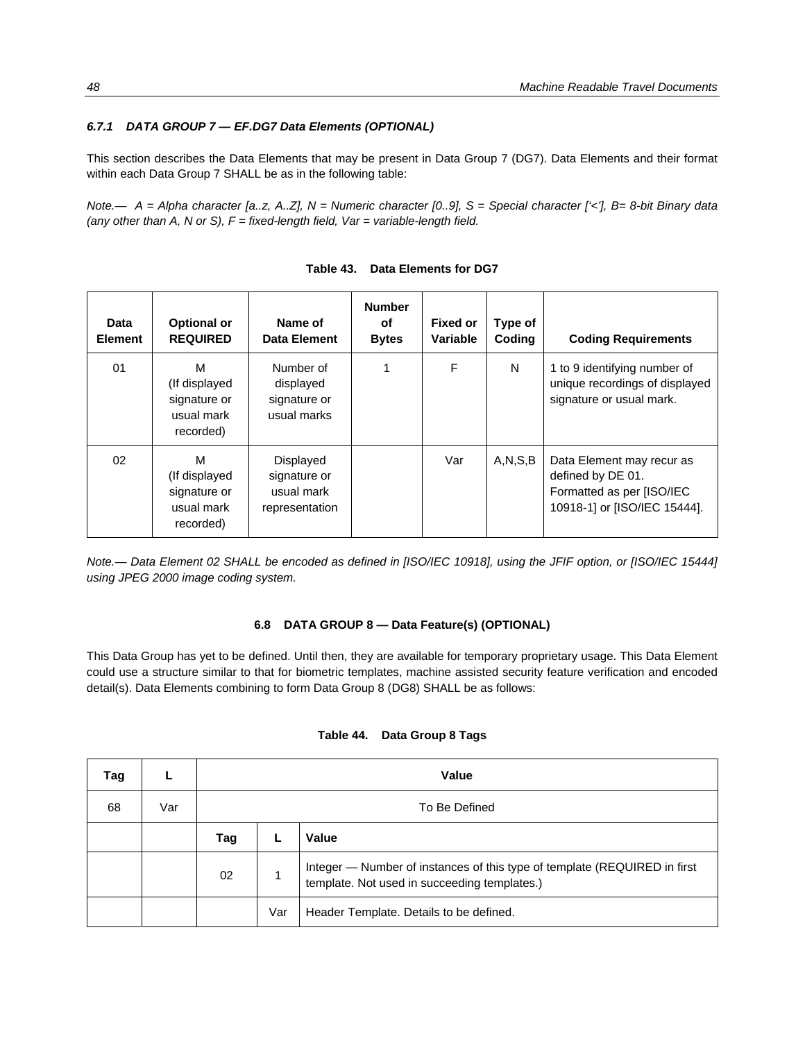### *6.7.1 DATA GROUP 7 — EF.DG7 Data Elements (OPTIONAL)*

This section describes the Data Elements that may be present in Data Group 7 (DG7). Data Elements and their format within each Data Group 7 SHALL be as in the following table:

*Note.— A = Alpha character [a..z, A..Z], N = Numeric character [0..9], S = Special character ['<'], B= 8-bit Binary data (any other than A, N or S), F = fixed-length field, Var = variable-length field.*

**Table 43. Data Elements for DG7**

| Data Element | Optional or REQUIRED | Name of Data Element | Number of Bytes | Fixed or Variable | Type of Coding | Coding Requirements |
|---|---|---|---|---|---|---|
| 01 | M (If displayed signature or usual mark recorded) | Number of displayed signature or usual marks | 1 | F | N | 1 to 9 identifying number of unique recordings of displayed signature or usual mark. |
| 02 | M (If displayed signature or usual mark recorded) | Displayed signature or usual mark representation | | Var | A,N,S,B | Data Element may recur as defined by DE 01. Formatted as per [ISO/IEC 10918-1] or [ISO/IEC 15444]. |

*Note.— Data Element 02 SHALL be encoded as defined in [ISO/IEC 10918], using the JFIF option, or [ISO/IEC 15444] using JPEG 2000 image coding system.*

## 6.8 DATA GROUP 8 — Data Feature(s) (OPTIONAL)

This Data Group has yet to be defined. Until then, they are available for temporary proprietary usage. This Data Element could use a structure similar to that for biometric templates, machine assisted security feature verification and encoded detail(s). Data Elements combining to form Data Group 8 (DG8) SHALL be as follows:

**Table 44. Data Group 8 Tags**

| Tag | L | Value | | |
|---|---|---|---|---|
| 68 | Var | To Be Defined | | |
| | | **Tag** | **L** | **Value** |
| | | 02 | 1 | Integer — Number of instances of this type of template (REQUIRED in first template. Not used in succeeding templates.) |
| | | | Var | Header Template. Details to be defined. |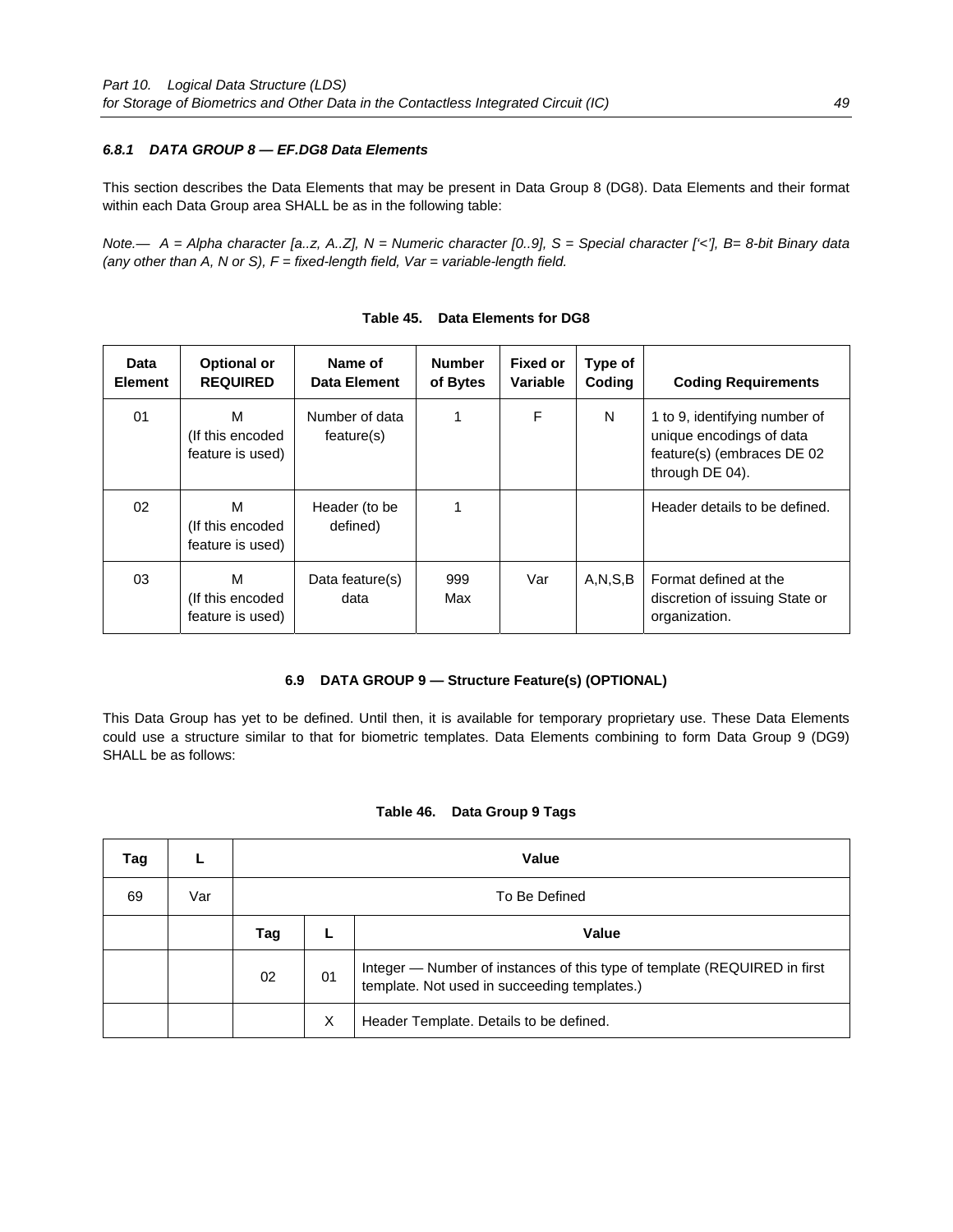#### *6.8.1 DATA GROUP 8 — EF.DG8 Data Elements*

This section describes the Data Elements that may be present in Data Group 8 (DG8). Data Elements and their format within each Data Group area SHALL be as in the following table:

*Note.— A = Alpha character [a..z, A..Z], N = Numeric character [0..9], S = Special character ['<'], B= 8-bit Binary data (any other than A, N or S), F = fixed-length field, Var = variable-length field.*

**Table 45. Data Elements for DG8**

| Data Element | Optional or REQUIRED | Name of Data Element | Number of Bytes | Fixed or Variable | Type of Coding | Coding Requirements |
|---|---|---|---|---|---|---|
| 01 | M (If this encoded feature is used) | Number of data feature(s) | 1 | F | N | 1 to 9, identifying number of unique encodings of data feature(s) (embraces DE 02 through DE 04). |
| 02 | M (If this encoded feature is used) | Header (to be defined) | 1 | | | Header details to be defined. |
| 03 | M (If this encoded feature is used) | Data feature(s) data | 999 Max | Var | A,N,S,B | Format defined at the discretion of issuing State or organization. |

### 6.9 DATA GROUP 9 — Structure Feature(s) (OPTIONAL)

This Data Group has yet to be defined. Until then, it is available for temporary proprietary use. These Data Elements could use a structure similar to that for biometric templates. Data Elements combining to form Data Group 9 (DG9) SHALL be as follows:

**Table 46. Data Group 9 Tags**

| Tag | L | Value | | |
|---|---|---|---|---|
| 69 | Var | To Be Defined | | |
| | | Tag | L | Value |
| | | 02 | 01 | Integer — Number of instances of this type of template (REQUIRED in first template. Not used in succeeding templates.) |
| | | | X | Header Template. Details to be defined. |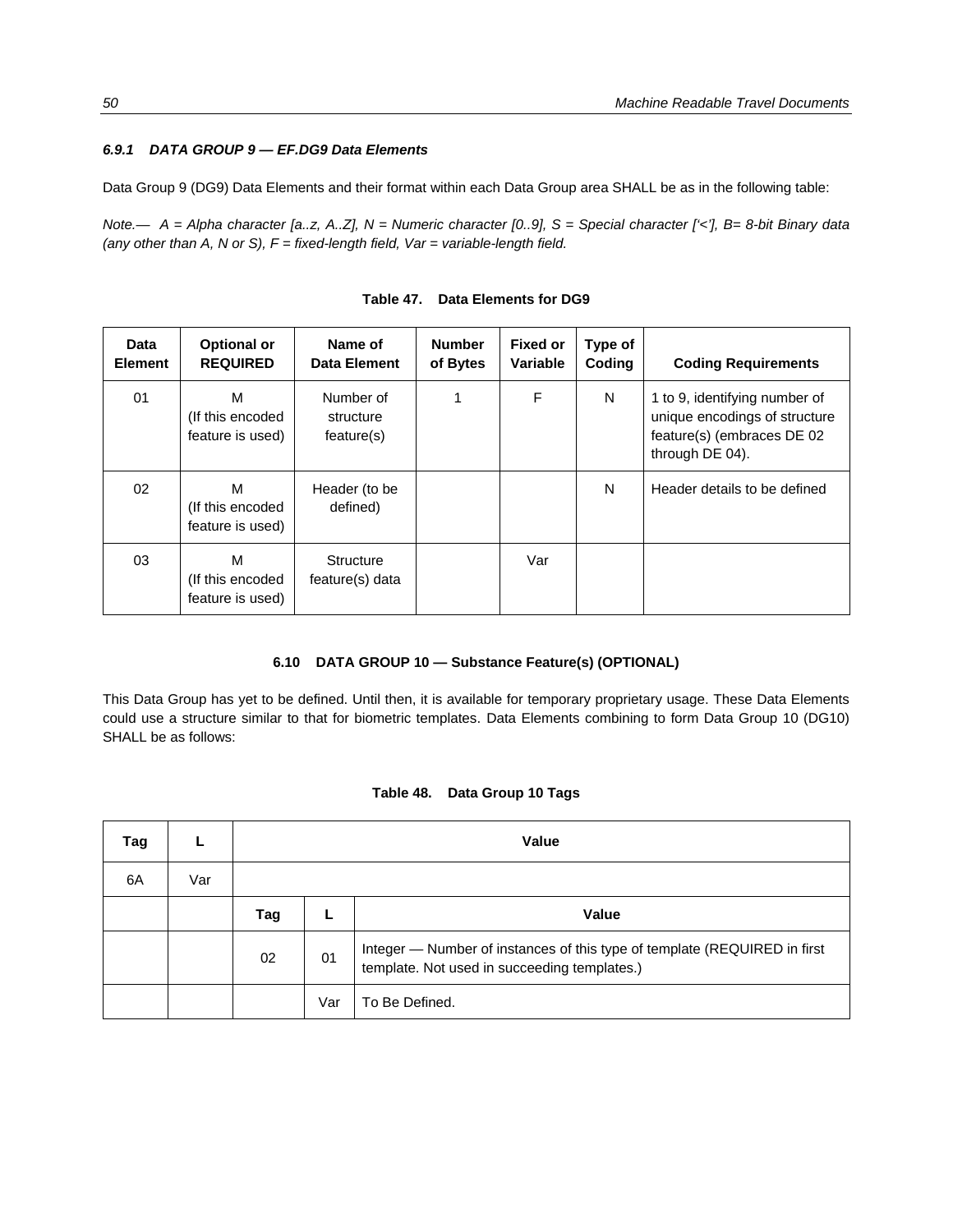#### *6.9.1 DATA GROUP 9 — EF.DG9 Data Elements*

Data Group 9 (DG9) Data Elements and their format within each Data Group area SHALL be as in the following table:

*Note.— A = Alpha character [a..z, A..Z], N = Numeric character [0..9], S = Special character ['<'], B= 8-bit Binary data (any other than A, N or S), F = fixed-length field, Var = variable-length field.*

**Table 47. Data Elements for DG9**

| Data Element | Optional or REQUIRED | Name of Data Element | Number of Bytes | Fixed or Variable | Type of Coding | Coding Requirements |
|---|---|---|---|---|---|---|
| 01 | M (If this encoded feature is used) | Number of structure feature(s) | 1 | F | N | 1 to 9, identifying number of unique encodings of structure feature(s) (embraces DE 02 through DE 04). |
| 02 | M (If this encoded feature is used) | Header (to be defined) | | | N | Header details to be defined |
| 03 | M (If this encoded feature is used) | Structure feature(s) data | | Var | | |

### 6.10 DATA GROUP 10 — Substance Feature(s) (OPTIONAL)

This Data Group has yet to be defined. Until then, it is available for temporary proprietary usage. These Data Elements could use a structure similar to that for biometric templates. Data Elements combining to form Data Group 10 (DG10) SHALL be as follows:

**Table 48. Data Group 10 Tags**

| Tag | L | Value | | |
|---|---|---|---|---|
| 6A | Var | | | |
| | | **Tag** | **L** | **Value** |
| | | 02 | 01 | Integer — Number of instances of this type of template (REQUIRED in first template. Not used in succeeding templates.) |
| | | | Var | To Be Defined. |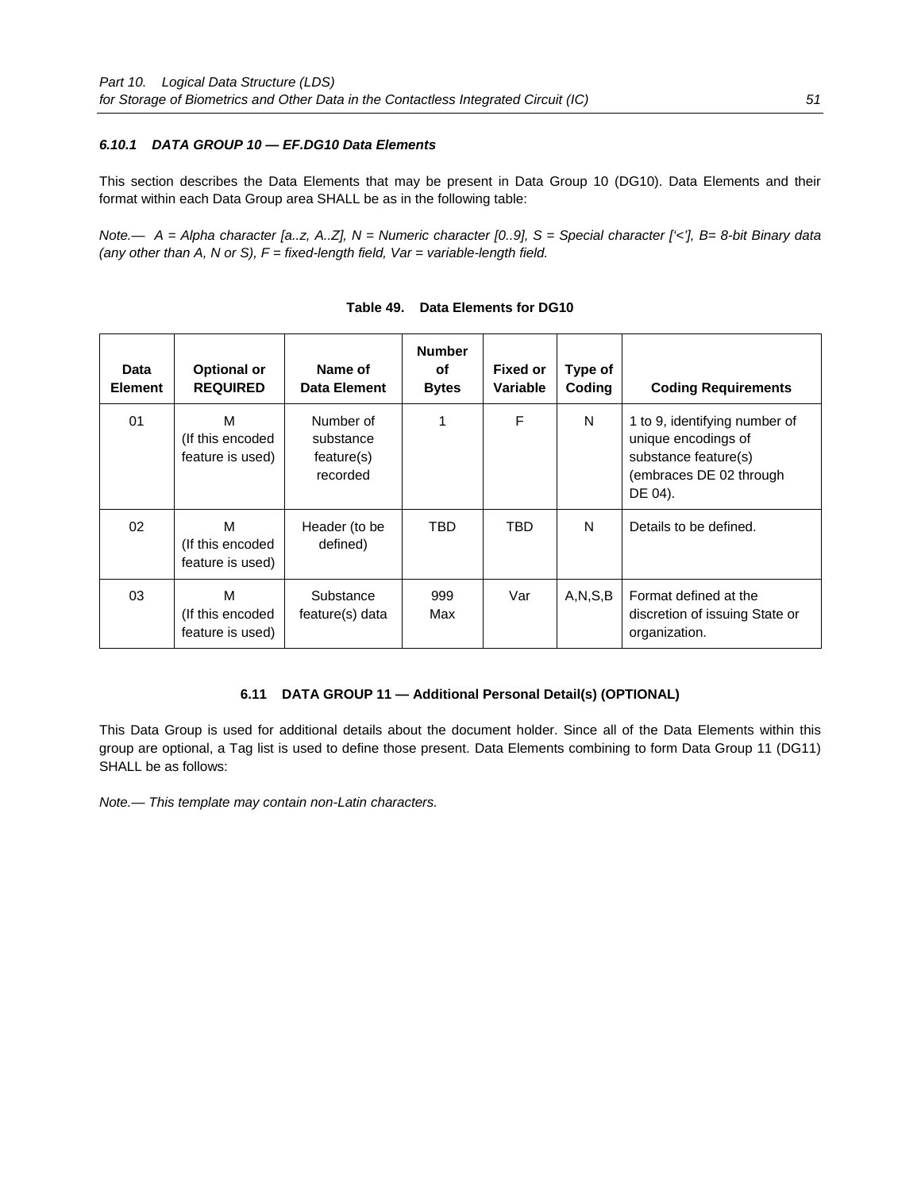#### *6.10.1 DATA GROUP 10 — EF.DG10 Data Elements*

This section describes the Data Elements that may be present in Data Group 10 (DG10). Data Elements and their format within each Data Group area SHALL be as in the following table:

*Note.— A = Alpha character [a..z, A..Z], N = Numeric character [0..9], S = Special character ['<'], B= 8-bit Binary data (any other than A, N or S), F = fixed-length field, Var = variable-length field.*

**Table 49. Data Elements for DG10**

| Data Element | Optional or REQUIRED | Name of Data Element | Number of Bytes | Fixed or Variable | Type of Coding | Coding Requirements |
|---|---|---|---|---|---|---|
| 01 | M (If this encoded feature is used) | Number of substance feature(s) recorded | 1 | F | N | 1 to 9, identifying number of unique encodings of substance feature(s) (embraces DE 02 through DE 04). |
| 02 | M (If this encoded feature is used) | Header (to be defined) | TBD | TBD | N | Details to be defined. |
| 03 | M (If this encoded feature is used) | Substance feature(s) data | 999 Max | Var | A,N,S,B | Format defined at the discretion of issuing State or organization. |

### 6.11 DATA GROUP 11 — Additional Personal Detail(s) (OPTIONAL)

This Data Group is used for additional details about the document holder. Since all of the Data Elements within this group are optional, a Tag list is used to define those present. Data Elements combining to form Data Group 11 (DG11) SHALL be as follows:

*Note.— This template may contain non-Latin characters.*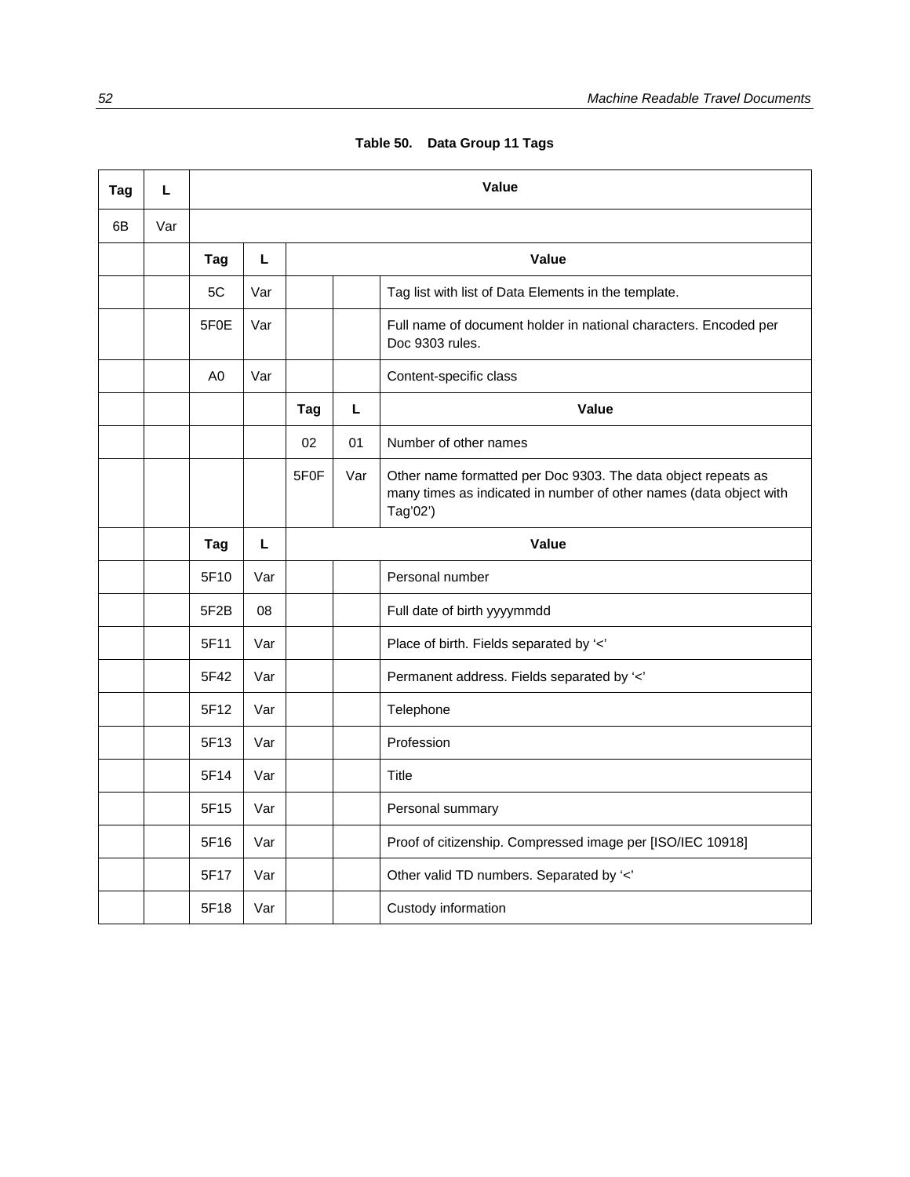**Table 50. Data Group 11 Tags**

| Tag | L | Value | | | | |
|---|---|---|---|---|---|---|
| 6B | Var | | | | | |
| | | Tag | L | Value | | |
| | | 5C | Var | | | Tag list with list of Data Elements in the template. |
| | | 5F0E | Var | | | Full name of document holder in national characters. Encoded per Doc 9303 rules. |
| | | A0 | Var | | | Content-specific class |
| | | | | Tag | L | Value |
| | | | | 02 | 01 | Number of other names |
| | | | | 5F0F | Var | Other name formatted per Doc 9303. The data object repeats as many times as indicated in number of other names (data object with Tag'02') |
| | | Tag | L | Value | | |
| | | 5F10 | Var | | | Personal number |
| | | 5F2B | 08 | | | Full date of birth yyyymmdd |
| | | 5F11 | Var | | | Place of birth. Fields separated by '<' |
| | | 5F42 | Var | | | Permanent address. Fields separated by '<' |
| | | 5F12 | Var | | | Telephone |
| | | 5F13 | Var | | | Profession |
| | | 5F14 | Var | | | Title |
| | | 5F15 | Var | | | Personal summary |
| | | 5F16 | Var | | | Proof of citizenship. Compressed image per [ISO/IEC 10918] |
| | | 5F17 | Var | | | Other valid TD numbers. Separated by '<' |
| | | 5F18 | Var | | | Custody information |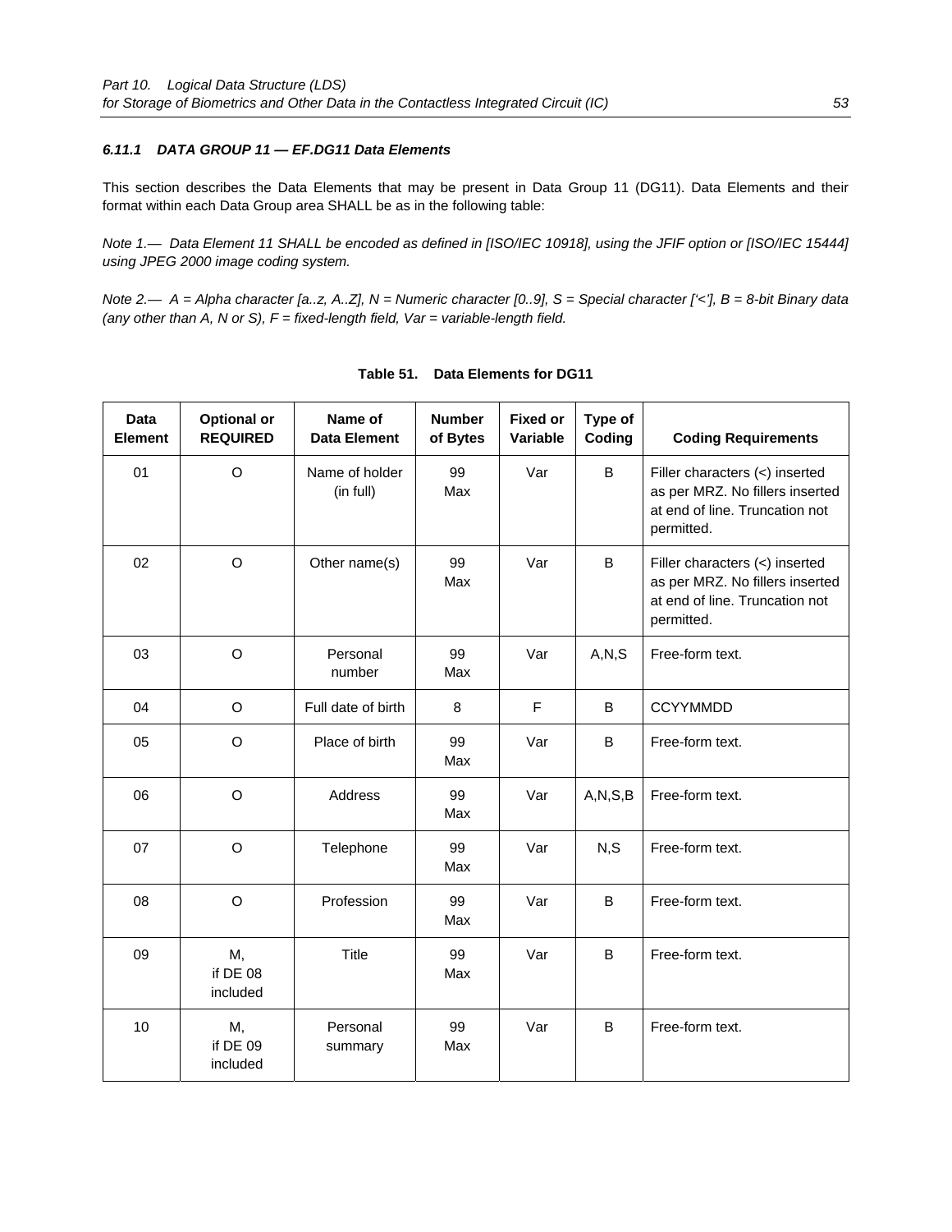#### 6.11.1 DATA GROUP 11 — EF.DG11 Data Elements

This section describes the Data Elements that may be present in Data Group 11 (DG11). Data Elements and their format within each Data Group area SHALL be as in the following table:

*Note 1.— Data Element 11 SHALL be encoded as defined in [ISO/IEC 10918], using the JFIF option or [ISO/IEC 15444] using JPEG 2000 image coding system.*

*Note 2.— A = Alpha character [a..z, A..Z], N = Numeric character [0..9], S = Special character ['<'], B = 8-bit Binary data (any other than A, N or S), F = fixed-length field, Var = variable-length field.*

**Table 51. Data Elements for DG11**

| Data Element | Optional or REQUIRED | Name of Data Element | Number of Bytes | Fixed or Variable | Type of Coding | Coding Requirements |
|---|---|---|---|---|---|---|
| 01 | O | Name of holder (in full) | 99 Max | Var | B | Filler characters (<) inserted as per MRZ. No fillers inserted at end of line. Truncation not permitted. |
| 02 | O | Other name(s) | 99 Max | Var | B | Filler characters (<) inserted as per MRZ. No fillers inserted at end of line. Truncation not permitted. |
| 03 | O | Personal number | 99 Max | Var | A,N,S | Free-form text. |
| 04 | O | Full date of birth | 8 | F | B | CCYYMMDD |
| 05 | O | Place of birth | 99 Max | Var | B | Free-form text. |
| 06 | O | Address | 99 Max | Var | A,N,S,B | Free-form text. |
| 07 | O | Telephone | 99 Max | Var | N,S | Free-form text. |
| 08 | O | Profession | 99 Max | Var | B | Free-form text. |
| 09 | M, if DE 08 included | Title | 99 Max | Var | B | Free-form text. |
| 10 | M, if DE 09 included | Personal summary | 99 Max | Var | B | Free-form text. |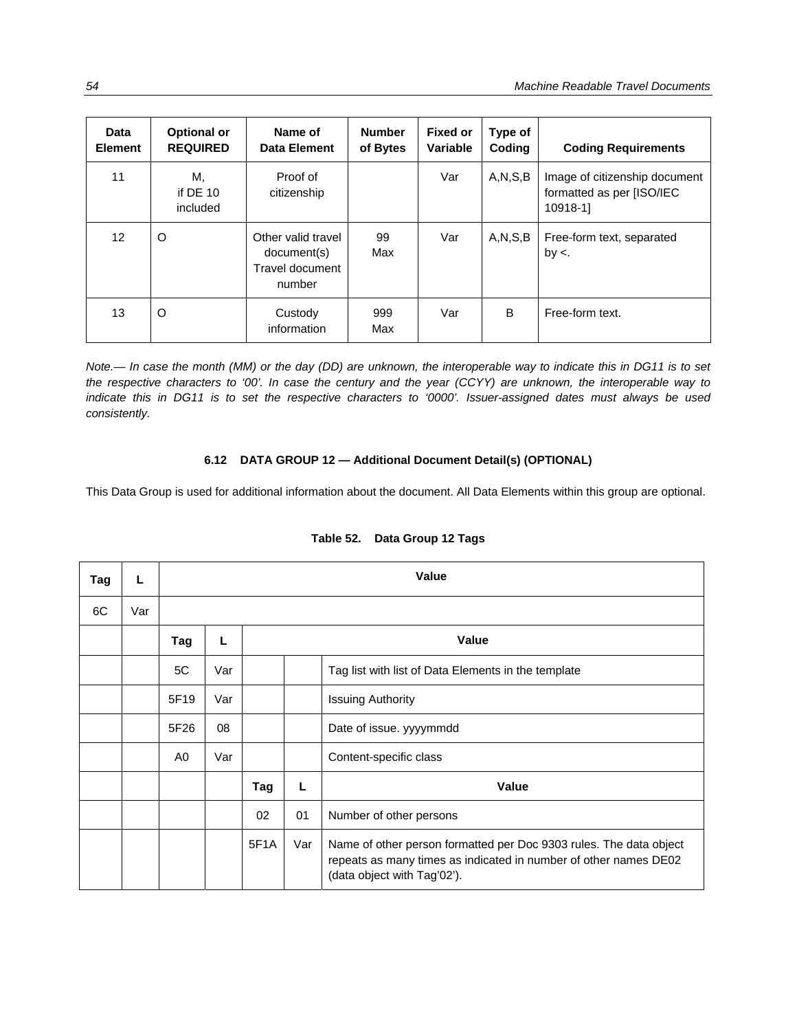| Data Element | Optional or REQUIRED | Name of Data Element | Number of Bytes | Fixed or Variable | Type of Coding | Coding Requirements |
|---|---|---|---|---|---|---|
| 11 | M, if DE 10 included | Proof of citizenship | | Var | A,N,S,B | Image of citizenship document formatted as per [ISO/IEC 10918-1] |
| 12 | O | Other valid travel document(s) Travel document number | 99 Max | Var | A,N,S,B | Free-form text, separated by <. |
| 13 | O | Custody information | 999 Max | Var | B | Free-form text. |

*Note.— In case the month (MM) or the day (DD) are unknown, the interoperable way to indicate this in DG11 is to set the respective characters to '00'. In case the century and the year (CCYY) are unknown, the interoperable way to indicate this in DG11 is to set the respective characters to '0000'. Issuer-assigned dates must always be used consistently.*

### 6.12 DATA GROUP 12 — Additional Document Detail(s) (OPTIONAL)

This Data Group is used for additional information about the document. All Data Elements within this group are optional.

**Table 52. Data Group 12 Tags**

| Tag | L | Value | | | | |
|---|---|---|---|---|---|---|
| 6C | Var | | | | | |
| | | Tag | L | Value | | |
| | | 5C | Var | | | Tag list with list of Data Elements in the template |
| | | 5F19 | Var | | | Issuing Authority |
| | | 5F26 | 08 | | | Date of issue. yyyymmdd |
| | | A0 | Var | | | Content-specific class |
| | | | | Tag | L | Value |
| | | | | 02 | 01 | Number of other persons |
| | | | | 5F1A | Var | Name of other person formatted per Doc 9303 rules. The data object repeats as many times as indicated in number of other names DE02 (data object with Tag'02'). |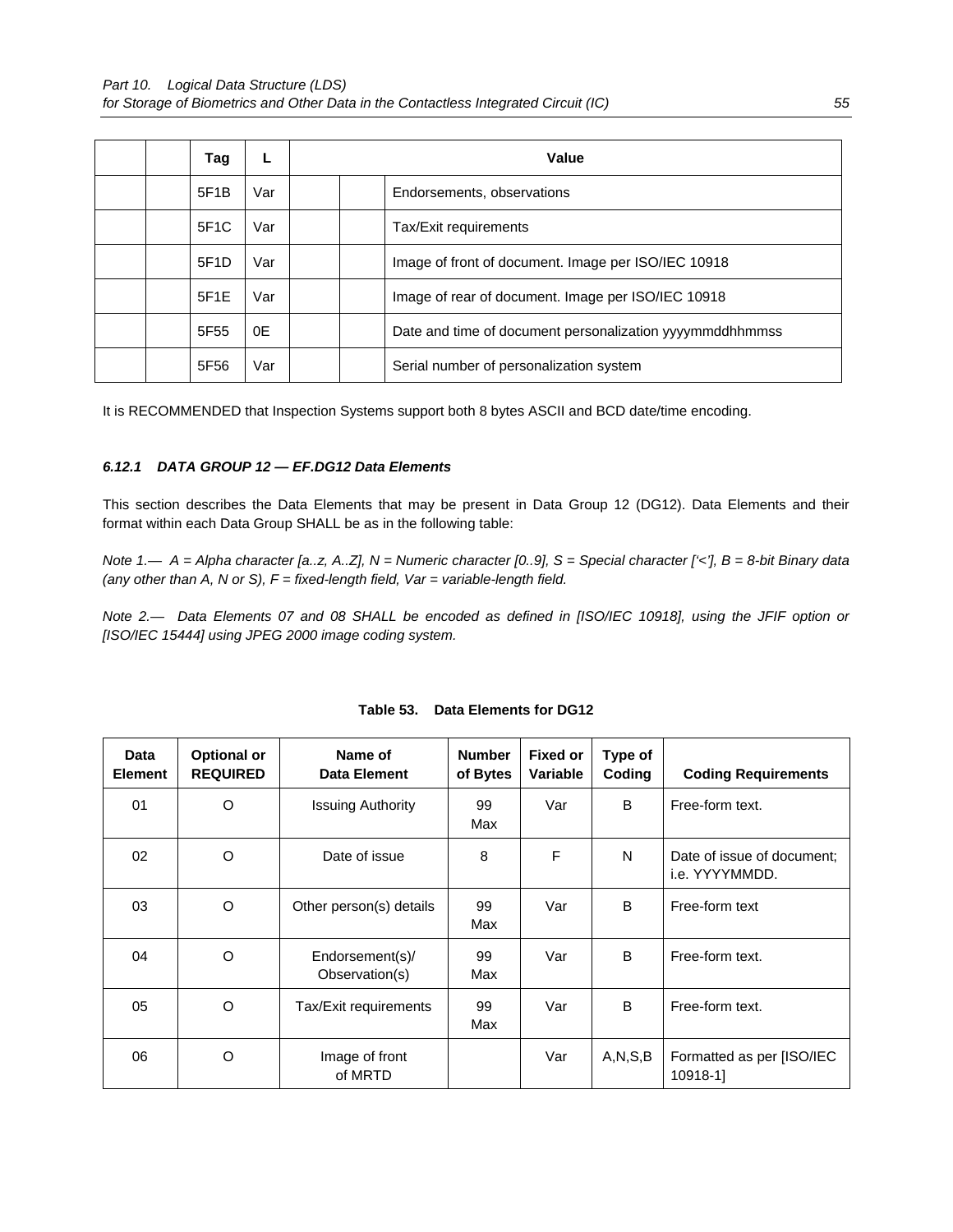| | | Tag | L | Value | | |
|---|---|---|---|---|---|---|
| | | 5F1B | Var | | | Endorsements, observations |
| | | 5F1C | Var | | | Tax/Exit requirements |
| | | 5F1D | Var | | | Image of front of document. Image per ISO/IEC 10918 |
| | | 5F1E | Var | | | Image of rear of document. Image per ISO/IEC 10918 |
| | | 5F55 | 0E | | | Date and time of document personalization yyyymmddhhmmss |
| | | 5F56 | Var | | | Serial number of personalization system |

It is RECOMMENDED that Inspection Systems support both 8 bytes ASCII and BCD date/time encoding.

#### *6.12.1 DATA GROUP 12 — EF.DG12 Data Elements*

This section describes the Data Elements that may be present in Data Group 12 (DG12). Data Elements and their format within each Data Group SHALL be as in the following table:

*Note 1.— A = Alpha character [a..z, A..Z], N = Numeric character [0..9], S = Special character ['<'], B = 8-bit Binary data (any other than A, N or S), F = fixed-length field, Var = variable-length field.*

*Note 2.— Data Elements 07 and 08 SHALL be encoded as defined in [ISO/IEC 10918], using the JFIF option or [ISO/IEC 15444] using JPEG 2000 image coding system.*

**Table 53. Data Elements for DG12**

| Data Element | Optional or REQUIRED | Name of Data Element | Number of Bytes | Fixed or Variable | Type of Coding | Coding Requirements |
|---|---|---|---|---|---|---|
| 01 | O | Issuing Authority | 99 Max | Var | B | Free-form text. |
| 02 | O | Date of issue | 8 | F | N | Date of issue of document; i.e. YYYYMMDD. |
| 03 | O | Other person(s) details | 99 Max | Var | B | Free-form text |
| 04 | O | Endorsement(s)/ Observation(s) | 99 Max | Var | B | Free-form text. |
| 05 | O | Tax/Exit requirements | 99 Max | Var | B | Free-form text. |
| 06 | O | Image of front of MRTD | | Var | A,N,S,B | Formatted as per [ISO/IEC 10918-1] |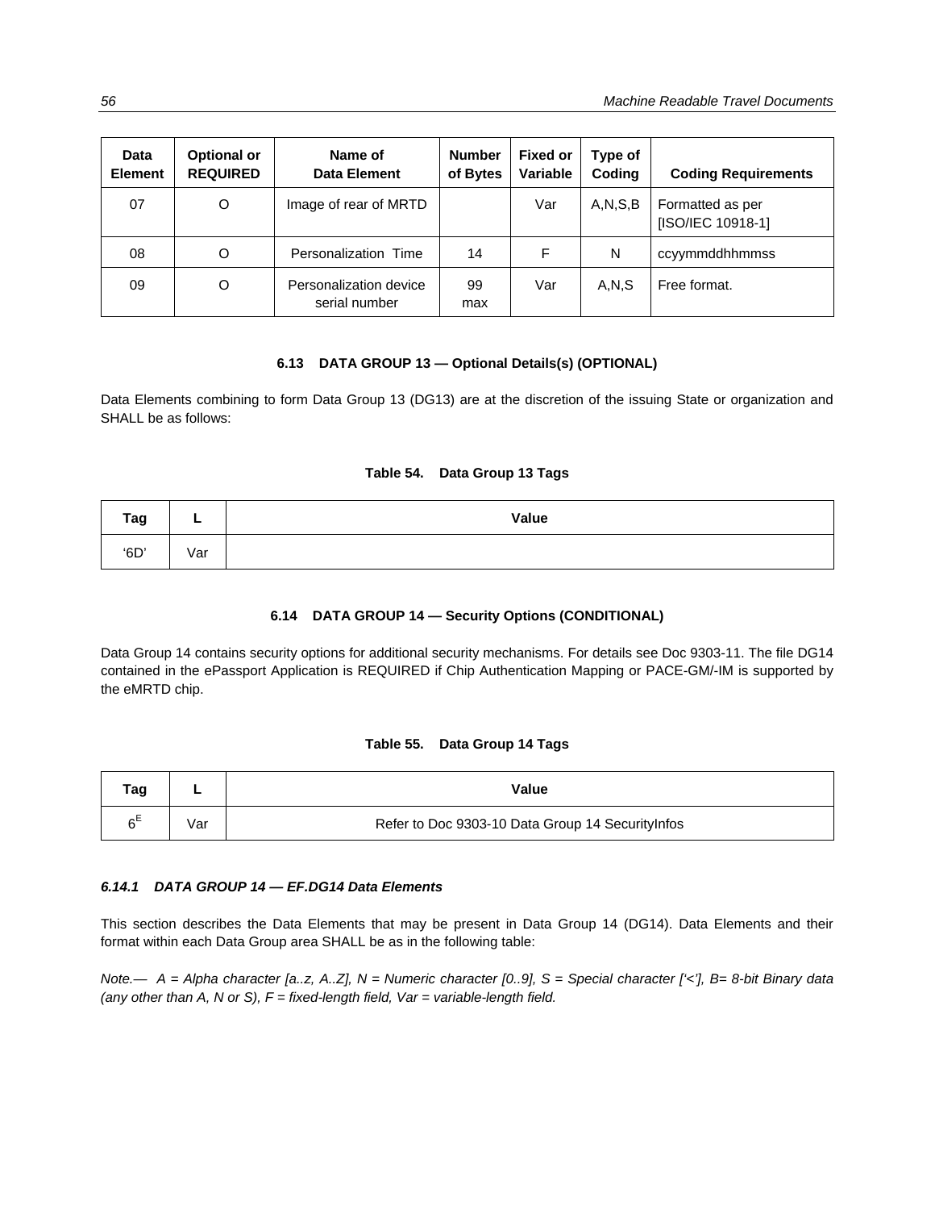| Data Element | Optional or REQUIRED | Name of Data Element | Number of Bytes | Fixed or Variable | Type of Coding | Coding Requirements |
|---|---|---|---|---|---|---|
| 07 | O | Image of rear of MRTD | | Var | A,N,S,B | Formatted as per [ISO/IEC 10918-1] |
| 08 | O | Personalization Time | 14 | F | N | ccyymmddhhmmss |
| 09 | O | Personalization device serial number | 99 max | Var | A,N,S | Free format. |

### 6.13 DATA GROUP 13 — Optional Details(s) (OPTIONAL)

Data Elements combining to form Data Group 13 (DG13) are at the discretion of the issuing State or organization and SHALL be as follows:

**Table 54. Data Group 13 Tags**

| Tag | L | Value |
|---|---|---|
| '6D' | Var | |

### 6.14 DATA GROUP 14 — Security Options (CONDITIONAL)

Data Group 14 contains security options for additional security mechanisms. For details see Doc 9303-11. The file DG14 contained in the ePassport Application is REQUIRED if Chip Authentication Mapping or PACE-GM/-IM is supported by the eMRTD chip.

**Table 55. Data Group 14 Tags**

| Tag | L | Value |
|---|---|---|
| $6^E$ | Var | Refer to Doc 9303-10 Data Group 14 SecurityInfos |

#### *6.14.1 DATA GROUP 14 — EF.DG14 Data Elements*

This section describes the Data Elements that may be present in Data Group 14 (DG14). Data Elements and their format within each Data Group area SHALL be as in the following table:

*Note.— A = Alpha character [a..z, A..Z], N = Numeric character [0..9], S = Special character ['<'], B= 8-bit Binary data (any other than A, N or S), F = fixed-length field, Var = variable-length field.*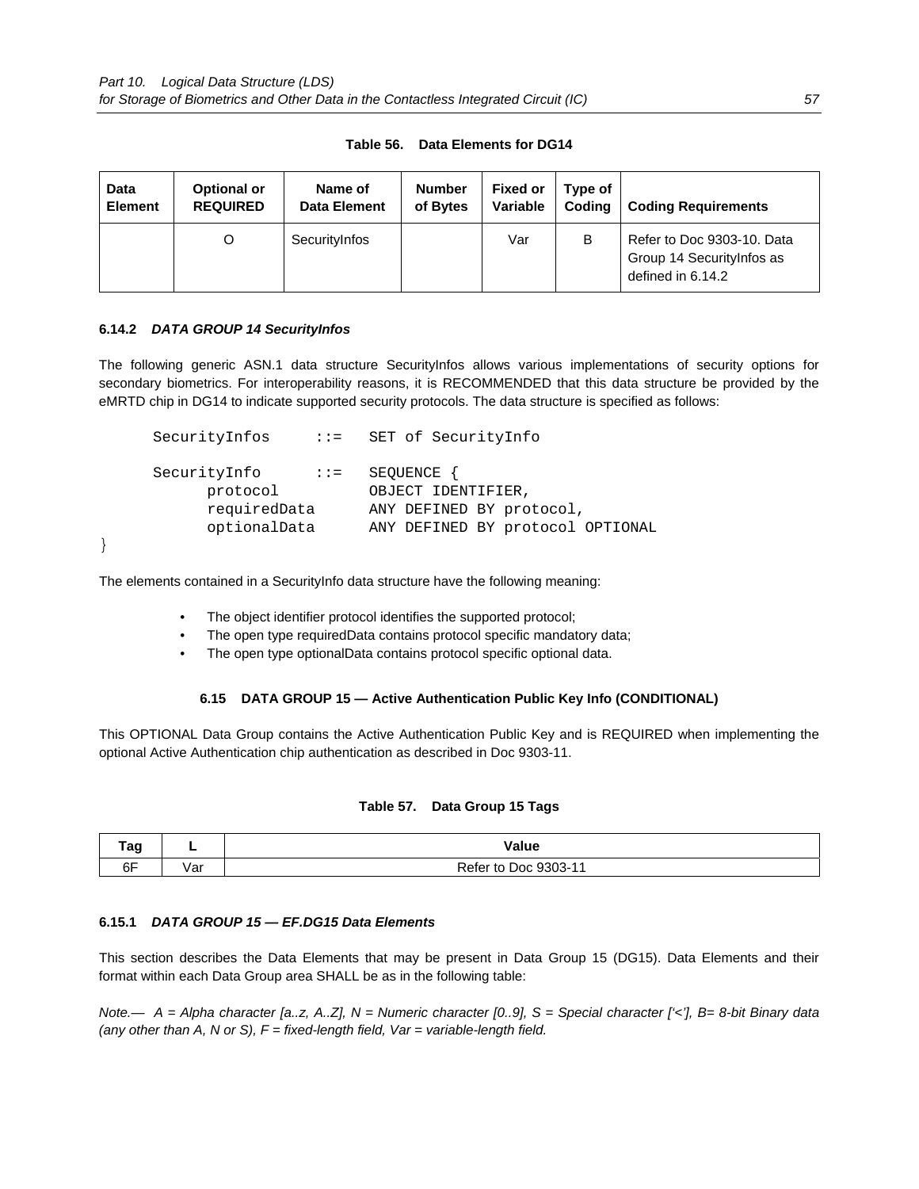**Table 56. Data Elements for DG14**

| Data Element | Optional or REQUIRED | Name of Data Element | Number of Bytes | Fixed or Variable | Type of Coding | Coding Requirements |
|---|---|---|---|---|---|---|
| | O | SecurityInfos | | Var | B | Refer to Doc 9303-10. Data Group 14 SecurityInfos as defined in 6.14.2 |

#### 6.14.2 *DATA GROUP 14 SecurityInfos*

The following generic ASN.1 data structure SecurityInfos allows various implementations of security options for secondary biometrics. For interoperability reasons, it is RECOMMENDED that this data structure be provided by the eMRTD chip in DG14 to indicate supported security protocols. The data structure is specified as follows:

```
SecurityInfos     ::=   SET of SecurityInfo

SecurityInfo      ::=   SEQUENCE {
      protocol          OBJECT IDENTIFIER,
      requiredData      ANY DEFINED BY protocol,
      optionalData      ANY DEFINED BY protocol OPTIONAL
}
```

The elements contained in a SecurityInfo data structure have the following meaning:

- The object identifier protocol identifies the supported protocol;
- The open type requiredData contains protocol specific mandatory data;
- The open type optionalData contains protocol specific optional data.

### 6.15 DATA GROUP 15 — Active Authentication Public Key Info (CONDITIONAL)

This OPTIONAL Data Group contains the Active Authentication Public Key and is REQUIRED when implementing the optional Active Authentication chip authentication as described in Doc 9303-11.

**Table 57. Data Group 15 Tags**

| Tag | L | Value |
|---|---|---|
| 6F | Var | Refer to Doc 9303-11 |

#### 6.15.1 *DATA GROUP 15 — EF.DG15 Data Elements*

This section describes the Data Elements that may be present in Data Group 15 (DG15). Data Elements and their format within each Data Group area SHALL be as in the following table:

*Note.— A = Alpha character [a..z, A..Z], N = Numeric character [0..9], S = Special character ['<'], B= 8-bit Binary data (any other than A, N or S), F = fixed-length field, Var = variable-length field.*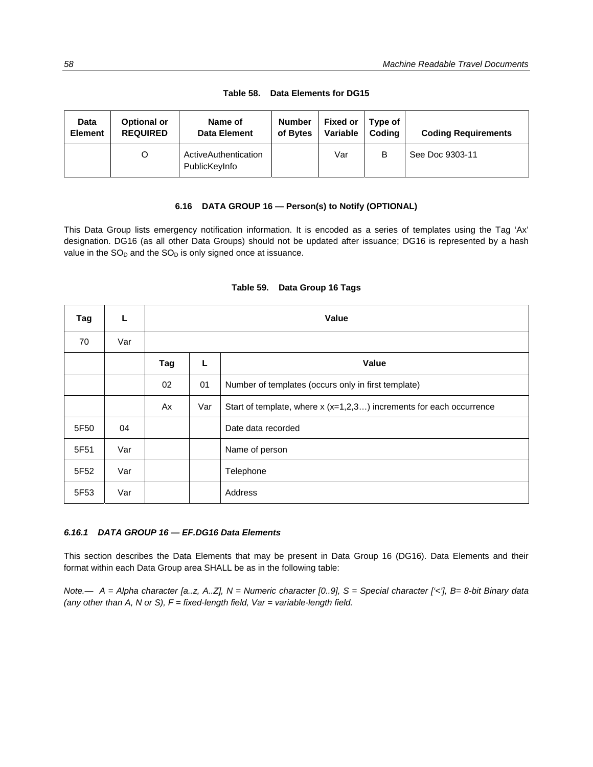**Table 58. Data Elements for DG15**

| Data Element | Optional or REQUIRED | Name of Data Element | Number of Bytes | Fixed or Variable | Type of Coding | Coding Requirements |
|---|---|---|---|---|---|---|
| | O | ActiveAuthentication PublicKeyInfo | | Var | B | See Doc 9303-11 |

### 6.16 DATA GROUP 16 — Person(s) to Notify (OPTIONAL)

This Data Group lists emergency notification information. It is encoded as a series of templates using the Tag 'Ax' designation. DG16 (as all other Data Groups) should not be updated after issuance; DG16 is represented by a hash value in the $SO_D$ and the $SO_D$ is only signed once at issuance.

**Table 59. Data Group 16 Tags**

| Tag | L | Value | | |
|---|---|---|---|---|
| 70 | Var | | | |
| | | Tag | L | Value |
| | | 02 | 01 | Number of templates (occurs only in first template) |
| | | Ax | Var | Start of template, where x (x=1,2,3…) increments for each occurrence |
| 5F50 | 04 | | | Date data recorded |
| 5F51 | Var | | | Name of person |
| 5F52 | Var | | | Telephone |
| 5F53 | Var | | | Address |

#### *6.16.1 DATA GROUP 16 — EF.DG16 Data Elements*

This section describes the Data Elements that may be present in Data Group 16 (DG16). Data Elements and their format within each Data Group area SHALL be as in the following table:

*Note.— A = Alpha character [a..z, A..Z], N = Numeric character [0..9], S = Special character ['<'], B= 8-bit Binary data (any other than A, N or S), F = fixed-length field, Var = variable-length field.*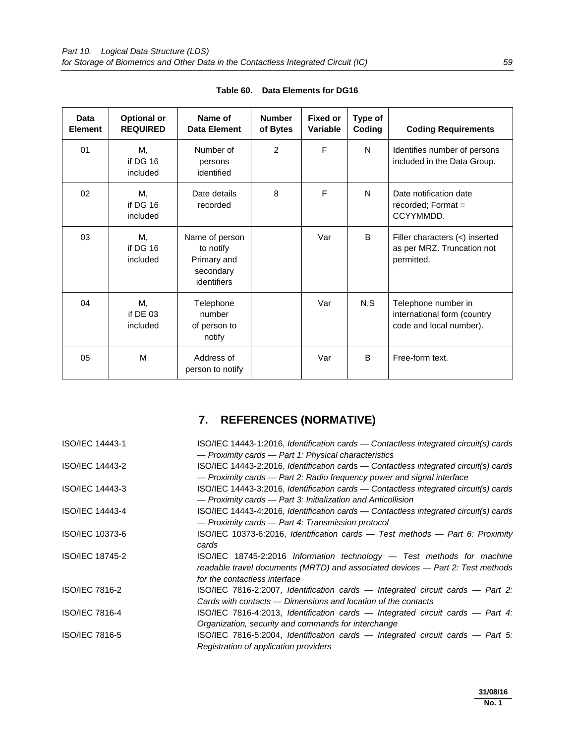**Table 60. Data Elements for DG16**

| Data Element | Optional or REQUIRED | Name of Data Element | Number of Bytes | Fixed or Variable | Type of Coding | Coding Requirements |
|---|---|---|---|---|---|---|
| 01 | M, if DG 16 included | Number of persons identified | 2 | F | N | Identifies number of persons included in the Data Group. |
| 02 | M, if DG 16 included | Date details recorded | 8 | F | N | Date notification date recorded; Format = CCYYMMDD. |
| 03 | M, if DG 16 included | Name of person to notify Primary and secondary identifiers | | Var | B | Filler characters (<) inserted as per MRZ. Truncation not permitted. |
| 04 | M, if DE 03 included | Telephone number of person to notify | | Var | N,S | Telephone number in international form (country code and local number). |
| 05 | M | Address of person to notify | | Var | B | Free-form text. |

## 7. REFERENCES (NORMATIVE)

| | |
|---|---|
| ISO/IEC 14443-1 | ISO/IEC 14443-1:2016, *Identification cards — Contactless integrated circuit(s) cards — Proximity cards — Part 1: Physical characteristics* |
| ISO/IEC 14443-2 | ISO/IEC 14443-2:2016, *Identification cards — Contactless integrated circuit(s) cards — Proximity cards — Part 2: Radio frequency power and signal interface* |
| ISO/IEC 14443-3 | ISO/IEC 14443-3:2016, *Identification cards — Contactless integrated circuit(s) cards — Proximity cards — Part 3: Initialization and Anticollision* |
| ISO/IEC 14443-4 | ISO/IEC 14443-4:2016, *Identification cards — Contactless integrated circuit(s) cards — Proximity cards — Part 4: Transmission protocol* |
| ISO/IEC 10373-6 | ISO/IEC 10373-6:2016, *Identification cards — Test methods — Part 6: Proximity cards* |
| ISO/IEC 18745-2 | ISO/IEC 18745-2:2016 *Information technology — Test methods for machine readable travel documents (MRTD) and associated devices — Part 2: Test methods for the contactless interface* |
| ISO/IEC 7816-2 | ISO/IEC 7816-2:2007, *Identification cards — Integrated circuit cards — Part 2: Cards with contacts — Dimensions and location of the contacts* |
| ISO/IEC 7816-4 | ISO/IEC 7816-4:2013, *Identification cards — Integrated circuit cards — Part 4: Organization, security and commands for interchange* |
| ISO/IEC 7816-5 | ISO/IEC 7816-5:2004, *Identification cards — Integrated circuit cards — Part 5: Registration of application providers* |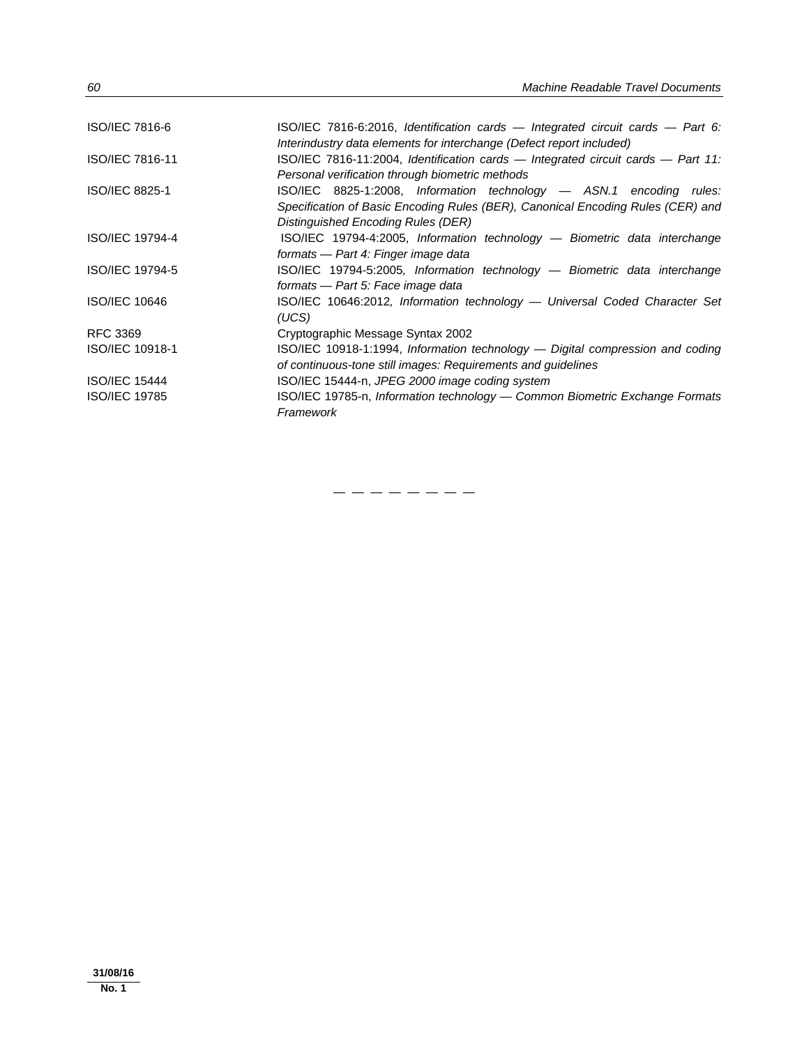| | |
|---|---|
| ISO/IEC 7816-6 | ISO/IEC 7816-6:2016, *Identification cards — Integrated circuit cards — Part 6: Interindustry data elements for interchange (Defect report included)* |
| ISO/IEC 7816-11 | ISO/IEC 7816-11:2004, *Identification cards — Integrated circuit cards — Part 11: Personal verification through biometric methods* |
| ISO/IEC 8825-1 | ISO/IEC 8825-1:2008, *Information technology — ASN.1 encoding rules: Specification of Basic Encoding Rules (BER), Canonical Encoding Rules (CER) and Distinguished Encoding Rules (DER)* |
| ISO/IEC 19794-4 | ISO/IEC 19794-4:2005, *Information technology — Biometric data interchange formats — Part 4: Finger image data* |
| ISO/IEC 19794-5 | ISO/IEC 19794-5:2005*, Information technology — Biometric data interchange formats — Part 5: Face image data* |
| ISO/IEC 10646 | ISO/IEC 10646:2012*, Information technology — Universal Coded Character Set (UCS)* |
| RFC 3369 | Cryptographic Message Syntax 2002 |
| ISO/IEC 10918-1 | ISO/IEC 10918-1:1994, *Information technology — Digital compression and coding of continuous-tone still images: Requirements and guidelines* |
| ISO/IEC 15444 | ISO/IEC 15444-n, *JPEG 2000 image coding system* |
| ISO/IEC 19785 | ISO/IEC 19785-n, *Information technology — Common Biometric Exchange Formats Framework* |

— — — — — — — —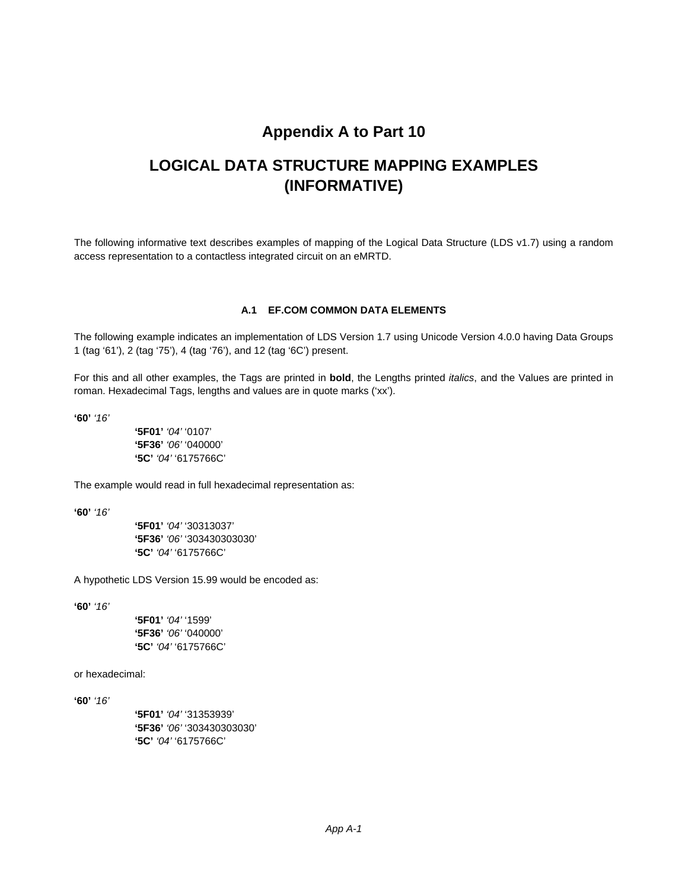# Appendix A to Part 10

# LOGICAL DATA STRUCTURE MAPPING EXAMPLES (INFORMATIVE)

The following informative text describes examples of mapping of the Logical Data Structure (LDS v1.7) using a random access representation to a contactless integrated circuit on an eMRTD.

### A.1 EF.COM COMMON DATA ELEMENTS

The following example indicates an implementation of LDS Version 1.7 using Unicode Version 4.0.0 having Data Groups 1 (tag '61'), 2 (tag '75'), 4 (tag '76'), and 12 (tag '6C') present.

For this and all other examples, the Tags are printed in **bold**, the Lengths printed *italics*, and the Values are printed in roman. Hexadecimal Tags, lengths and values are in quote marks ('xx').

**'60'** *'16'*

> **'5F01'** *'04'* '0107'
> **'5F36'** *'06'* '040000'
> **'5C'** *'04'* '6175766C'

The example would read in full hexadecimal representation as:

**'60'** *'16'*

> **'5F01'** *'04'* '30313037'
> **'5F36'** *'06'* '303430303030'
> **'5C'** *'04'* '6175766C'

A hypothetic LDS Version 15.99 would be encoded as:

**'60'** *'16'*

> **'5F01'** *'04'* '1599'
> **'5F36'** *'06'* '040000'
> **'5C'** *'04'* '6175766C'

or hexadecimal:

**'60'** *'16'*

> **'5F01'** *'04'* '31353939'
> **'5F36'** *'06'* '303430303030'
> **'5C'** *'04'* '6175766C'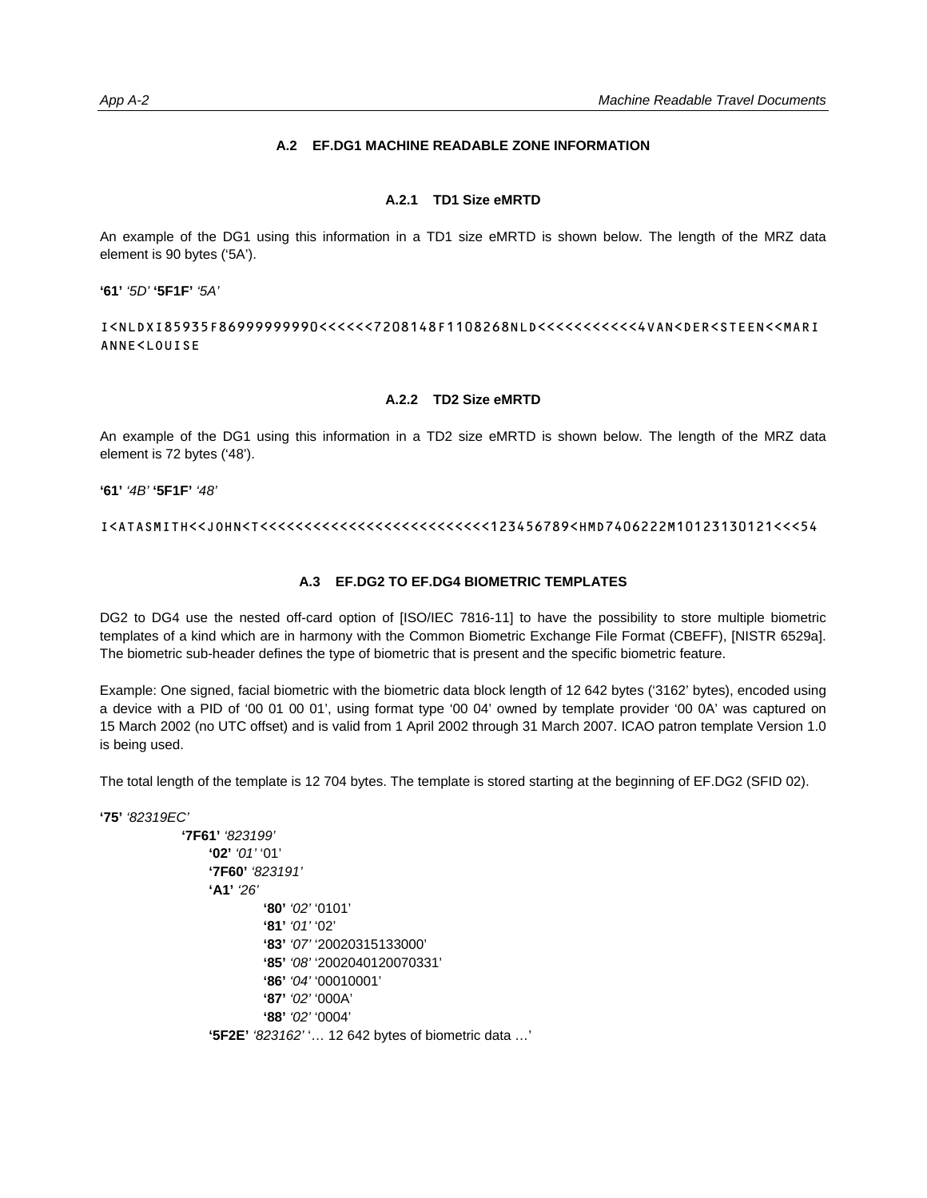### A.2 EF.DG1 MACHINE READABLE ZONE INFORMATION

#### A.2.1 TD1 Size eMRTD

An example of the DG1 using this information in a TD1 size eMRTD is shown below. The length of the MRZ data element is 90 bytes (‘5A’).

**‘61’** *‘5D’* **‘5F1F’** *‘5A’*

```
I<NLDXI85935F86999999990<<<<<<7208148F1108268NLD<<<<<<<<<<<4VAN<DER<STEEN<<MARI
ANNE<LOUISE
```

#### A.2.2 TD2 Size eMRTD

An example of the DG1 using this information in a TD2 size eMRTD is shown below. The length of the MRZ data element is 72 bytes (‘48’).

**‘61’** *‘4B’* **‘5F1F’** *‘48’*

```
I<ATASMITH<<JOHN<T<<<<<<<<<<<<<<<<<<<<<<<<<<123456789<HMD7406222M10123130121<<<54
```

### A.3 EF.DG2 TO EF.DG4 BIOMETRIC TEMPLATES

DG2 to DG4 use the nested off-card option of [ISO/IEC 7816-11] to have the possibility to store multiple biometric templates of a kind which are in harmony with the Common Biometric Exchange File Format (CBEFF), [NISTR 6529a]. The biometric sub-header defines the type of biometric that is present and the specific biometric feature.

Example: One signed, facial biometric with the biometric data block length of 12 642 bytes (‘3162’ bytes), encoded using a device with a PID of ‘00 01 00 01’, using format type ‘00 04’ owned by template provider ‘00 0A’ was captured on 15 March 2002 (no UTC offset) and is valid from 1 April 2002 through 31 March 2007. ICAO patron template Version 1.0 is being used.

The total length of the template is 12 704 bytes. The template is stored starting at the beginning of EF.DG2 (SFID 02).

**‘75’** *‘82319EC’*
- **‘7F61’** *‘823199’*
  - **‘02’** *‘01’* ‘01’
  - **‘7F60’** *‘823191’*
  - **‘A1’** *‘26’*
    - **‘80’** *‘02’* ‘0101’
    - **‘81’** *‘01’* ‘02’
    - **‘83’** *‘07’* ‘20020315133000’
    - **‘85’** *‘08’* ‘2002040120070331’
    - **‘86’** *‘04’* ‘00010001’
    - **‘87’** *‘02’* ‘000A’
    - **‘88’** *‘02’* ‘0004’
  - **‘5F2E’** *‘823162’* ‘… 12 642 bytes of biometric data …’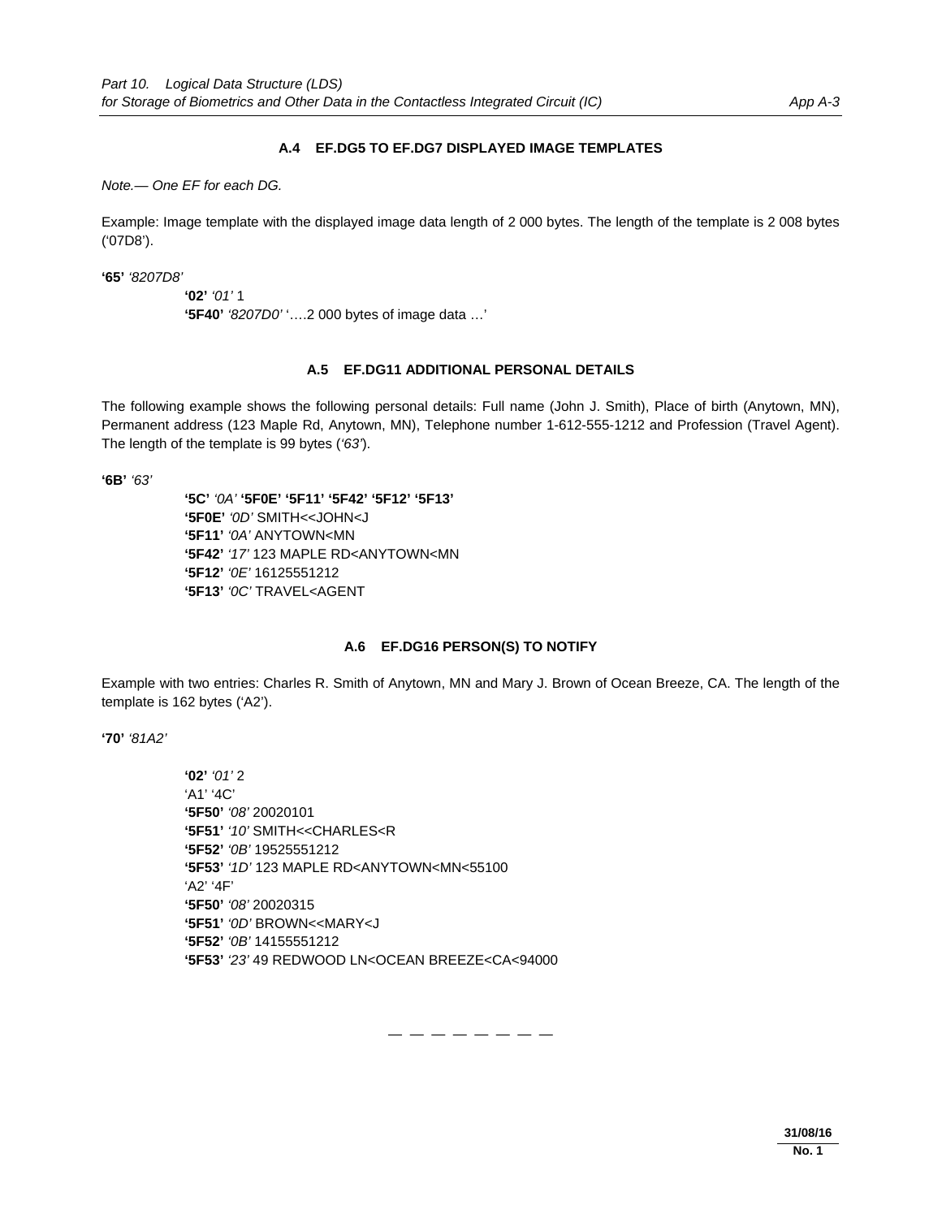### A.4 EF.DG5 TO EF.DG7 DISPLAYED IMAGE TEMPLATES

*Note.— One EF for each DG.*

Example: Image template with the displayed image data length of 2 000 bytes. The length of the template is 2 008 bytes ('07D8').

**'65'** *'8207D8'*

> **'02'** *'01'* 1
> **'5F40'** *'8207D0'* '….2 000 bytes of image data …'

### A.5 EF.DG11 ADDITIONAL PERSONAL DETAILS

The following example shows the following personal details: Full name (John J. Smith), Place of birth (Anytown, MN), Permanent address (123 Maple Rd, Anytown, MN), Telephone number 1-612-555-1212 and Profession (Travel Agent). The length of the template is 99 bytes (*'63'*).

**'6B'** *'63'*

> **'5C'** *'0A'* **'5F0E' '5F11' '5F42' '5F12' '5F13'**
> **'5F0E'** *'0D'* SMITH<<JOHN<J
> **'5F11'** *'0A'* ANYTOWN<MN
> **'5F42'** *'17'* 123 MAPLE RD<ANYTOWN<MN
> **'5F12'** *'0E'* 16125551212
> **'5F13'** *'0C'* TRAVEL<AGENT

### A.6 EF.DG16 PERSON(S) TO NOTIFY

Example with two entries: Charles R. Smith of Anytown, MN and Mary J. Brown of Ocean Breeze, CA. The length of the template is 162 bytes ('A2').

**'70'** *'81A2'*

> **'02'** *'01'* 2
> 'A1' '4C'
> **'5F50'** *'08'* 20020101
> **'5F51'** *'10'* SMITH<<CHARLES<R
> **'5F52'** *'0B'* 19525551212
> **'5F53'** *'1D'* 123 MAPLE RD<ANYTOWN<MN<55100
> 'A2' '4F'
> **'5F50'** *'08'* 20020315
> **'5F51'** *'0D'* BROWN<<MARY<J
> **'5F52'** *'0B'* 14155551212
> **'5F53'** *'23'* 49 REDWOOD LN<OCEAN BREEZE<CA<94000

— — — — — — — —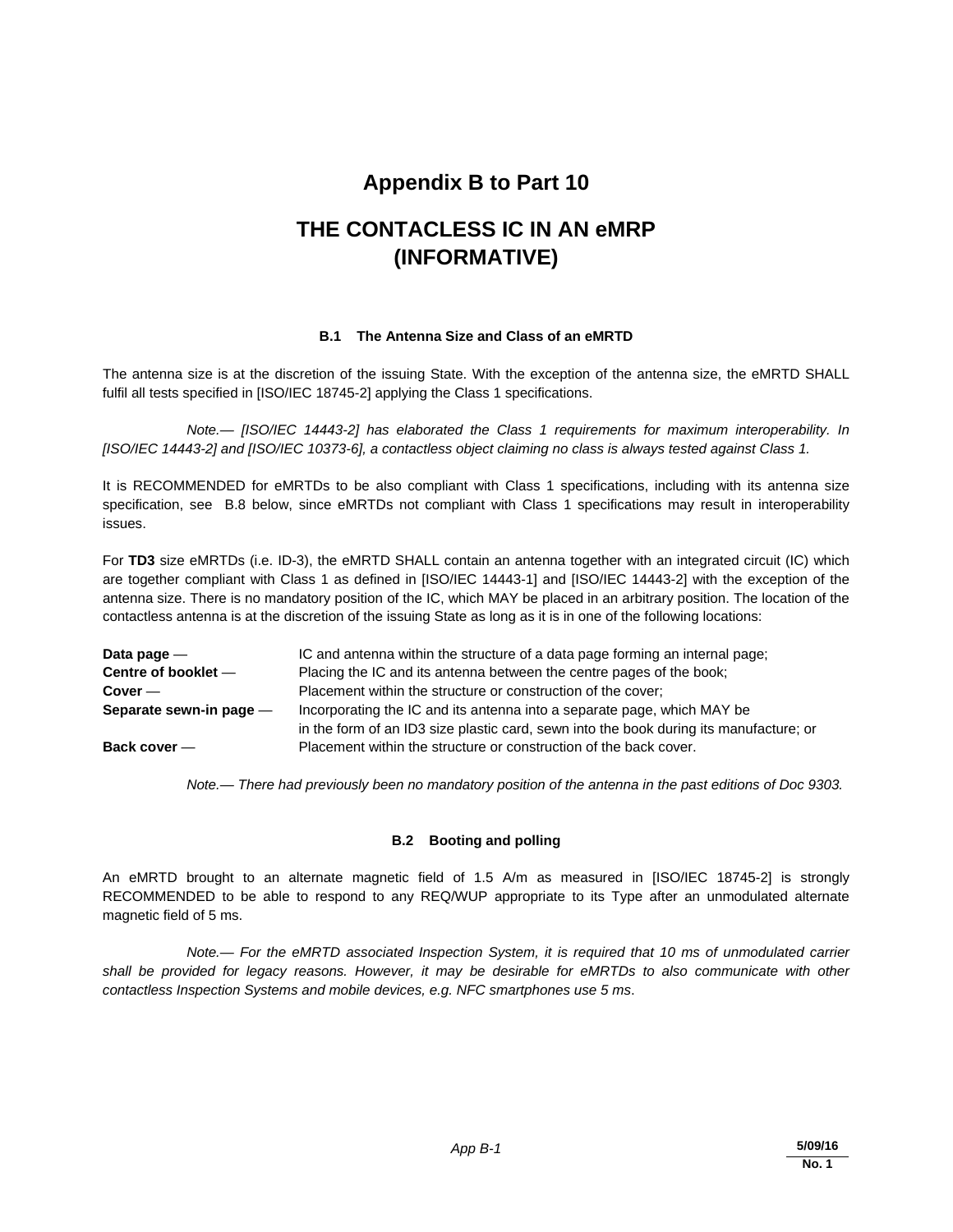# Appendix B to Part 10

# THE CONTACLESS IC IN AN eMRP (INFORMATIVE)

### B.1 The Antenna Size and Class of an eMRTD

The antenna size is at the discretion of the issuing State. With the exception of the antenna size, the eMRTD SHALL fulfil all tests specified in [ISO/IEC 18745-2] applying the Class 1 specifications.

*Note.— [ISO/IEC 14443-2] has elaborated the Class 1 requirements for maximum interoperability. In [ISO/IEC 14443-2] and [ISO/IEC 10373-6], a contactless object claiming no class is always tested against Class 1.*

It is RECOMMENDED for eMRTDs to be also compliant with Class 1 specifications, including with its antenna size specification, see B.8 below, since eMRTDs not compliant with Class 1 specifications may result in interoperability issues.

For **TD3** size eMRTDs (i.e. ID-3), the eMRTD SHALL contain an antenna together with an integrated circuit (IC) which are together compliant with Class 1 as defined in [ISO/IEC 14443-1] and [ISO/IEC 14443-2] with the exception of the antenna size. There is no mandatory position of the IC, which MAY be placed in an arbitrary position. The location of the contactless antenna is at the discretion of the issuing State as long as it is in one of the following locations:

- **Data page** — IC and antenna within the structure of a data page forming an internal page;
- **Centre of booklet** — Placing the IC and its antenna between the centre pages of the book;
- **Cover** — Placement within the structure or construction of the cover;
- **Separate sewn-in page** — Incorporating the IC and its antenna into a separate page, which MAY be in the form of an ID3 size plastic card, sewn into the book during its manufacture; or
- **Back cover** — Placement within the structure or construction of the back cover.

*Note.— There had previously been no mandatory position of the antenna in the past editions of Doc 9303.*

### B.2 Booting and polling

An eMRTD brought to an alternate magnetic field of 1.5 A/m as measured in [ISO/IEC 18745-2] is strongly RECOMMENDED to be able to respond to any REQ/WUP appropriate to its Type after an unmodulated alternate magnetic field of 5 ms.

*Note.— For the eMRTD associated Inspection System, it is required that 10 ms of unmodulated carrier shall be provided for legacy reasons. However, it may be desirable for eMRTDs to also communicate with other contactless Inspection Systems and mobile devices, e.g. NFC smartphones use 5 ms.*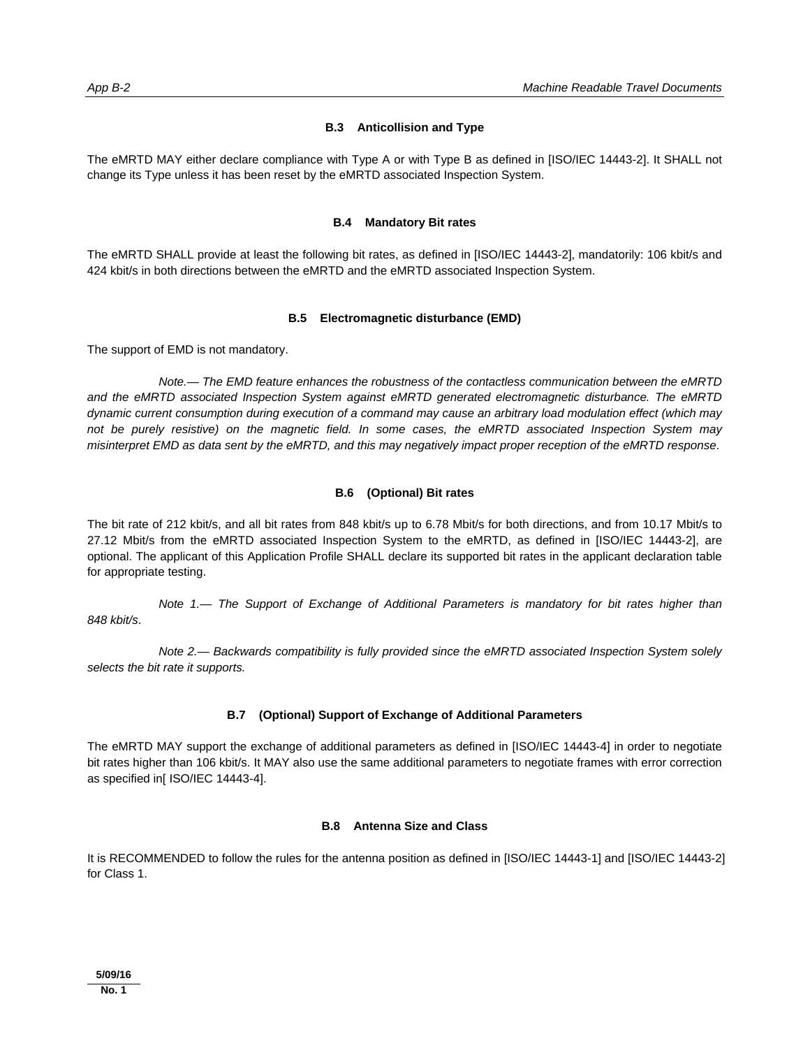### B.3 Anticollision and Type

The eMRTD MAY either declare compliance with Type A or with Type B as defined in [ISO/IEC 14443-2]. It SHALL not change its Type unless it has been reset by the eMRTD associated Inspection System.

### B.4 Mandatory Bit rates

The eMRTD SHALL provide at least the following bit rates, as defined in [ISO/IEC 14443-2], mandatorily: 106 kbit/s and 424 kbit/s in both directions between the eMRTD and the eMRTD associated Inspection System.

### B.5 Electromagnetic disturbance (EMD)

The support of EMD is not mandatory.

*Note.— The EMD feature enhances the robustness of the contactless communication between the eMRTD and the eMRTD associated Inspection System against eMRTD generated electromagnetic disturbance. The eMRTD dynamic current consumption during execution of a command may cause an arbitrary load modulation effect (which may not be purely resistive) on the magnetic field. In some cases, the eMRTD associated Inspection System may misinterpret EMD as data sent by the eMRTD, and this may negatively impact proper reception of the eMRTD response.*

### B.6 (Optional) Bit rates

The bit rate of 212 kbit/s, and all bit rates from 848 kbit/s up to 6.78 Mbit/s for both directions, and from 10.17 Mbit/s to 27.12 Mbit/s from the eMRTD associated Inspection System to the eMRTD, as defined in [ISO/IEC 14443-2], are optional. The applicant of this Application Profile SHALL declare its supported bit rates in the applicant declaration table for appropriate testing.

*Note 1.— The Support of Exchange of Additional Parameters is mandatory for bit rates higher than 848 kbit/s.*

*Note 2.— Backwards compatibility is fully provided since the eMRTD associated Inspection System solely selects the bit rate it supports.*

### B.7 (Optional) Support of Exchange of Additional Parameters

The eMRTD MAY support the exchange of additional parameters as defined in [ISO/IEC 14443-4] in order to negotiate bit rates higher than 106 kbit/s. It MAY also use the same additional parameters to negotiate frames with error correction as specified in[ ISO/IEC 14443-4].

### B.8 Antenna Size and Class

It is RECOMMENDED to follow the rules for the antenna position as defined in [ISO/IEC 14443-1] and [ISO/IEC 14443-2] for Class 1.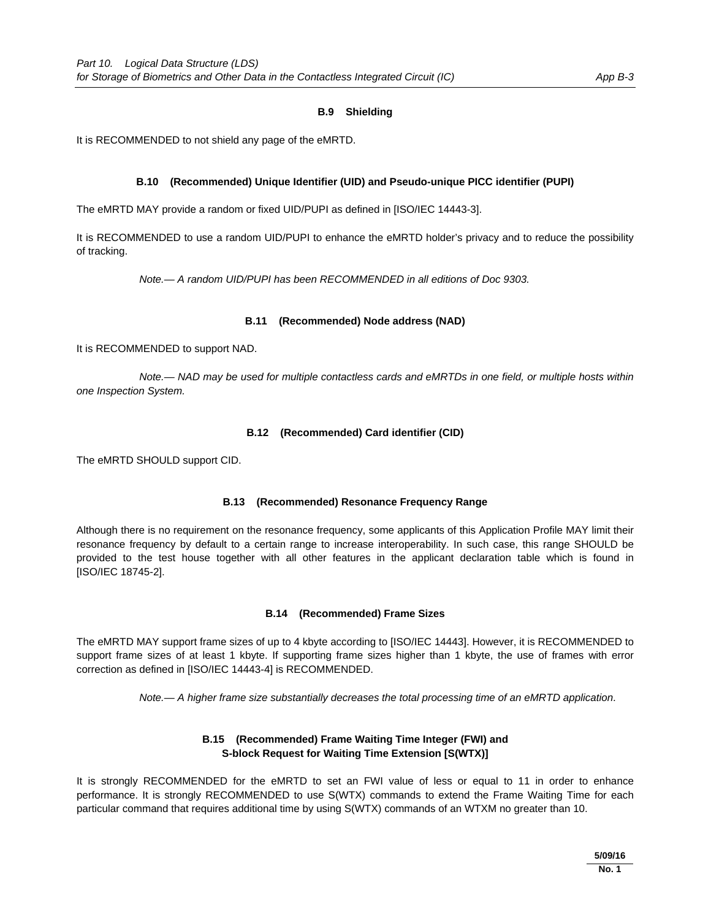### B.9 Shielding

It is RECOMMENDED to not shield any page of the eMRTD.

### B.10 (Recommended) Unique Identifier (UID) and Pseudo-unique PICC identifier (PUPI)

The eMRTD MAY provide a random or fixed UID/PUPI as defined in [ISO/IEC 14443-3].

It is RECOMMENDED to use a random UID/PUPI to enhance the eMRTD holder's privacy and to reduce the possibility of tracking.

*Note.— A random UID/PUPI has been RECOMMENDED in all editions of Doc 9303.*

### B.11 (Recommended) Node address (NAD)

It is RECOMMENDED to support NAD.

*Note.— NAD may be used for multiple contactless cards and eMRTDs in one field, or multiple hosts within one Inspection System.*

### B.12 (Recommended) Card identifier (CID)

The eMRTD SHOULD support CID.

### B.13 (Recommended) Resonance Frequency Range

Although there is no requirement on the resonance frequency, some applicants of this Application Profile MAY limit their resonance frequency by default to a certain range to increase interoperability. In such case, this range SHOULD be provided to the test house together with all other features in the applicant declaration table which is found in [ISO/IEC 18745-2].

### B.14 (Recommended) Frame Sizes

The eMRTD MAY support frame sizes of up to 4 kbyte according to [ISO/IEC 14443]. However, it is RECOMMENDED to support frame sizes of at least 1 kbyte. If supporting frame sizes higher than 1 kbyte, the use of frames with error correction as defined in [ISO/IEC 14443-4] is RECOMMENDED.

*Note.— A higher frame size substantially decreases the total processing time of an eMRTD application.*

### B.15 (Recommended) Frame Waiting Time Integer (FWI) and S-block Request for Waiting Time Extension [S(WTX)]

It is strongly RECOMMENDED for the eMRTD to set an FWI value of less or equal to 11 in order to enhance performance. It is strongly RECOMMENDED to use S(WTX) commands to extend the Frame Waiting Time for each particular command that requires additional time by using S(WTX) commands of an WTXM no greater than 10.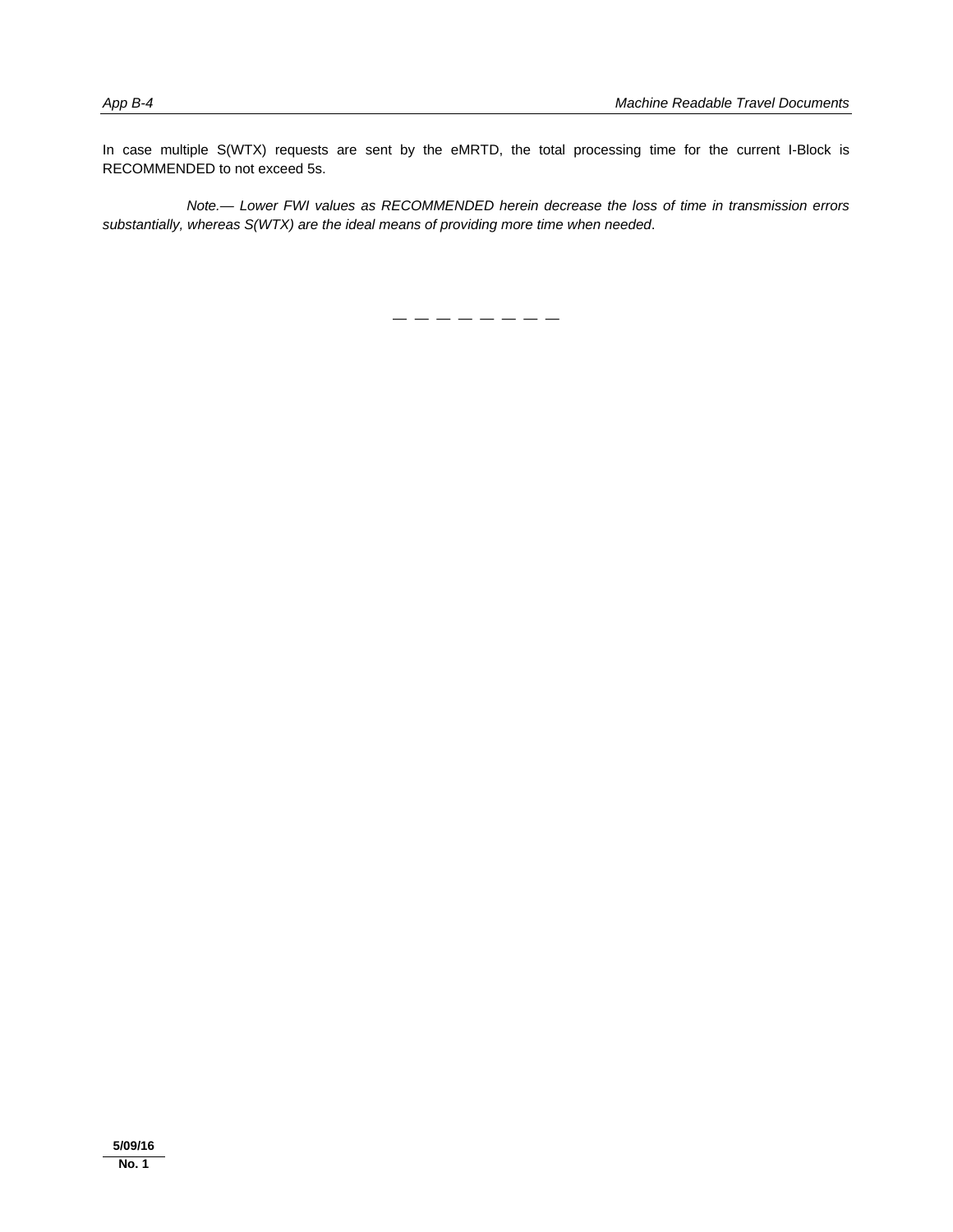In case multiple S(WTX) requests are sent by the eMRTD, the total processing time for the current I-Block is RECOMMENDED to not exceed 5s.

*Note.— Lower FWI values as RECOMMENDED herein decrease the loss of time in transmission errors substantially, whereas S(WTX) are the ideal means of providing more time when needed*.

— — — — — — — —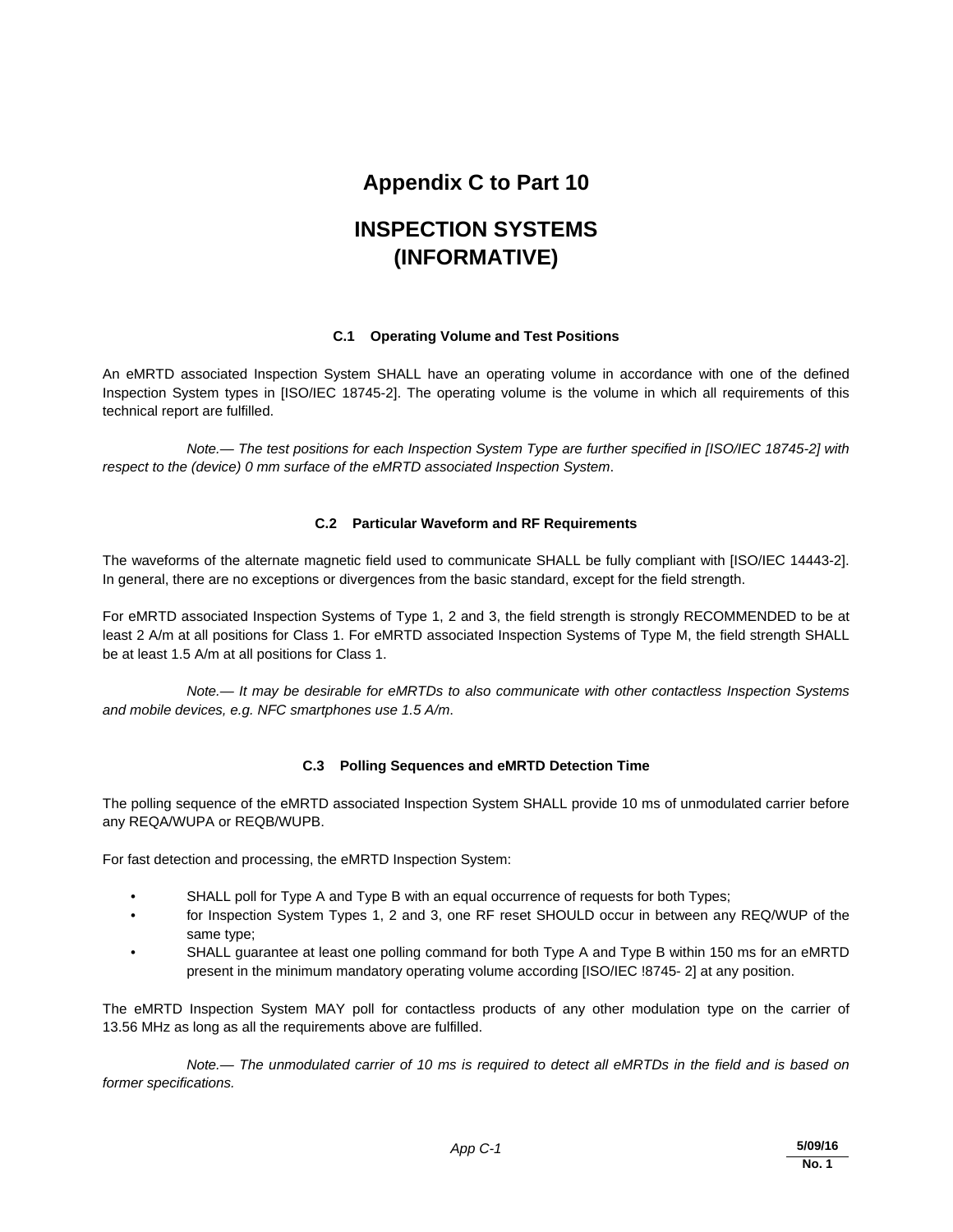# Appendix C to Part 10

# INSPECTION SYSTEMS (INFORMATIVE)

### C.1 Operating Volume and Test Positions

An eMRTD associated Inspection System SHALL have an operating volume in accordance with one of the defined Inspection System types in [ISO/IEC 18745-2]. The operating volume is the volume in which all requirements of this technical report are fulfilled.

*Note.— The test positions for each Inspection System Type are further specified in [ISO/IEC 18745-2] with respect to the (device) 0 mm surface of the eMRTD associated Inspection System*.

### C.2 Particular Waveform and RF Requirements

The waveforms of the alternate magnetic field used to communicate SHALL be fully compliant with [ISO/IEC 14443-2]. In general, there are no exceptions or divergences from the basic standard, except for the field strength.

For eMRTD associated Inspection Systems of Type 1, 2 and 3, the field strength is strongly RECOMMENDED to be at least 2 A/m at all positions for Class 1. For eMRTD associated Inspection Systems of Type M, the field strength SHALL be at least 1.5 A/m at all positions for Class 1.

*Note.— It may be desirable for eMRTDs to also communicate with other contactless Inspection Systems and mobile devices, e.g. NFC smartphones use 1.5 A/m*.

### C.3 Polling Sequences and eMRTD Detection Time

The polling sequence of the eMRTD associated Inspection System SHALL provide 10 ms of unmodulated carrier before any REQA/WUPA or REQB/WUPB.

For fast detection and processing, the eMRTD Inspection System:

- SHALL poll for Type A and Type B with an equal occurrence of requests for both Types;
- for Inspection System Types 1, 2 and 3, one RF reset SHOULD occur in between any REQ/WUP of the same type;
- SHALL guarantee at least one polling command for both Type A and Type B within 150 ms for an eMRTD present in the minimum mandatory operating volume according [ISO/IEC !8745- 2] at any position.

The eMRTD Inspection System MAY poll for contactless products of any other modulation type on the carrier of 13.56 MHz as long as all the requirements above are fulfilled.

*Note.— The unmodulated carrier of 10 ms is required to detect all eMRTDs in the field and is based on former specifications.*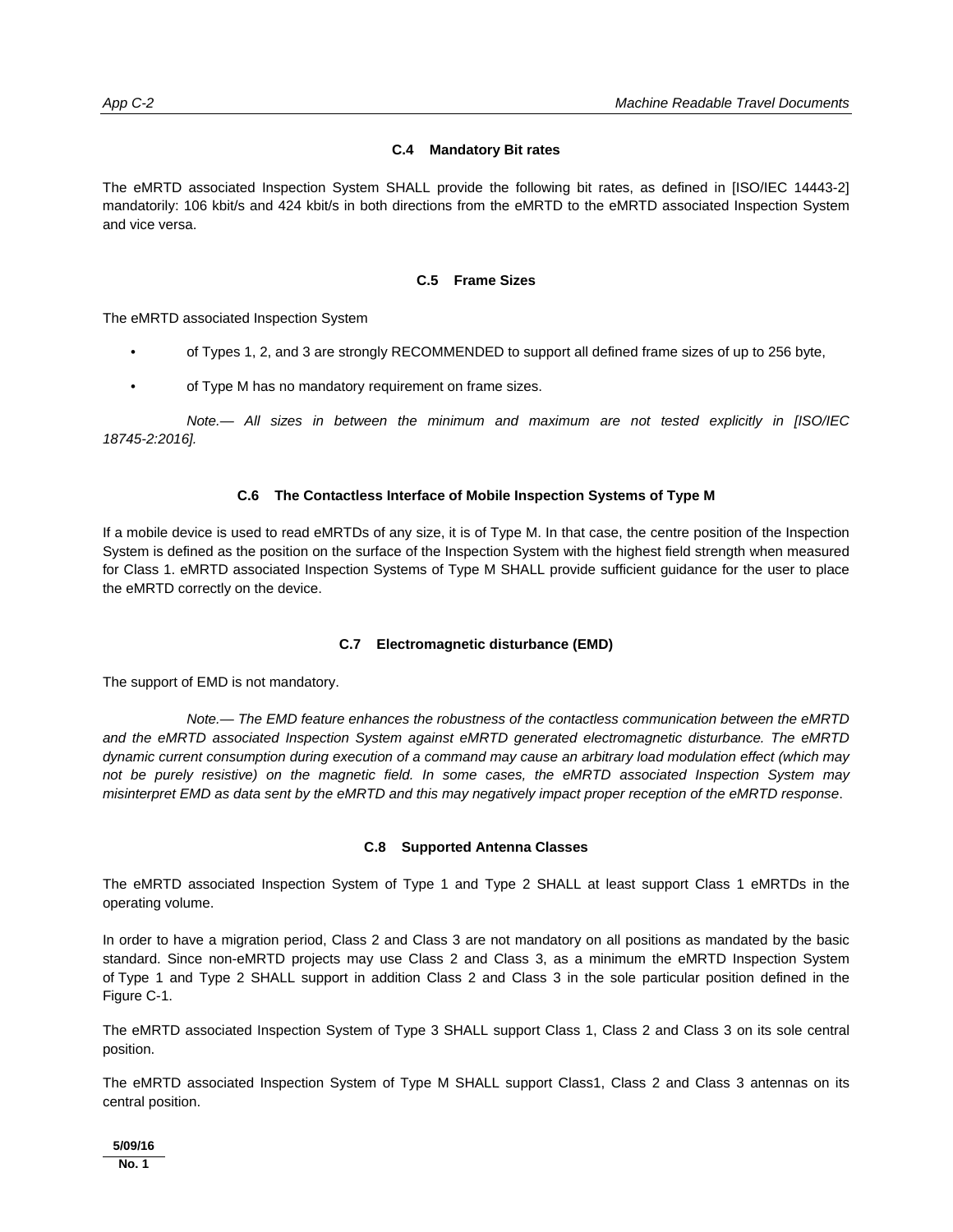### C.4 Mandatory Bit rates

The eMRTD associated Inspection System SHALL provide the following bit rates, as defined in [ISO/IEC 14443-2] mandatorily: 106 kbit/s and 424 kbit/s in both directions from the eMRTD to the eMRTD associated Inspection System and vice versa.

### C.5 Frame Sizes

The eMRTD associated Inspection System

- of Types 1, 2, and 3 are strongly RECOMMENDED to support all defined frame sizes of up to 256 byte,
- of Type M has no mandatory requirement on frame sizes.

*Note.— All sizes in between the minimum and maximum are not tested explicitly in [ISO/IEC 18745-2:2016].*

### C.6 The Contactless Interface of Mobile Inspection Systems of Type M

If a mobile device is used to read eMRTDs of any size, it is of Type M. In that case, the centre position of the Inspection System is defined as the position on the surface of the Inspection System with the highest field strength when measured for Class 1. eMRTD associated Inspection Systems of Type M SHALL provide sufficient guidance for the user to place the eMRTD correctly on the device.

### C.7 Electromagnetic disturbance (EMD)

The support of EMD is not mandatory.

*Note.— The EMD feature enhances the robustness of the contactless communication between the eMRTD and the eMRTD associated Inspection System against eMRTD generated electromagnetic disturbance. The eMRTD dynamic current consumption during execution of a command may cause an arbitrary load modulation effect (which may not be purely resistive) on the magnetic field. In some cases, the eMRTD associated Inspection System may misinterpret EMD as data sent by the eMRTD and this may negatively impact proper reception of the eMRTD response.*

### C.8 Supported Antenna Classes

The eMRTD associated Inspection System of Type 1 and Type 2 SHALL at least support Class 1 eMRTDs in the operating volume.

In order to have a migration period, Class 2 and Class 3 are not mandatory on all positions as mandated by the basic standard. Since non-eMRTD projects may use Class 2 and Class 3, as a minimum the eMRTD Inspection System of Type 1 and Type 2 SHALL support in addition Class 2 and Class 3 in the sole particular position defined in the Figure C-1.

The eMRTD associated Inspection System of Type 3 SHALL support Class 1, Class 2 and Class 3 on its sole central position.

The eMRTD associated Inspection System of Type M SHALL support Class1, Class 2 and Class 3 antennas on its central position.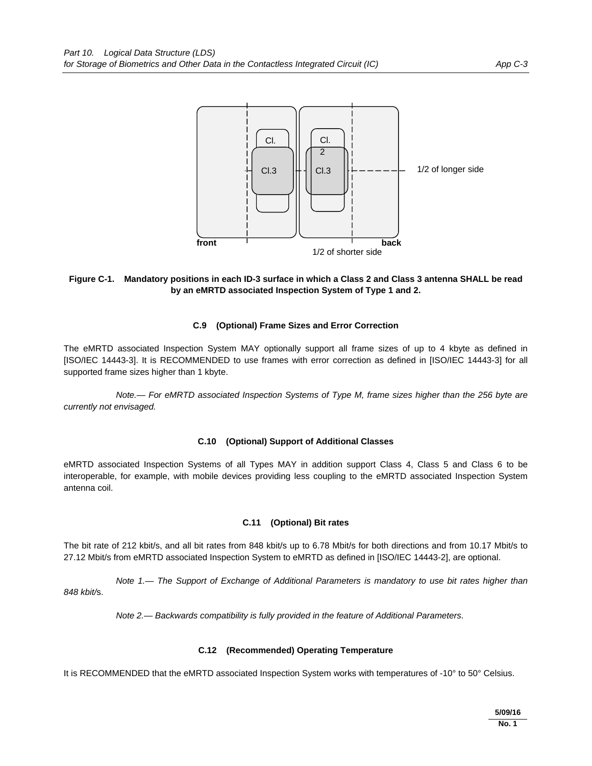Figure C-1. Mandatory positions in each ID-3 surface in which a Class 2 and Class 3 antenna SHALL be read by an eMRTD associated Inspection System of Type 1 and 2.

### C.9 (Optional) Frame Sizes and Error Correction

The eMRTD associated Inspection System MAY optionally support all frame sizes of up to 4 kbyte as defined in [ISO/IEC 14443-3]. It is RECOMMENDED to use frames with error correction as defined in [ISO/IEC 14443-3] for all supported frame sizes higher than 1 kbyte.

*Note.— For eMRTD associated Inspection Systems of Type M, frame sizes higher than the 256 byte are currently not envisaged.*

### C.10 (Optional) Support of Additional Classes

eMRTD associated Inspection Systems of all Types MAY in addition support Class 4, Class 5 and Class 6 to be interoperable, for example, with mobile devices providing less coupling to the eMRTD associated Inspection System antenna coil.

### C.11 (Optional) Bit rates

The bit rate of 212 kbit/s, and all bit rates from 848 kbit/s up to 6.78 Mbit/s for both directions and from 10.17 Mbit/s to 27.12 Mbit/s from eMRTD associated Inspection System to eMRTD as defined in [ISO/IEC 14443-2], are optional.

*Note 1.— The Support of Exchange of Additional Parameters is mandatory to use bit rates higher than 848 kbit/s.*

*Note 2.— Backwards compatibility is fully provided in the feature of Additional Parameters.*

### C.12 (Recommended) Operating Temperature

It is RECOMMENDED that the eMRTD associated Inspection System works with temperatures of -10° to 50° Celsius.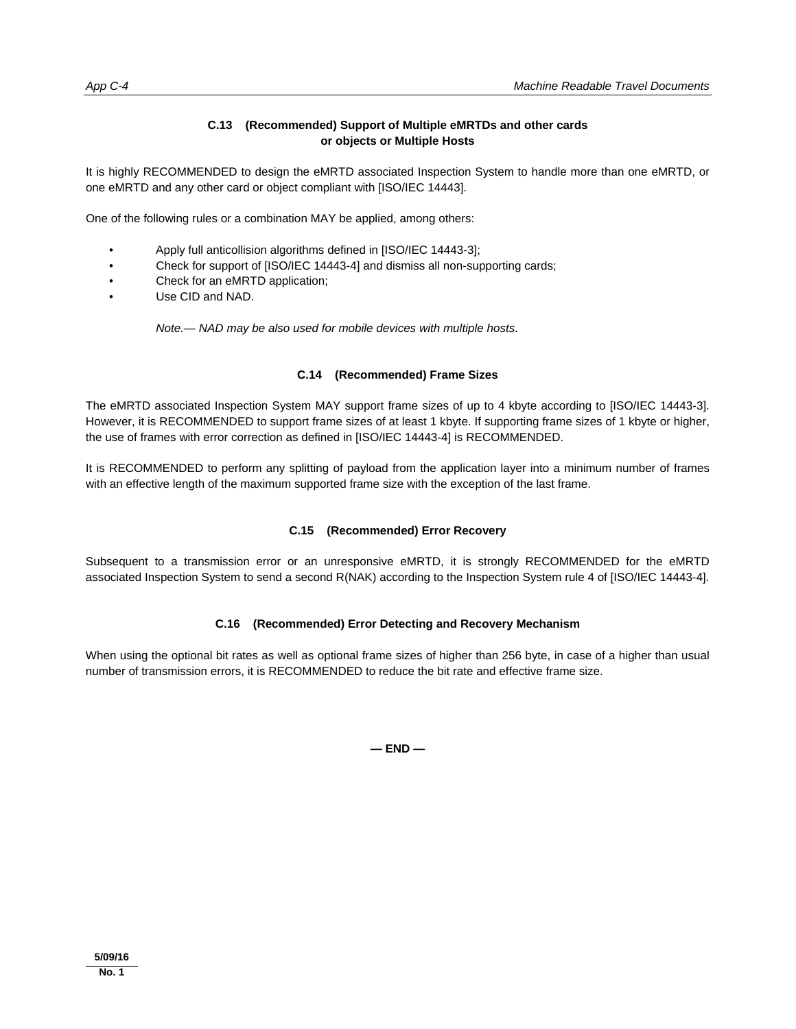### C.13 (Recommended) Support of Multiple eMRTDs and other cards or objects or Multiple Hosts

It is highly RECOMMENDED to design the eMRTD associated Inspection System to handle more than one eMRTD, or one eMRTD and any other card or object compliant with [ISO/IEC 14443].

One of the following rules or a combination MAY be applied, among others:

- Apply full anticollision algorithms defined in [ISO/IEC 14443-3];
- Check for support of [ISO/IEC 14443-4] and dismiss all non-supporting cards;
- Check for an eMRTD application;
- Use CID and NAD.

*Note.— NAD may be also used for mobile devices with multiple hosts.*

### C.14 (Recommended) Frame Sizes

The eMRTD associated Inspection System MAY support frame sizes of up to 4 kbyte according to [ISO/IEC 14443-3]. However, it is RECOMMENDED to support frame sizes of at least 1 kbyte. If supporting frame sizes of 1 kbyte or higher, the use of frames with error correction as defined in [ISO/IEC 14443-4] is RECOMMENDED.

It is RECOMMENDED to perform any splitting of payload from the application layer into a minimum number of frames with an effective length of the maximum supported frame size with the exception of the last frame.

### C.15 (Recommended) Error Recovery

Subsequent to a transmission error or an unresponsive eMRTD, it is strongly RECOMMENDED for the eMRTD associated Inspection System to send a second R(NAK) according to the Inspection System rule 4 of [ISO/IEC 14443-4].

### C.16 (Recommended) Error Detecting and Recovery Mechanism

When using the optional bit rates as well as optional frame sizes of higher than 256 byte, in case of a higher than usual number of transmission errors, it is RECOMMENDED to reduce the bit rate and effective frame size.

**— END —**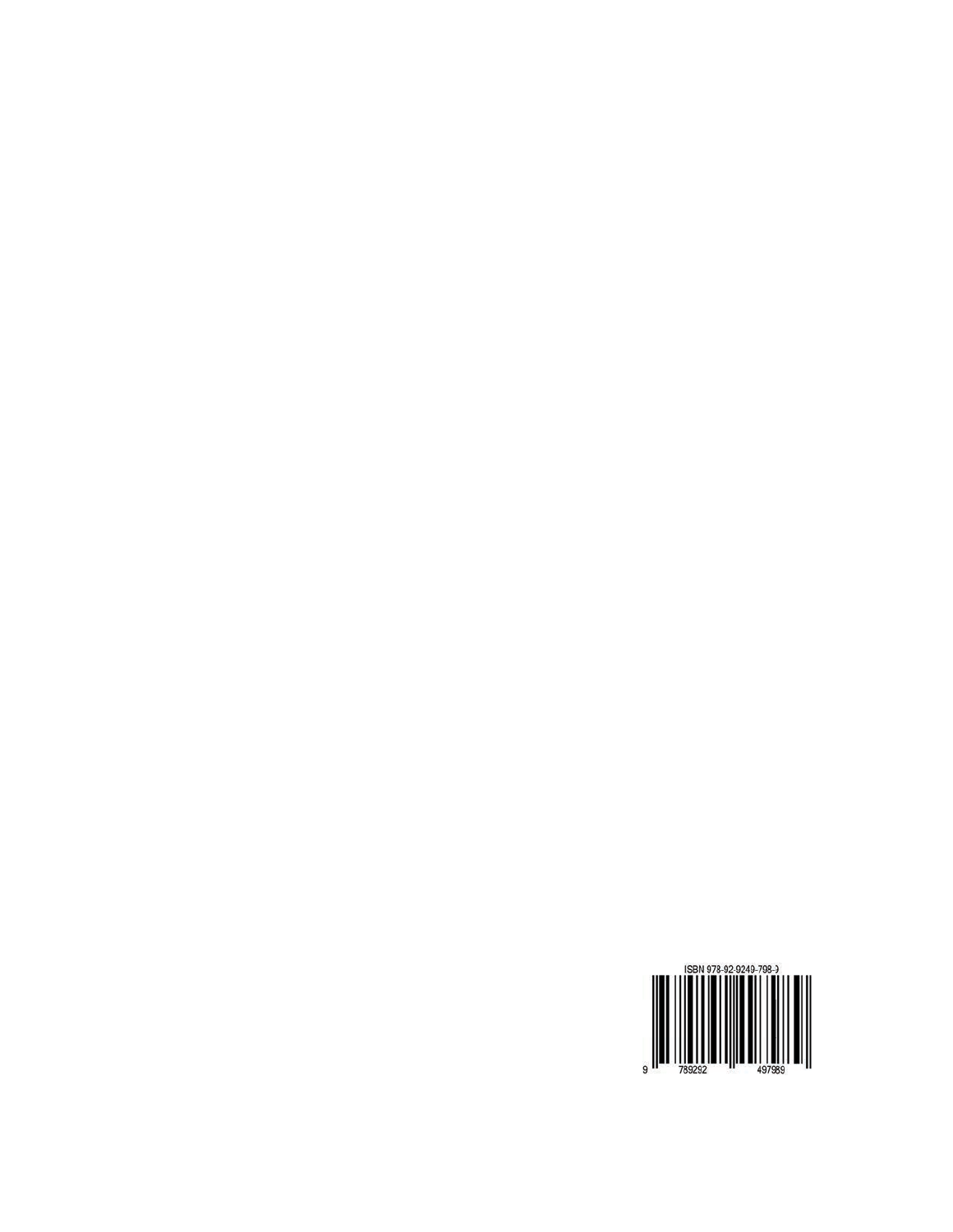ISBN 978-92-9249-798-9

9 789292 497989